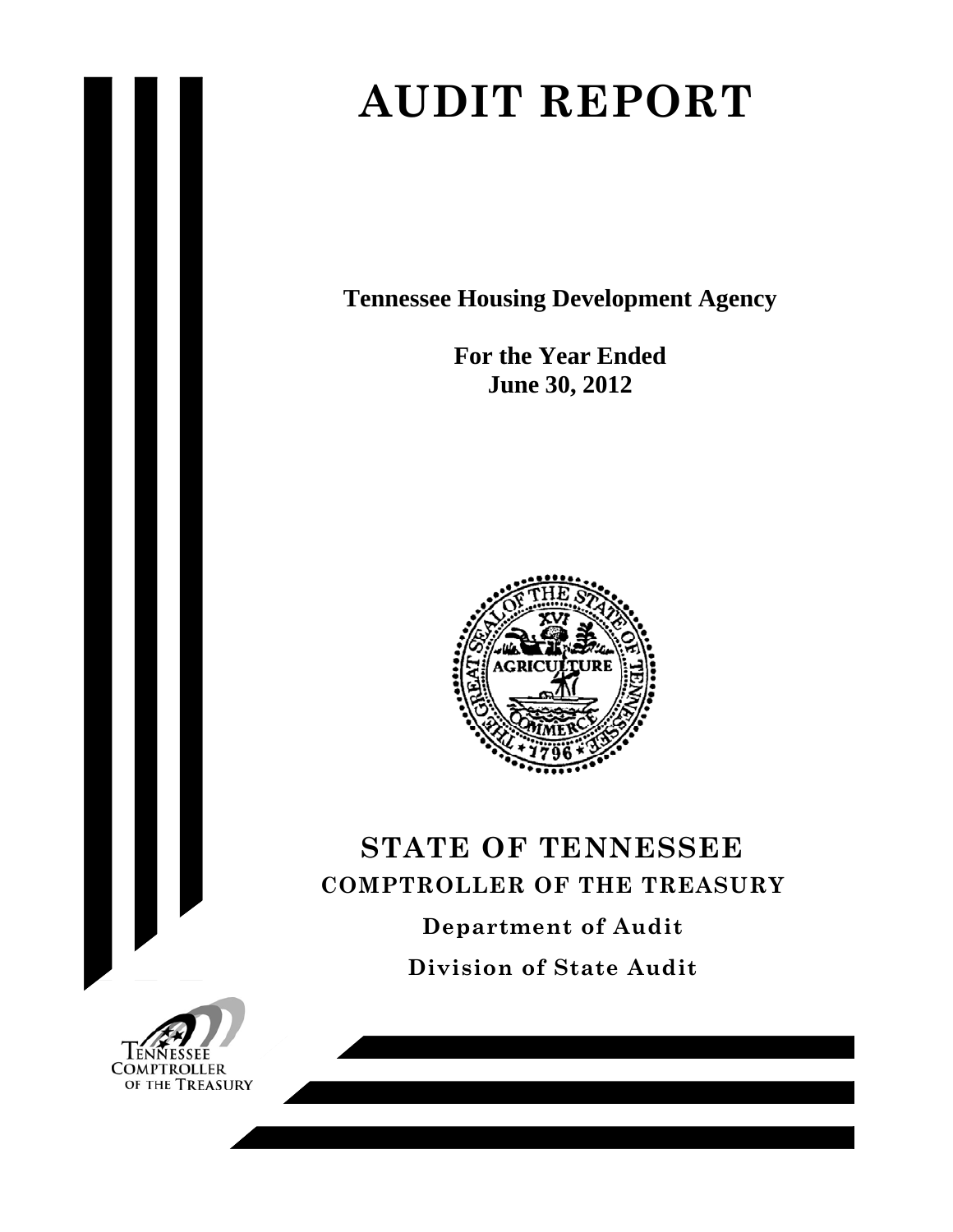# AUDIT REPORT

**Tennessee Housing Development Agency**

**For the Year Ended**
**June 30, 2012**

## STATE OF TENNESSEE

**COMPTROLLER OF THE TREASURY**

**Department of Audit**

**Division of State Audit**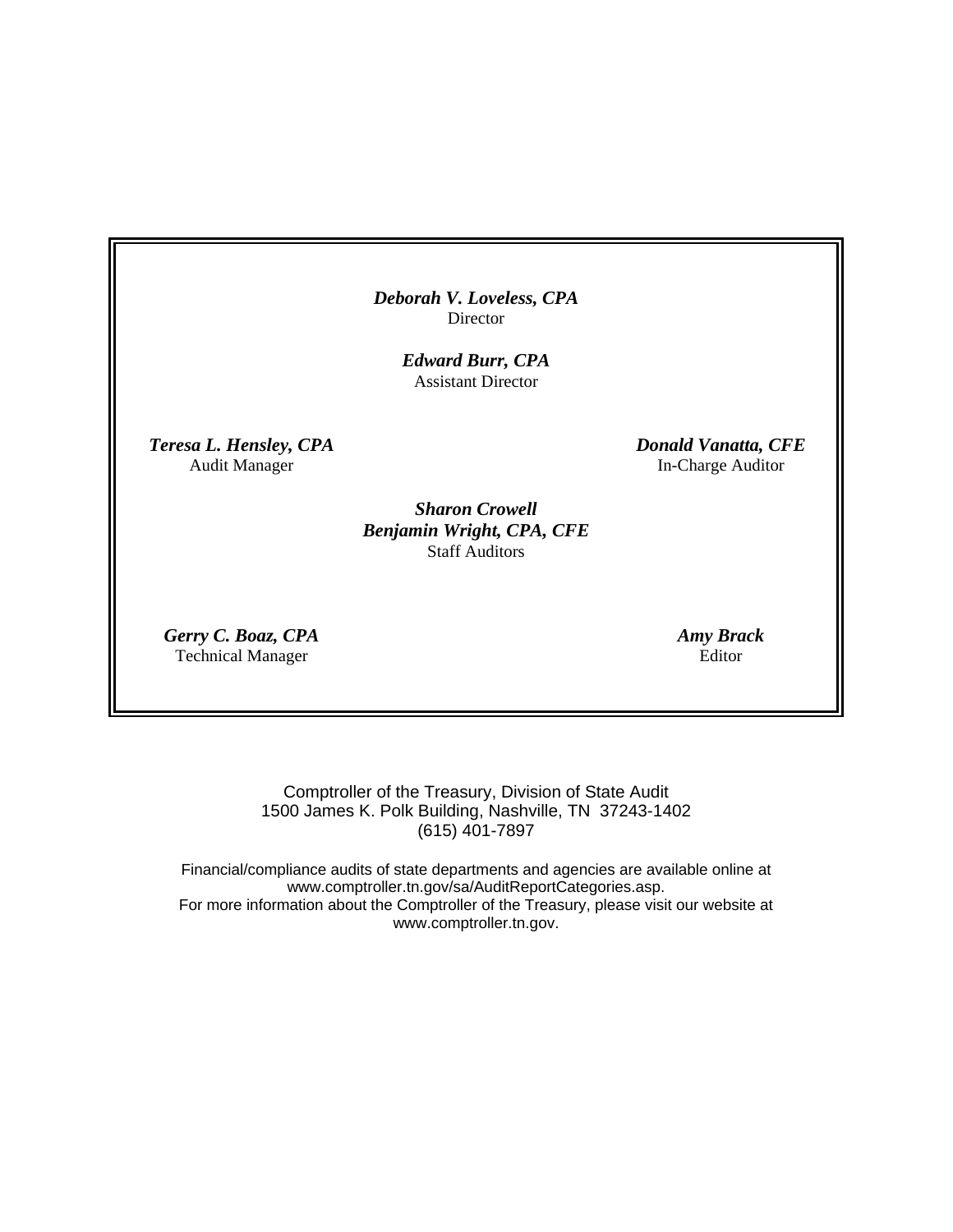***Deborah V. Loveless, CPA***
Director

***Edward Burr, CPA***
Assistant Director

***Teresa L. Hensley, CPA***
Audit Manager

***Donald Vanatta, CFE***
In-Charge Auditor

***Sharon Crowell***
***Benjamin Wright, CPA, CFE***
Staff Auditors

***Gerry C. Boaz, CPA***
Technical Manager

***Amy Brack***
Editor

Comptroller of the Treasury, Division of State Audit
1500 James K. Polk Building, Nashville, TN 37243-1402
(615) 401-7897

Financial/compliance audits of state departments and agencies are available online at
www.comptroller.tn.gov/sa/AuditReportCategories.asp.
For more information about the Comptroller of the Treasury, please visit our website at
www.comptroller.tn.gov.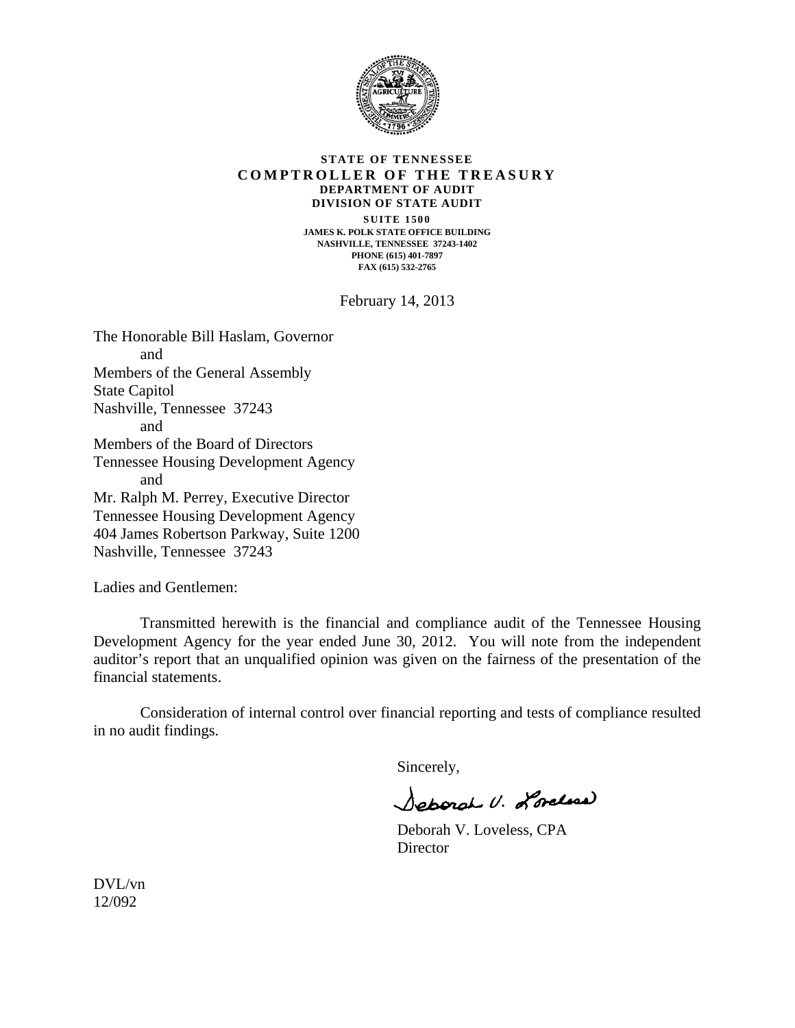**STATE OF TENNESSEE**
**COMPTROLLER OF THE TREASURY**
**DEPARTMENT OF AUDIT**
**DIVISION OF STATE AUDIT**
SUITE 1500
JAMES K. POLK STATE OFFICE BUILDING
NASHVILLE, TENNESSEE 37243-1402
PHONE (615) 401-7897
FAX (615) 532-2765

February 14, 2013

The Honorable Bill Haslam, Governor
and
Members of the General Assembly
State Capitol
Nashville, Tennessee 37243
and
Members of the Board of Directors
Tennessee Housing Development Agency
and
Mr. Ralph M. Perrey, Executive Director
Tennessee Housing Development Agency
404 James Robertson Parkway, Suite 1200
Nashville, Tennessee 37243

Ladies and Gentlemen:

Transmitted herewith is the financial and compliance audit of the Tennessee Housing Development Agency for the year ended June 30, 2012. You will note from the independent auditor's report that an unqualified opinion was given on the fairness of the presentation of the financial statements.

Consideration of internal control over financial reporting and tests of compliance resulted in no audit findings.

Sincerely,

Deborah V. Loveless

Deborah V. Loveless, CPA
Director

DVL/vn
12/092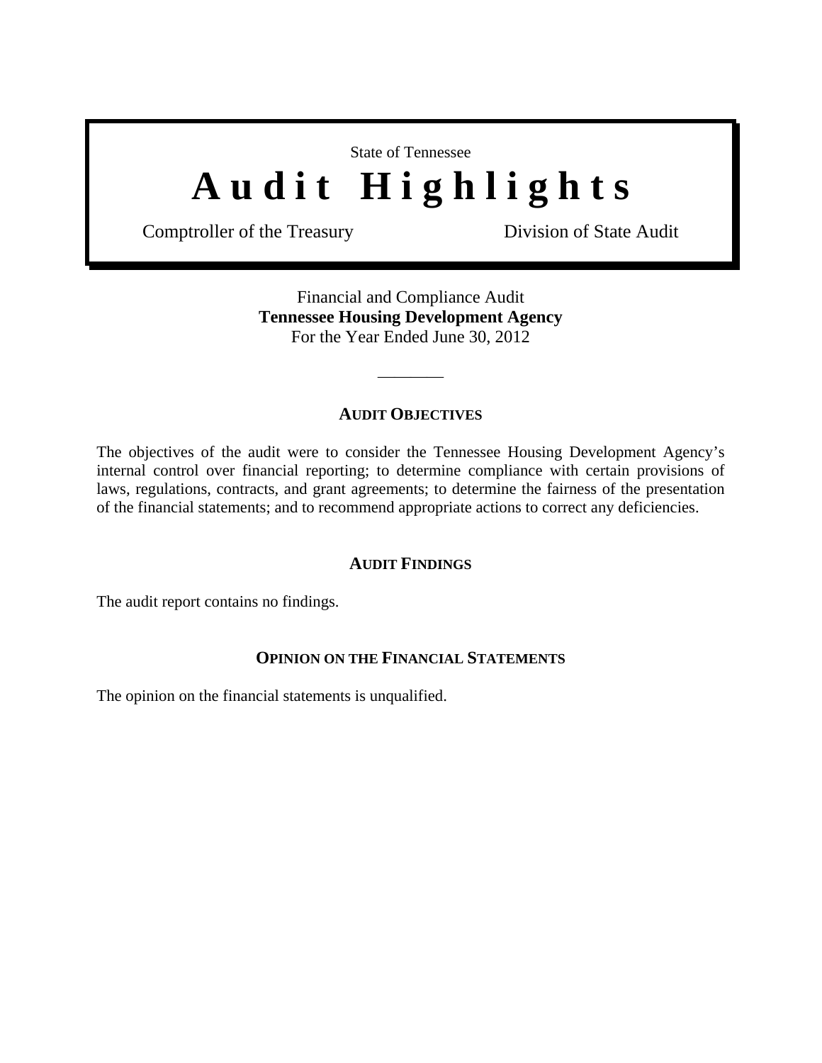State of Tennessee

# Audit Highlights

Comptroller of the Treasury — Division of State Audit

Financial and Compliance Audit
**Tennessee Housing Development Agency**
For the Year Ended June 30, 2012

---

## AUDIT OBJECTIVES

The objectives of the audit were to consider the Tennessee Housing Development Agency's internal control over financial reporting; to determine compliance with certain provisions of laws, regulations, contracts, and grant agreements; to determine the fairness of the presentation of the financial statements; and to recommend appropriate actions to correct any deficiencies.

## AUDIT FINDINGS

The audit report contains no findings.

## OPINION ON THE FINANCIAL STATEMENTS

The opinion on the financial statements is unqualified.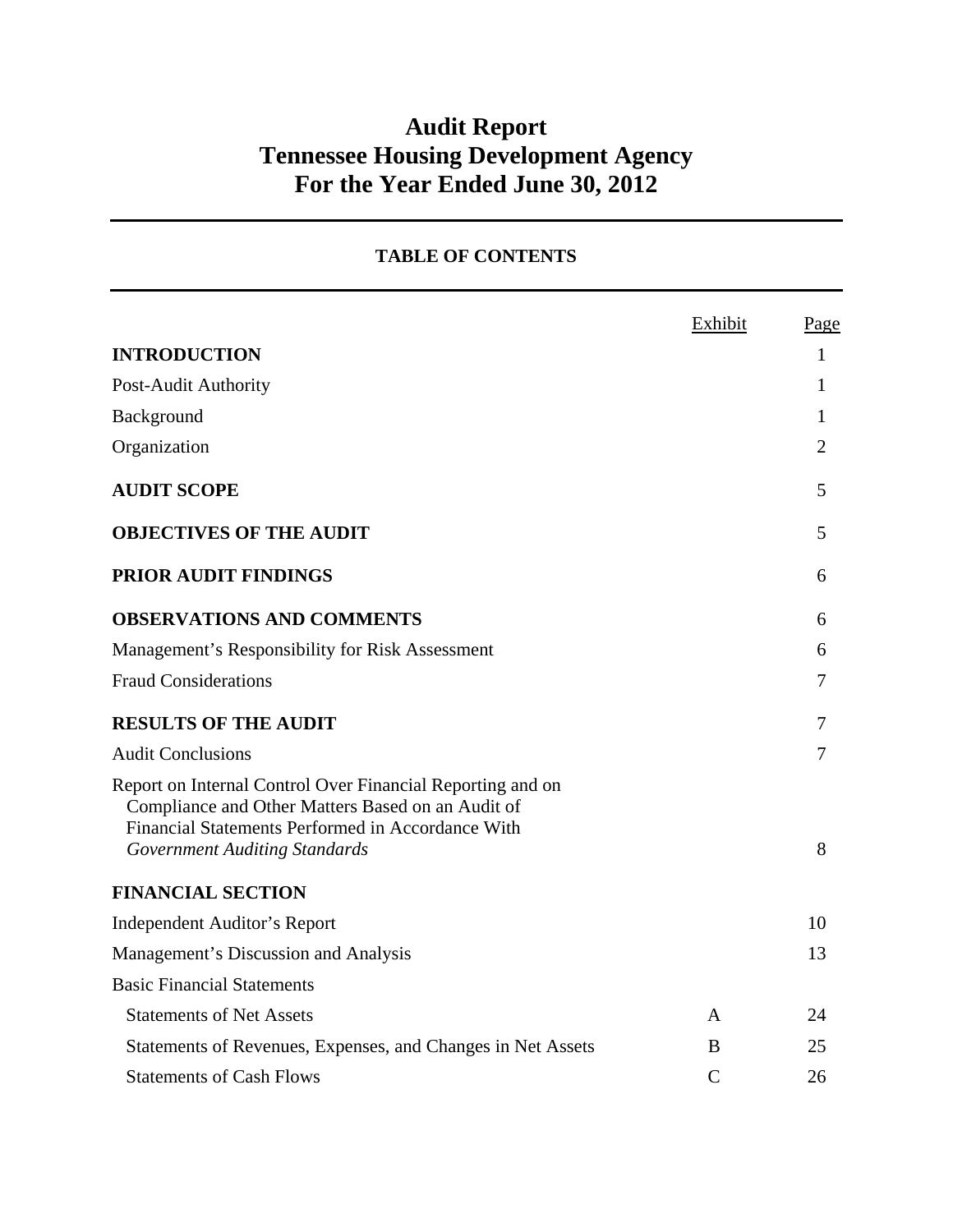# Audit Report
# Tennessee Housing Development Agency
# For the Year Ended June 30, 2012

## TABLE OF CONTENTS

| | Exhibit | Page |
|---|---|---|
| **INTRODUCTION** | | 1 |
| Post-Audit Authority | | 1 |
| Background | | 1 |
| Organization | | 2 |
| **AUDIT SCOPE** | | 5 |
| **OBJECTIVES OF THE AUDIT** | | 5 |
| **PRIOR AUDIT FINDINGS** | | 6 |
| **OBSERVATIONS AND COMMENTS** | | 6 |
| Management's Responsibility for Risk Assessment | | 6 |
| Fraud Considerations | | 7 |
| **RESULTS OF THE AUDIT** | | 7 |
| Audit Conclusions | | 7 |
| Report on Internal Control Over Financial Reporting and on Compliance and Other Matters Based on an Audit of Financial Statements Performed in Accordance With *Government Auditing Standards* | | 8 |
| **FINANCIAL SECTION** | | |
| Independent Auditor's Report | | 10 |
| Management's Discussion and Analysis | | 13 |
| Basic Financial Statements | | |
| Statements of Net Assets | A | 24 |
| Statements of Revenues, Expenses, and Changes in Net Assets | B | 25 |
| Statements of Cash Flows | C | 26 |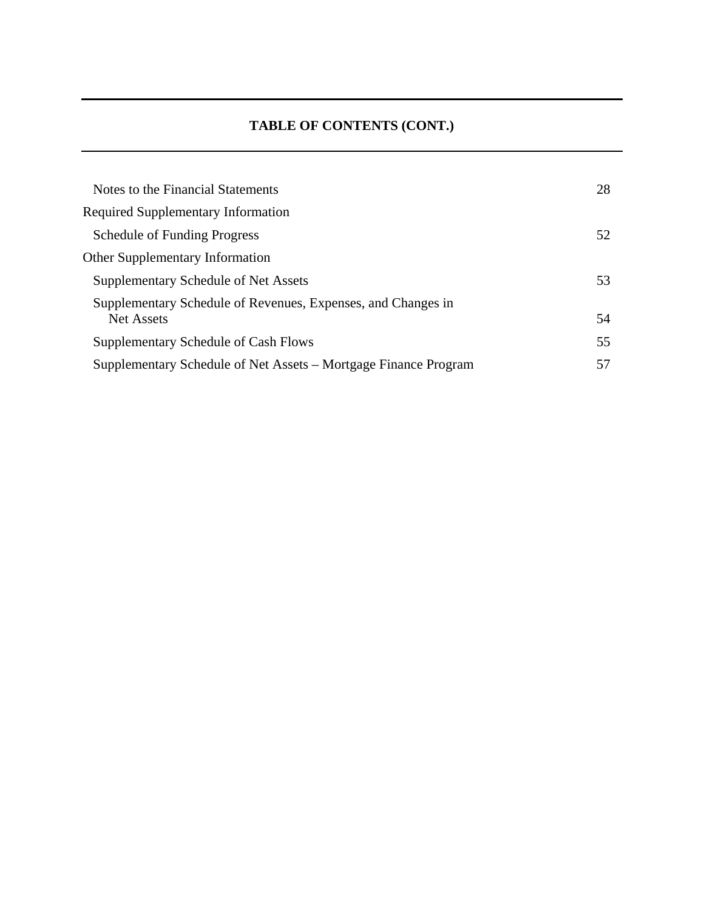## TABLE OF CONTENTS (CONT.)

| | |
|---|---|
| Notes to the Financial Statements | 28 |
| Required Supplementary Information | |
| Schedule of Funding Progress | 52 |
| Other Supplementary Information | |
| Supplementary Schedule of Net Assets | 53 |
| Supplementary Schedule of Revenues, Expenses, and Changes in Net Assets | 54 |
| Supplementary Schedule of Cash Flows | 55 |
| Supplementary Schedule of Net Assets – Mortgage Finance Program | 57 |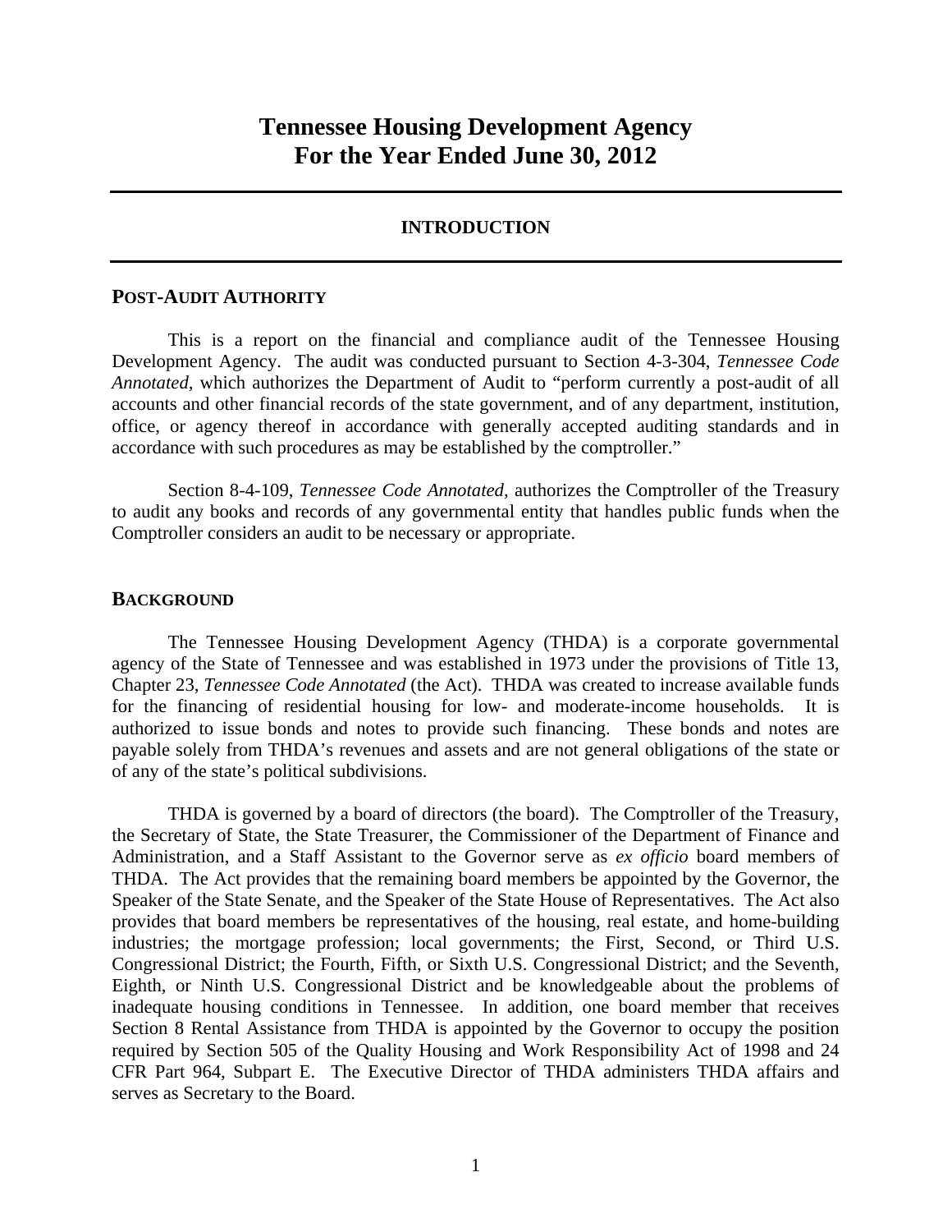# Tennessee Housing Development Agency
# For the Year Ended June 30, 2012

## INTRODUCTION

### POST-AUDIT AUTHORITY

This is a report on the financial and compliance audit of the Tennessee Housing Development Agency. The audit was conducted pursuant to Section 4-3-304, *Tennessee Code Annotated,* which authorizes the Department of Audit to "perform currently a post-audit of all accounts and other financial records of the state government, and of any department, institution, office, or agency thereof in accordance with generally accepted auditing standards and in accordance with such procedures as may be established by the comptroller."

Section 8-4-109, *Tennessee Code Annotated*, authorizes the Comptroller of the Treasury to audit any books and records of any governmental entity that handles public funds when the Comptroller considers an audit to be necessary or appropriate.

### BACKGROUND

The Tennessee Housing Development Agency (THDA) is a corporate governmental agency of the State of Tennessee and was established in 1973 under the provisions of Title 13, Chapter 23, *Tennessee Code Annotated* (the Act). THDA was created to increase available funds for the financing of residential housing for low- and moderate-income households. It is authorized to issue bonds and notes to provide such financing. These bonds and notes are payable solely from THDA's revenues and assets and are not general obligations of the state or of any of the state's political subdivisions.

THDA is governed by a board of directors (the board). The Comptroller of the Treasury, the Secretary of State, the State Treasurer, the Commissioner of the Department of Finance and Administration, and a Staff Assistant to the Governor serve as *ex officio* board members of THDA. The Act provides that the remaining board members be appointed by the Governor, the Speaker of the State Senate, and the Speaker of the State House of Representatives. The Act also provides that board members be representatives of the housing, real estate, and home-building industries; the mortgage profession; local governments; the First, Second, or Third U.S. Congressional District; the Fourth, Fifth, or Sixth U.S. Congressional District; and the Seventh, Eighth, or Ninth U.S. Congressional District and be knowledgeable about the problems of inadequate housing conditions in Tennessee. In addition, one board member that receives Section 8 Rental Assistance from THDA is appointed by the Governor to occupy the position required by Section 505 of the Quality Housing and Work Responsibility Act of 1998 and 24 CFR Part 964, Subpart E. The Executive Director of THDA administers THDA affairs and serves as Secretary to the Board.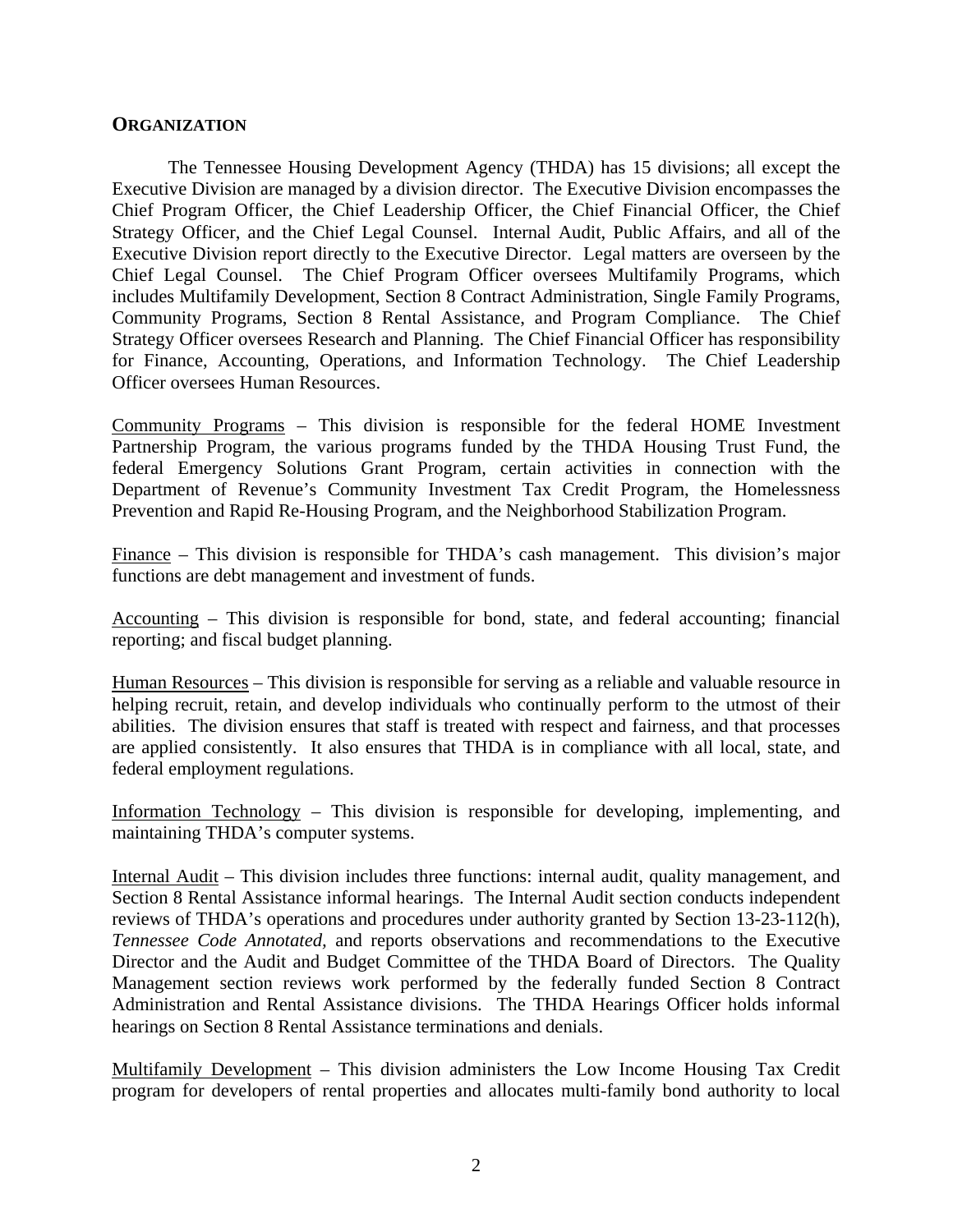## ORGANIZATION

The Tennessee Housing Development Agency (THDA) has 15 divisions; all except the Executive Division are managed by a division director. The Executive Division encompasses the Chief Program Officer, the Chief Leadership Officer, the Chief Financial Officer, the Chief Strategy Officer, and the Chief Legal Counsel. Internal Audit, Public Affairs, and all of the Executive Division report directly to the Executive Director. Legal matters are overseen by the Chief Legal Counsel. The Chief Program Officer oversees Multifamily Programs, which includes Multifamily Development, Section 8 Contract Administration, Single Family Programs, Community Programs, Section 8 Rental Assistance, and Program Compliance. The Chief Strategy Officer oversees Research and Planning. The Chief Financial Officer has responsibility for Finance, Accounting, Operations, and Information Technology. The Chief Leadership Officer oversees Human Resources.

<u>Community Programs</u> – This division is responsible for the federal HOME Investment Partnership Program, the various programs funded by the THDA Housing Trust Fund, the federal Emergency Solutions Grant Program, certain activities in connection with the Department of Revenue's Community Investment Tax Credit Program, the Homelessness Prevention and Rapid Re-Housing Program, and the Neighborhood Stabilization Program.

<u>Finance</u> – This division is responsible for THDA's cash management. This division's major functions are debt management and investment of funds.

<u>Accounting</u> – This division is responsible for bond, state, and federal accounting; financial reporting; and fiscal budget planning.

<u>Human Resources</u> – This division is responsible for serving as a reliable and valuable resource in helping recruit, retain, and develop individuals who continually perform to the utmost of their abilities. The division ensures that staff is treated with respect and fairness, and that processes are applied consistently. It also ensures that THDA is in compliance with all local, state, and federal employment regulations.

<u>Information Technology</u> – This division is responsible for developing, implementing, and maintaining THDA's computer systems.

<u>Internal Audit</u> – This division includes three functions: internal audit, quality management, and Section 8 Rental Assistance informal hearings. The Internal Audit section conducts independent reviews of THDA's operations and procedures under authority granted by Section 13-23-112(h), *Tennessee Code Annotated*, and reports observations and recommendations to the Executive Director and the Audit and Budget Committee of the THDA Board of Directors. The Quality Management section reviews work performed by the federally funded Section 8 Contract Administration and Rental Assistance divisions. The THDA Hearings Officer holds informal hearings on Section 8 Rental Assistance terminations and denials.

<u>Multifamily Development</u> – This division administers the Low Income Housing Tax Credit program for developers of rental properties and allocates multi-family bond authority to local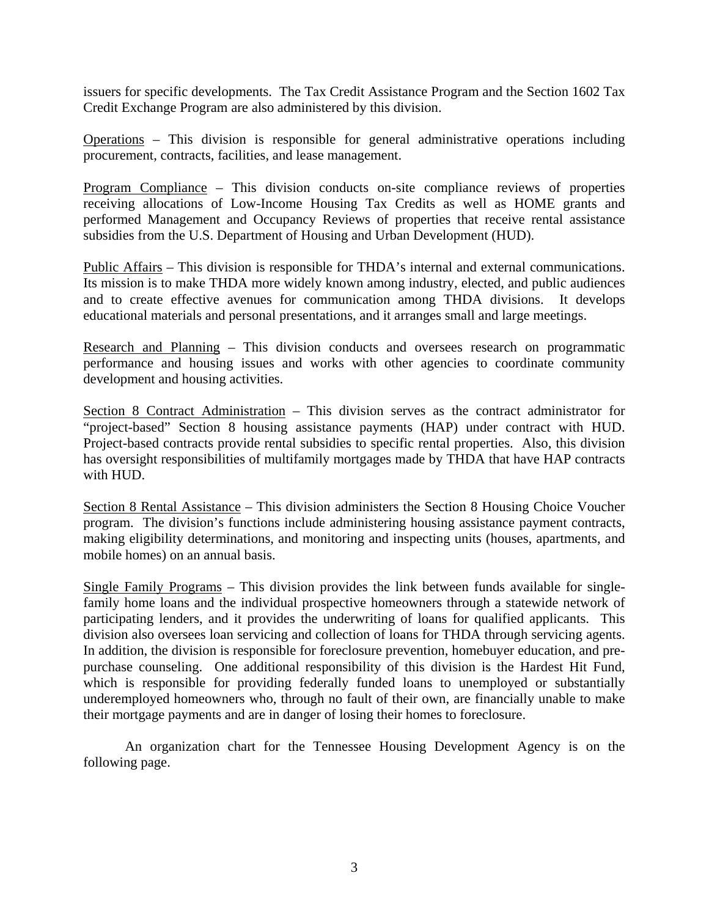issuers for specific developments. The Tax Credit Assistance Program and the Section 1602 Tax Credit Exchange Program are also administered by this division.

<u>Operations</u> – This division is responsible for general administrative operations including procurement, contracts, facilities, and lease management.

<u>Program Compliance</u> – This division conducts on-site compliance reviews of properties receiving allocations of Low-Income Housing Tax Credits as well as HOME grants and performed Management and Occupancy Reviews of properties that receive rental assistance subsidies from the U.S. Department of Housing and Urban Development (HUD).

<u>Public Affairs</u> – This division is responsible for THDA's internal and external communications. Its mission is to make THDA more widely known among industry, elected, and public audiences and to create effective avenues for communication among THDA divisions. It develops educational materials and personal presentations, and it arranges small and large meetings.

<u>Research and Planning</u> – This division conducts and oversees research on programmatic performance and housing issues and works with other agencies to coordinate community development and housing activities.

<u>Section 8 Contract Administration</u> – This division serves as the contract administrator for "project-based" Section 8 housing assistance payments (HAP) under contract with HUD. Project-based contracts provide rental subsidies to specific rental properties. Also, this division has oversight responsibilities of multifamily mortgages made by THDA that have HAP contracts with HUD.

<u>Section 8 Rental Assistance</u> – This division administers the Section 8 Housing Choice Voucher program. The division's functions include administering housing assistance payment contracts, making eligibility determinations, and monitoring and inspecting units (houses, apartments, and mobile homes) on an annual basis.

<u>Single Family Programs</u> – This division provides the link between funds available for single-family home loans and the individual prospective homeowners through a statewide network of participating lenders, and it provides the underwriting of loans for qualified applicants. This division also oversees loan servicing and collection of loans for THDA through servicing agents. In addition, the division is responsible for foreclosure prevention, homebuyer education, and pre-purchase counseling. One additional responsibility of this division is the Hardest Hit Fund, which is responsible for providing federally funded loans to unemployed or substantially underemployed homeowners who, through no fault of their own, are financially unable to make their mortgage payments and are in danger of losing their homes to foreclosure.

An organization chart for the Tennessee Housing Development Agency is on the following page.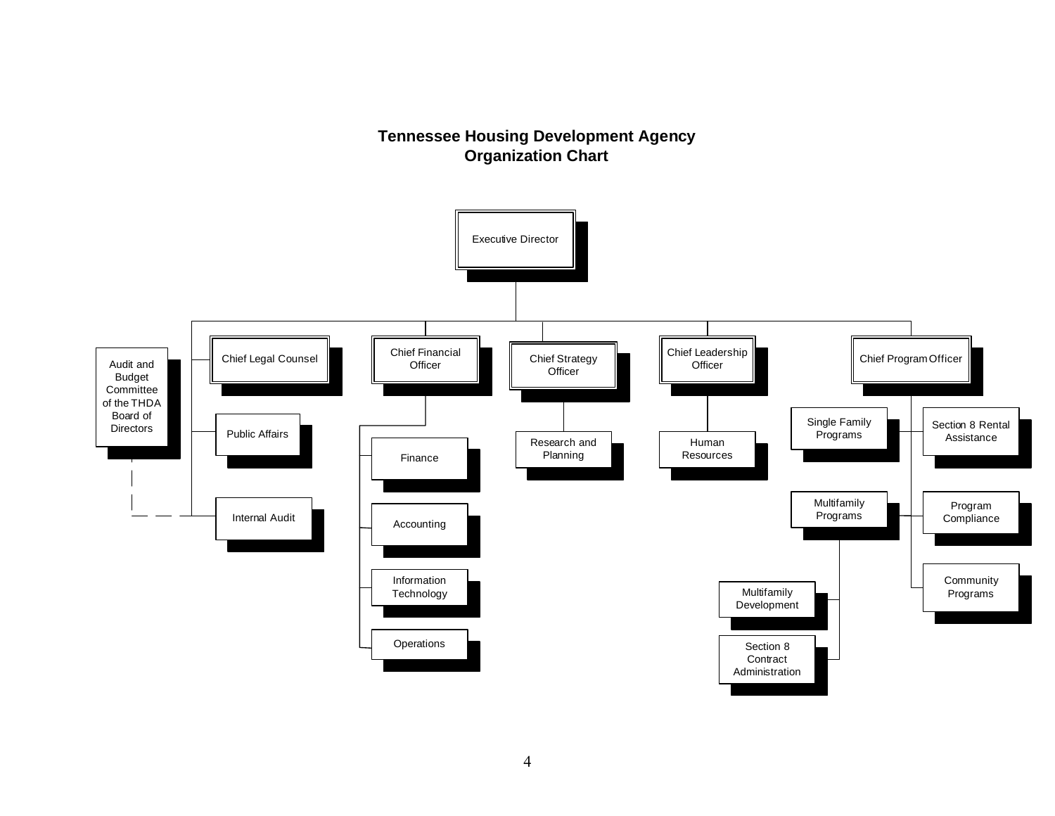# Tennessee Housing Development Agency
# Organization Chart

- Executive Director
  - Audit and Budget Committee of the THDA Board of Directors (dashed line to Internal Audit)
  - Chief Legal Counsel
  - Public Affairs
  - Internal Audit
  - Chief Financial Officer
    - Finance
    - Accounting
    - Information Technology
    - Operations
  - Chief Strategy Officer
    - Research and Planning
  - Chief Leadership Officer
    - Human Resources
  - Chief Program Officer
    - Single Family Programs
    - Section 8 Rental Assistance
    - Multifamily Programs
      - Multifamily Development
      - Section 8 Contract Administration
    - Program Compliance
    - Community Programs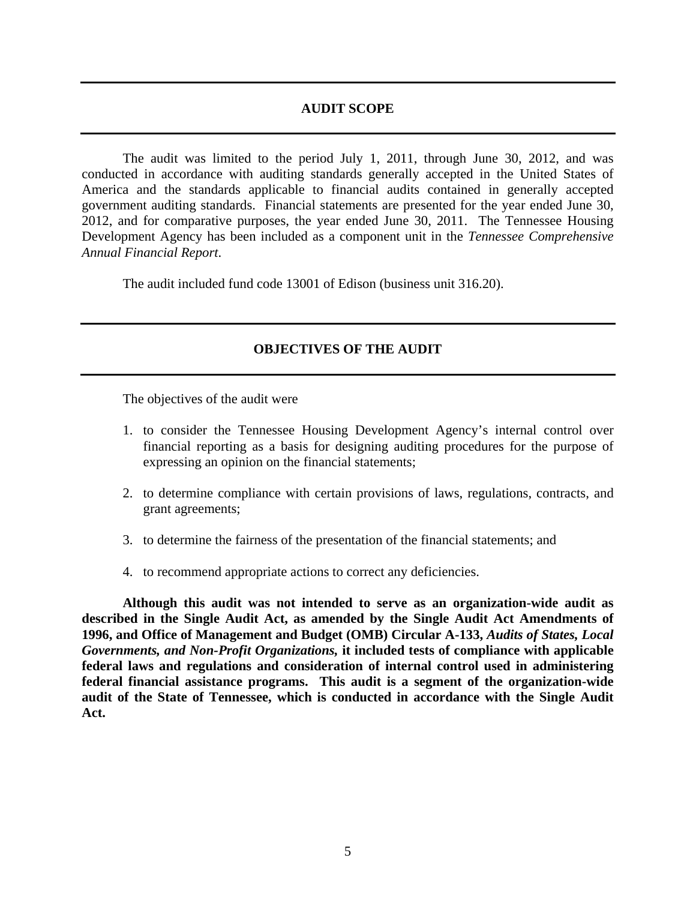## AUDIT SCOPE

The audit was limited to the period July 1, 2011, through June 30, 2012, and was conducted in accordance with auditing standards generally accepted in the United States of America and the standards applicable to financial audits contained in generally accepted government auditing standards. Financial statements are presented for the year ended June 30, 2012, and for comparative purposes, the year ended June 30, 2011. The Tennessee Housing Development Agency has been included as a component unit in the *Tennessee Comprehensive Annual Financial Report*.

The audit included fund code 13001 of Edison (business unit 316.20).

## OBJECTIVES OF THE AUDIT

The objectives of the audit were

1. to consider the Tennessee Housing Development Agency's internal control over financial reporting as a basis for designing auditing procedures for the purpose of expressing an opinion on the financial statements;

2. to determine compliance with certain provisions of laws, regulations, contracts, and grant agreements;

3. to determine the fairness of the presentation of the financial statements; and

4. to recommend appropriate actions to correct any deficiencies.

**Although this audit was not intended to serve as an organization-wide audit as described in the Single Audit Act, as amended by the Single Audit Act Amendments of 1996, and Office of Management and Budget (OMB) Circular A-133, *Audits of States, Local Governments, and Non-Profit Organizations*, it included tests of compliance with applicable federal laws and regulations and consideration of internal control used in administering federal financial assistance programs. This audit is a segment of the organization-wide audit of the State of Tennessee, which is conducted in accordance with the Single Audit Act.**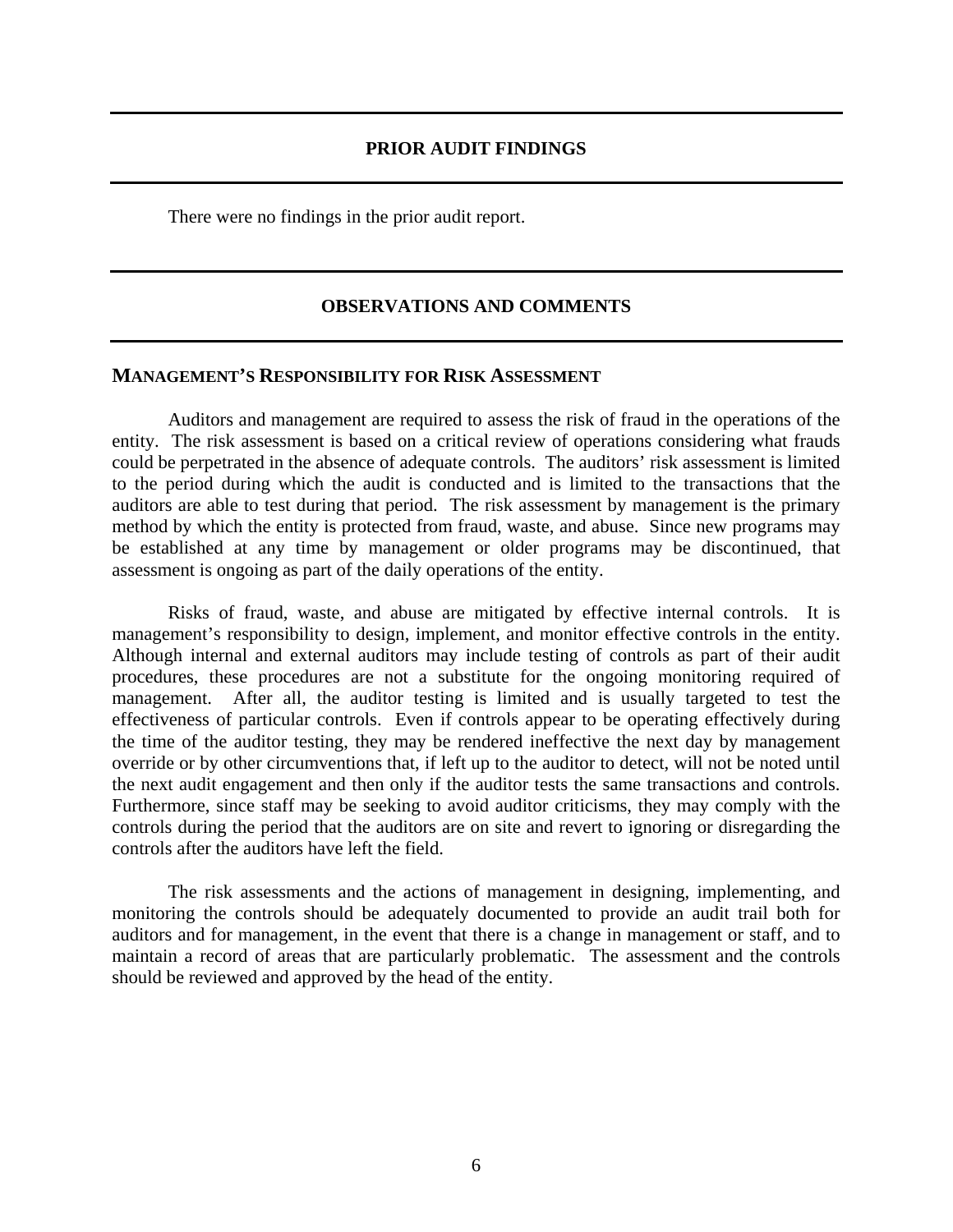## PRIOR AUDIT FINDINGS

There were no findings in the prior audit report.

## OBSERVATIONS AND COMMENTS

### MANAGEMENT'S RESPONSIBILITY FOR RISK ASSESSMENT

Auditors and management are required to assess the risk of fraud in the operations of the entity. The risk assessment is based on a critical review of operations considering what frauds could be perpetrated in the absence of adequate controls. The auditors' risk assessment is limited to the period during which the audit is conducted and is limited to the transactions that the auditors are able to test during that period. The risk assessment by management is the primary method by which the entity is protected from fraud, waste, and abuse. Since new programs may be established at any time by management or older programs may be discontinued, that assessment is ongoing as part of the daily operations of the entity.

Risks of fraud, waste, and abuse are mitigated by effective internal controls. It is management's responsibility to design, implement, and monitor effective controls in the entity. Although internal and external auditors may include testing of controls as part of their audit procedures, these procedures are not a substitute for the ongoing monitoring required of management. After all, the auditor testing is limited and is usually targeted to test the effectiveness of particular controls. Even if controls appear to be operating effectively during the time of the auditor testing, they may be rendered ineffective the next day by management override or by other circumventions that, if left up to the auditor to detect, will not be noted until the next audit engagement and then only if the auditor tests the same transactions and controls. Furthermore, since staff may be seeking to avoid auditor criticisms, they may comply with the controls during the period that the auditors are on site and revert to ignoring or disregarding the controls after the auditors have left the field.

The risk assessments and the actions of management in designing, implementing, and monitoring the controls should be adequately documented to provide an audit trail both for auditors and for management, in the event that there is a change in management or staff, and to maintain a record of areas that are particularly problematic. The assessment and the controls should be reviewed and approved by the head of the entity.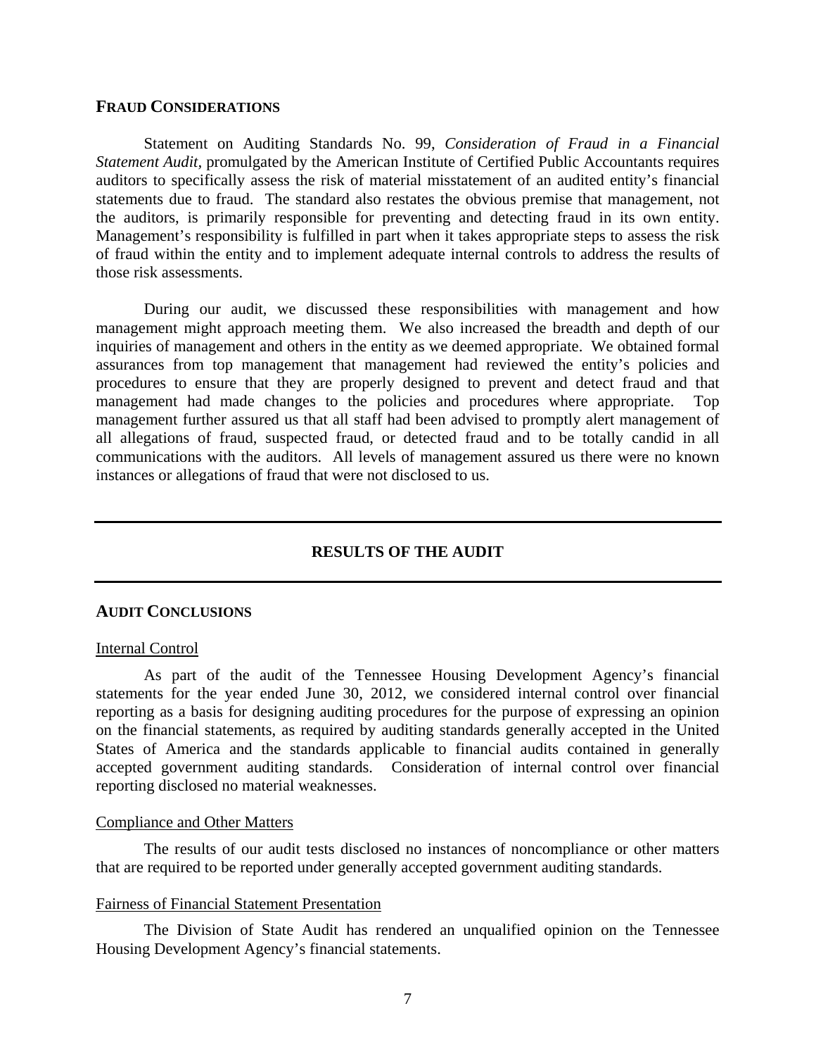## FRAUD CONSIDERATIONS

Statement on Auditing Standards No. 99, *Consideration of Fraud in a Financial Statement Audit*, promulgated by the American Institute of Certified Public Accountants requires auditors to specifically assess the risk of material misstatement of an audited entity's financial statements due to fraud. The standard also restates the obvious premise that management, not the auditors, is primarily responsible for preventing and detecting fraud in its own entity. Management's responsibility is fulfilled in part when it takes appropriate steps to assess the risk of fraud within the entity and to implement adequate internal controls to address the results of those risk assessments.

During our audit, we discussed these responsibilities with management and how management might approach meeting them. We also increased the breadth and depth of our inquiries of management and others in the entity as we deemed appropriate. We obtained formal assurances from top management that management had reviewed the entity's policies and procedures to ensure that they are properly designed to prevent and detect fraud and that management had made changes to the policies and procedures where appropriate. Top management further assured us that all staff had been advised to promptly alert management of all allegations of fraud, suspected fraud, or detected fraud and to be totally candid in all communications with the auditors. All levels of management assured us there were no known instances or allegations of fraud that were not disclosed to us.

# RESULTS OF THE AUDIT

## AUDIT CONCLUSIONS

Internal Control

As part of the audit of the Tennessee Housing Development Agency's financial statements for the year ended June 30, 2012, we considered internal control over financial reporting as a basis for designing auditing procedures for the purpose of expressing an opinion on the financial statements, as required by auditing standards generally accepted in the United States of America and the standards applicable to financial audits contained in generally accepted government auditing standards. Consideration of internal control over financial reporting disclosed no material weaknesses.

Compliance and Other Matters

The results of our audit tests disclosed no instances of noncompliance or other matters that are required to be reported under generally accepted government auditing standards.

Fairness of Financial Statement Presentation

The Division of State Audit has rendered an unqualified opinion on the Tennessee Housing Development Agency's financial statements.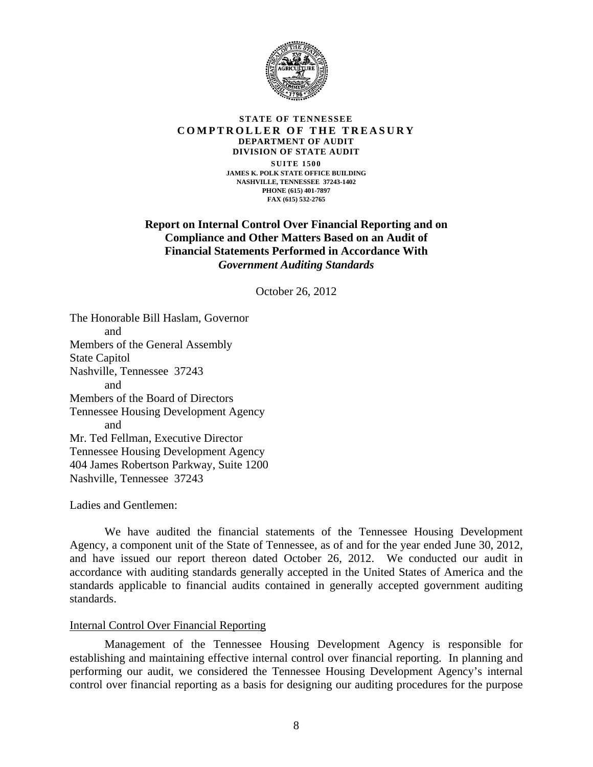**STATE OF TENNESSEE**
**COMPTROLLER OF THE TREASURY**
**DEPARTMENT OF AUDIT**
**DIVISION OF STATE AUDIT**
**SUITE 1500**
**JAMES K. POLK STATE OFFICE BUILDING**
**NASHVILLE, TENNESSEE 37243-1402**
**PHONE (615) 401-7897**
**FAX (615) 532-2765**

## Report on Internal Control Over Financial Reporting and on Compliance and Other Matters Based on an Audit of Financial Statements Performed in Accordance With *Government Auditing Standards*

October 26, 2012

The Honorable Bill Haslam, Governor
and
Members of the General Assembly
State Capitol
Nashville, Tennessee 37243
and
Members of the Board of Directors
Tennessee Housing Development Agency
and
Mr. Ted Fellman, Executive Director
Tennessee Housing Development Agency
404 James Robertson Parkway, Suite 1200
Nashville, Tennessee 37243

Ladies and Gentlemen:

We have audited the financial statements of the Tennessee Housing Development Agency, a component unit of the State of Tennessee, as of and for the year ended June 30, 2012, and have issued our report thereon dated October 26, 2012. We conducted our audit in accordance with auditing standards generally accepted in the United States of America and the standards applicable to financial audits contained in generally accepted government auditing standards.

Internal Control Over Financial Reporting

Management of the Tennessee Housing Development Agency is responsible for establishing and maintaining effective internal control over financial reporting. In planning and performing our audit, we considered the Tennessee Housing Development Agency's internal control over financial reporting as a basis for designing our auditing procedures for the purpose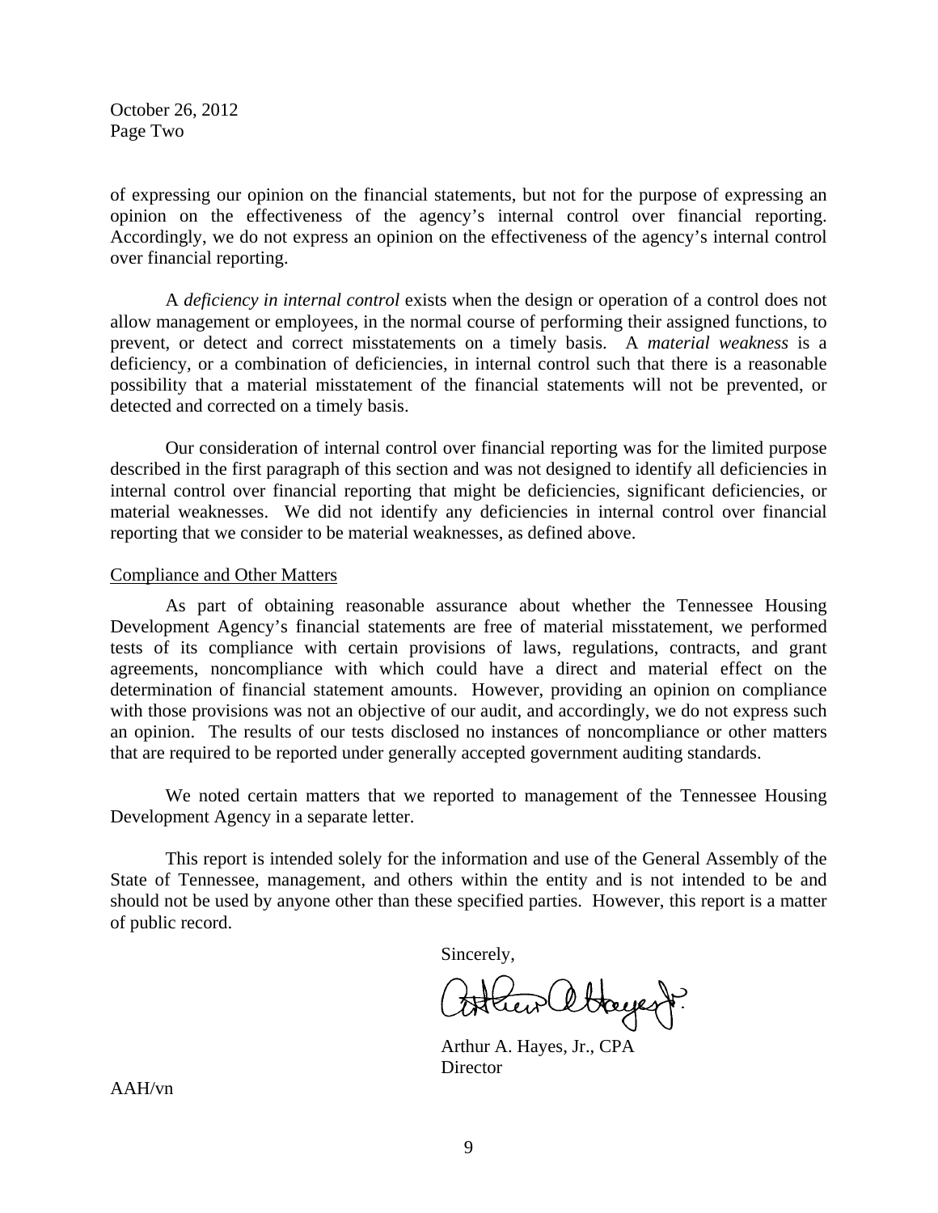October 26, 2012
Page Two

of expressing our opinion on the financial statements, but not for the purpose of expressing an opinion on the effectiveness of the agency's internal control over financial reporting. Accordingly, we do not express an opinion on the effectiveness of the agency's internal control over financial reporting.

A *deficiency in internal control* exists when the design or operation of a control does not allow management or employees, in the normal course of performing their assigned functions, to prevent, or detect and correct misstatements on a timely basis. A *material weakness* is a deficiency, or a combination of deficiencies, in internal control such that there is a reasonable possibility that a material misstatement of the financial statements will not be prevented, or detected and corrected on a timely basis.

Our consideration of internal control over financial reporting was for the limited purpose described in the first paragraph of this section and was not designed to identify all deficiencies in internal control over financial reporting that might be deficiencies, significant deficiencies, or material weaknesses. We did not identify any deficiencies in internal control over financial reporting that we consider to be material weaknesses, as defined above.

Compliance and Other Matters

As part of obtaining reasonable assurance about whether the Tennessee Housing Development Agency's financial statements are free of material misstatement, we performed tests of its compliance with certain provisions of laws, regulations, contracts, and grant agreements, noncompliance with which could have a direct and material effect on the determination of financial statement amounts. However, providing an opinion on compliance with those provisions was not an objective of our audit, and accordingly, we do not express such an opinion. The results of our tests disclosed no instances of noncompliance or other matters that are required to be reported under generally accepted government auditing standards.

We noted certain matters that we reported to management of the Tennessee Housing Development Agency in a separate letter.

This report is intended solely for the information and use of the General Assembly of the State of Tennessee, management, and others within the entity and is not intended to be and should not be used by anyone other than these specified parties. However, this report is a matter of public record.

Sincerely,

Arthur A. Hayes, Jr., CPA
Director

AAH/vn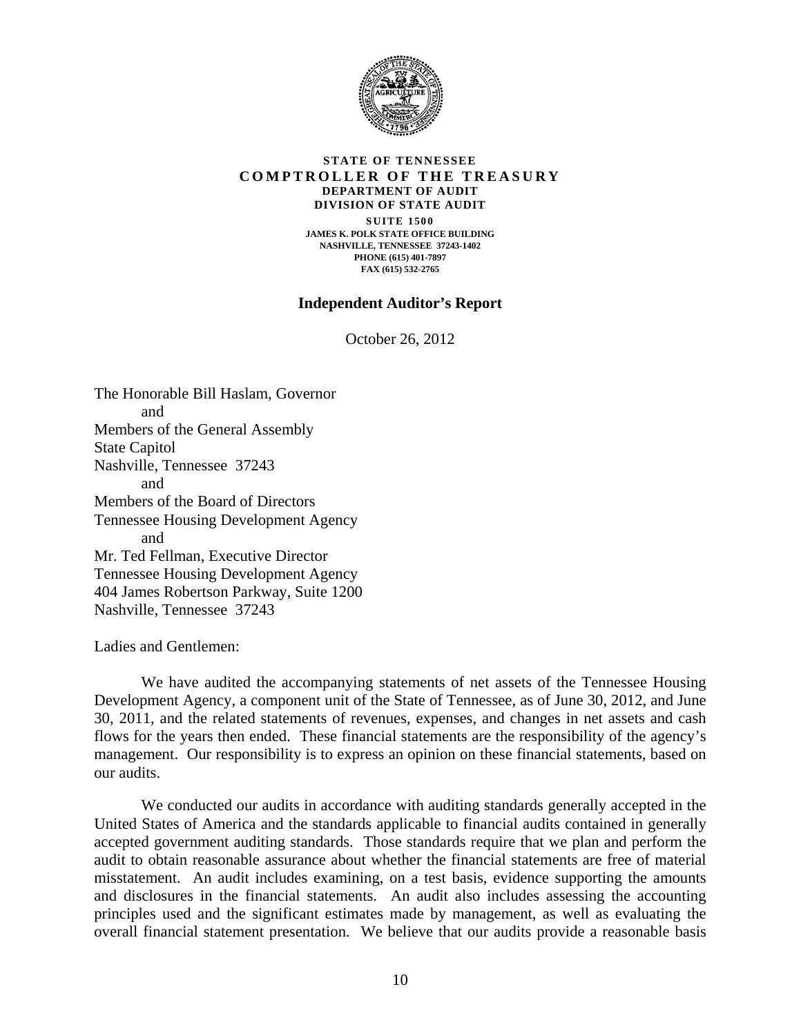**STATE OF TENNESSEE**
**COMPTROLLER OF THE TREASURY**
**DEPARTMENT OF AUDIT**
**DIVISION OF STATE AUDIT**

SUITE 1500
JAMES K. POLK STATE OFFICE BUILDING
NASHVILLE, TENNESSEE 37243-1402
PHONE (615) 401-7897
FAX (615) 532-2765

## Independent Auditor's Report

October 26, 2012

The Honorable Bill Haslam, Governor
and
Members of the General Assembly
State Capitol
Nashville, Tennessee 37243
and
Members of the Board of Directors
Tennessee Housing Development Agency
and
Mr. Ted Fellman, Executive Director
Tennessee Housing Development Agency
404 James Robertson Parkway, Suite 1200
Nashville, Tennessee 37243

Ladies and Gentlemen:

We have audited the accompanying statements of net assets of the Tennessee Housing Development Agency, a component unit of the State of Tennessee, as of June 30, 2012, and June 30, 2011, and the related statements of revenues, expenses, and changes in net assets and cash flows for the years then ended. These financial statements are the responsibility of the agency's management. Our responsibility is to express an opinion on these financial statements, based on our audits.

We conducted our audits in accordance with auditing standards generally accepted in the United States of America and the standards applicable to financial audits contained in generally accepted government auditing standards. Those standards require that we plan and perform the audit to obtain reasonable assurance about whether the financial statements are free of material misstatement. An audit includes examining, on a test basis, evidence supporting the amounts and disclosures in the financial statements. An audit also includes assessing the accounting principles used and the significant estimates made by management, as well as evaluating the overall financial statement presentation. We believe that our audits provide a reasonable basis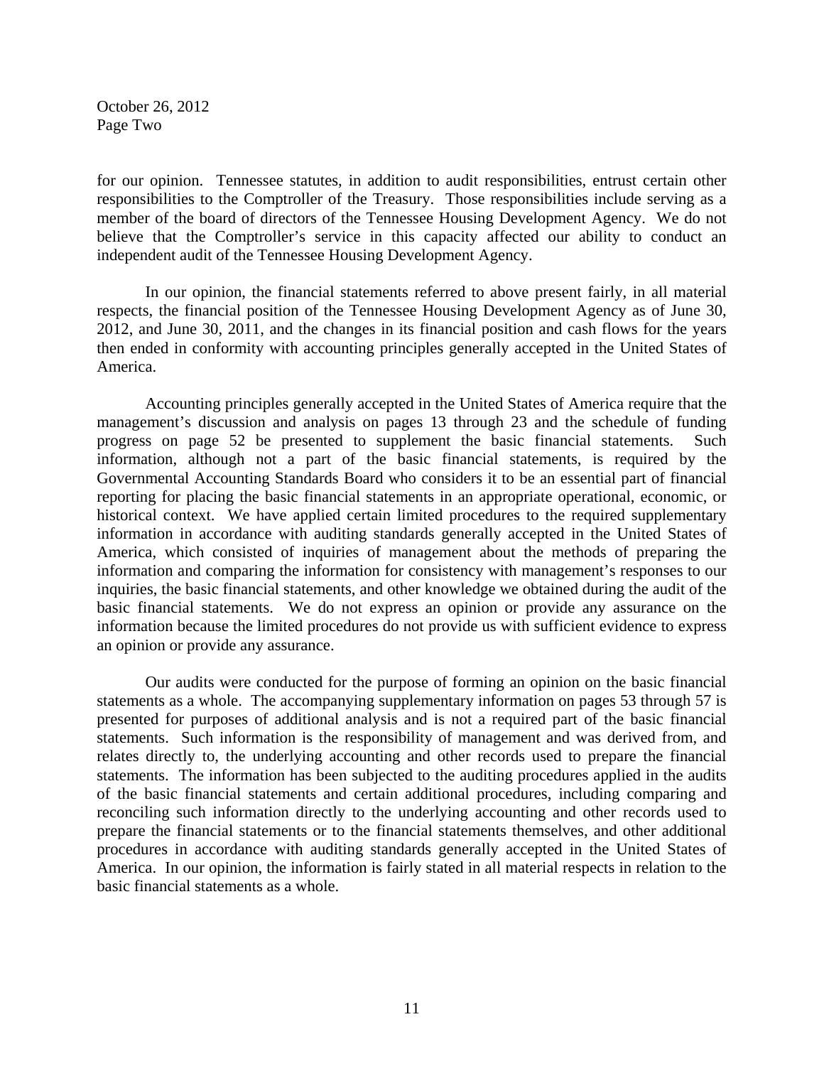October 26, 2012
Page Two

for our opinion. Tennessee statutes, in addition to audit responsibilities, entrust certain other responsibilities to the Comptroller of the Treasury. Those responsibilities include serving as a member of the board of directors of the Tennessee Housing Development Agency. We do not believe that the Comptroller's service in this capacity affected our ability to conduct an independent audit of the Tennessee Housing Development Agency.

In our opinion, the financial statements referred to above present fairly, in all material respects, the financial position of the Tennessee Housing Development Agency as of June 30, 2012, and June 30, 2011, and the changes in its financial position and cash flows for the years then ended in conformity with accounting principles generally accepted in the United States of America.

Accounting principles generally accepted in the United States of America require that the management's discussion and analysis on pages 13 through 23 and the schedule of funding progress on page 52 be presented to supplement the basic financial statements. Such information, although not a part of the basic financial statements, is required by the Governmental Accounting Standards Board who considers it to be an essential part of financial reporting for placing the basic financial statements in an appropriate operational, economic, or historical context. We have applied certain limited procedures to the required supplementary information in accordance with auditing standards generally accepted in the United States of America, which consisted of inquiries of management about the methods of preparing the information and comparing the information for consistency with management's responses to our inquiries, the basic financial statements, and other knowledge we obtained during the audit of the basic financial statements. We do not express an opinion or provide any assurance on the information because the limited procedures do not provide us with sufficient evidence to express an opinion or provide any assurance.

Our audits were conducted for the purpose of forming an opinion on the basic financial statements as a whole. The accompanying supplementary information on pages 53 through 57 is presented for purposes of additional analysis and is not a required part of the basic financial statements. Such information is the responsibility of management and was derived from, and relates directly to, the underlying accounting and other records used to prepare the financial statements. The information has been subjected to the auditing procedures applied in the audits of the basic financial statements and certain additional procedures, including comparing and reconciling such information directly to the underlying accounting and other records used to prepare the financial statements or to the financial statements themselves, and other additional procedures in accordance with auditing standards generally accepted in the United States of America. In our opinion, the information is fairly stated in all material respects in relation to the basic financial statements as a whole.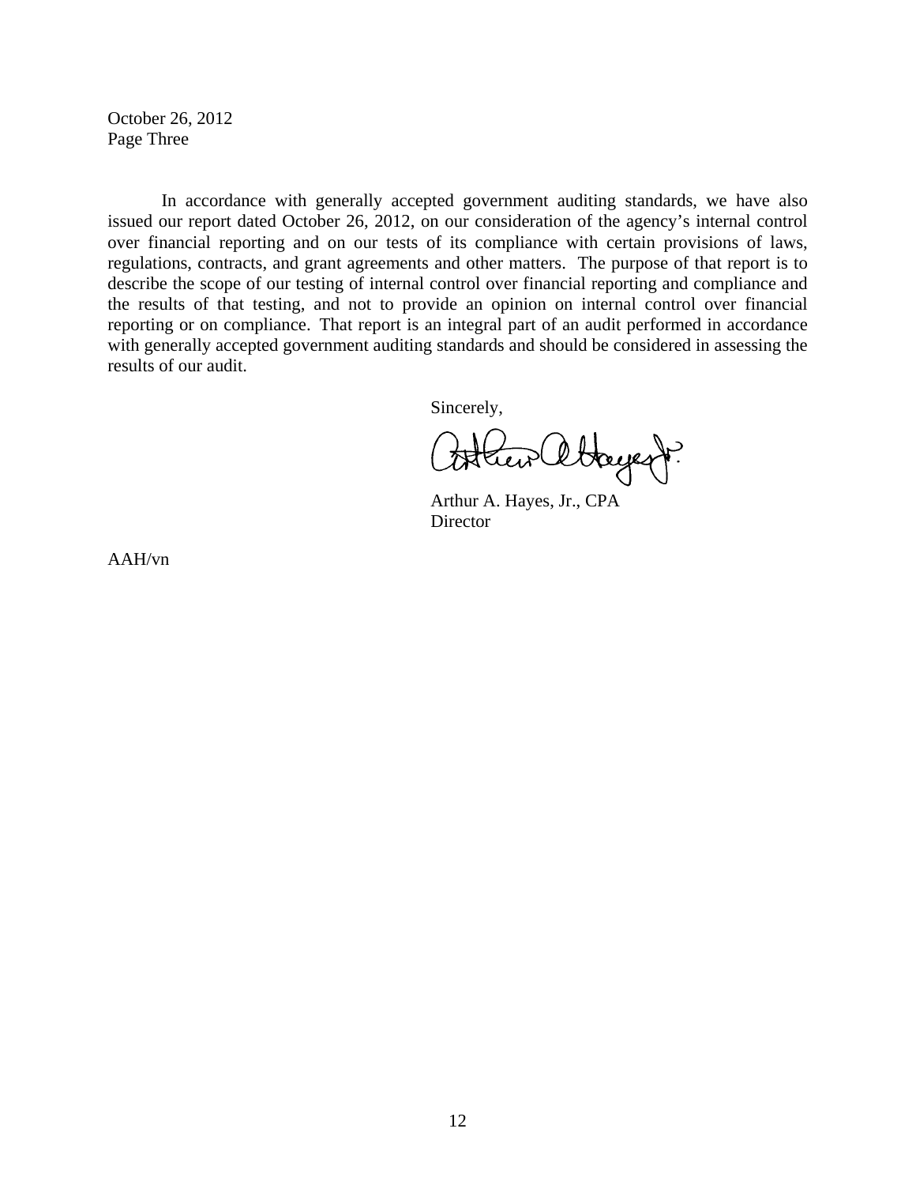October 26, 2012
Page Three

In accordance with generally accepted government auditing standards, we have also issued our report dated October 26, 2012, on our consideration of the agency's internal control over financial reporting and on our tests of its compliance with certain provisions of laws, regulations, contracts, and grant agreements and other matters. The purpose of that report is to describe the scope of our testing of internal control over financial reporting and compliance and the results of that testing, and not to provide an opinion on internal control over financial reporting or on compliance. That report is an integral part of an audit performed in accordance with generally accepted government auditing standards and should be considered in assessing the results of our audit.

Sincerely,

Arthur A. Hayes, Jr., CPA
Director

AAH/vn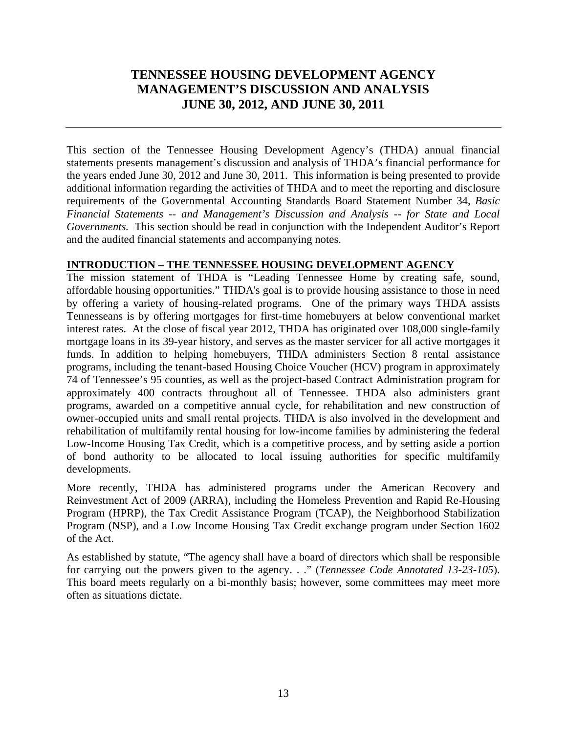# TENNESSEE HOUSING DEVELOPMENT AGENCY MANAGEMENT'S DISCUSSION AND ANALYSIS JUNE 30, 2012, AND JUNE 30, 2011

This section of the Tennessee Housing Development Agency's (THDA) annual financial statements presents management's discussion and analysis of THDA's financial performance for the years ended June 30, 2012 and June 30, 2011. This information is being presented to provide additional information regarding the activities of THDA and to meet the reporting and disclosure requirements of the Governmental Accounting Standards Board Statement Number 34, *Basic Financial Statements -- and Management's Discussion and Analysis -- for State and Local Governments.* This section should be read in conjunction with the Independent Auditor's Report and the audited financial statements and accompanying notes.

## INTRODUCTION – THE TENNESSEE HOUSING DEVELOPMENT AGENCY

The mission statement of THDA is "Leading Tennessee Home by creating safe, sound, affordable housing opportunities." THDA's goal is to provide housing assistance to those in need by offering a variety of housing-related programs. One of the primary ways THDA assists Tennesseans is by offering mortgages for first-time homebuyers at below conventional market interest rates. At the close of fiscal year 2012, THDA has originated over 108,000 single-family mortgage loans in its 39-year history, and serves as the master servicer for all active mortgages it funds. In addition to helping homebuyers, THDA administers Section 8 rental assistance programs, including the tenant-based Housing Choice Voucher (HCV) program in approximately 74 of Tennessee's 95 counties, as well as the project-based Contract Administration program for approximately 400 contracts throughout all of Tennessee. THDA also administers grant programs, awarded on a competitive annual cycle, for rehabilitation and new construction of owner-occupied units and small rental projects. THDA is also involved in the development and rehabilitation of multifamily rental housing for low-income families by administering the federal Low-Income Housing Tax Credit, which is a competitive process, and by setting aside a portion of bond authority to be allocated to local issuing authorities for specific multifamily developments.

More recently, THDA has administered programs under the American Recovery and Reinvestment Act of 2009 (ARRA), including the Homeless Prevention and Rapid Re-Housing Program (HPRP), the Tax Credit Assistance Program (TCAP), the Neighborhood Stabilization Program (NSP), and a Low Income Housing Tax Credit exchange program under Section 1602 of the Act.

As established by statute, "The agency shall have a board of directors which shall be responsible for carrying out the powers given to the agency. . ." (*Tennessee Code Annotated 13-23-105*). This board meets regularly on a bi-monthly basis; however, some committees may meet more often as situations dictate.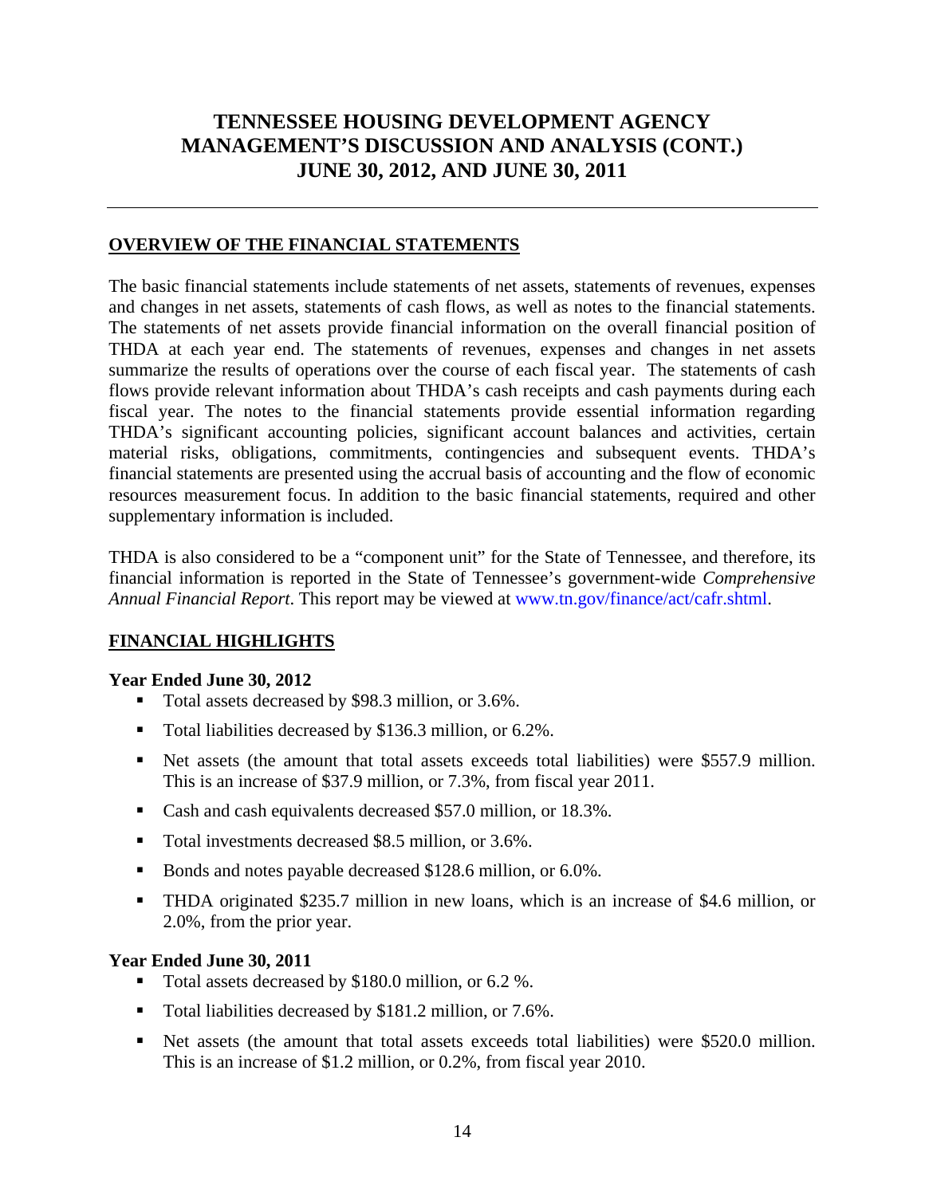# TENNESSEE HOUSING DEVELOPMENT AGENCY MANAGEMENT'S DISCUSSION AND ANALYSIS (CONT.) JUNE 30, 2012, AND JUNE 30, 2011

## OVERVIEW OF THE FINANCIAL STATEMENTS

The basic financial statements include statements of net assets, statements of revenues, expenses and changes in net assets, statements of cash flows, as well as notes to the financial statements. The statements of net assets provide financial information on the overall financial position of THDA at each year end. The statements of revenues, expenses and changes in net assets summarize the results of operations over the course of each fiscal year. The statements of cash flows provide relevant information about THDA's cash receipts and cash payments during each fiscal year. The notes to the financial statements provide essential information regarding THDA's significant accounting policies, significant account balances and activities, certain material risks, obligations, commitments, contingencies and subsequent events. THDA's financial statements are presented using the accrual basis of accounting and the flow of economic resources measurement focus. In addition to the basic financial statements, required and other supplementary information is included.

THDA is also considered to be a "component unit" for the State of Tennessee, and therefore, its financial information is reported in the State of Tennessee's government-wide *Comprehensive Annual Financial Report*. This report may be viewed at www.tn.gov/finance/act/cafr.shtml.

## FINANCIAL HIGHLIGHTS

**Year Ended June 30, 2012**

- Total assets decreased by $98.3 million, or 3.6%.
- Total liabilities decreased by $136.3 million, or 6.2%.
- Net assets (the amount that total assets exceeds total liabilities) were $557.9 million. This is an increase of $37.9 million, or 7.3%, from fiscal year 2011.
- Cash and cash equivalents decreased $57.0 million, or 18.3%.
- Total investments decreased $8.5 million, or 3.6%.
- Bonds and notes payable decreased $128.6 million, or 6.0%.
- THDA originated $235.7 million in new loans, which is an increase of $4.6 million, or 2.0%, from the prior year.

**Year Ended June 30, 2011**

- Total assets decreased by $180.0 million, or 6.2 %.
- Total liabilities decreased by $181.2 million, or 7.6%.
- Net assets (the amount that total assets exceeds total liabilities) were $520.0 million. This is an increase of $1.2 million, or 0.2%, from fiscal year 2010.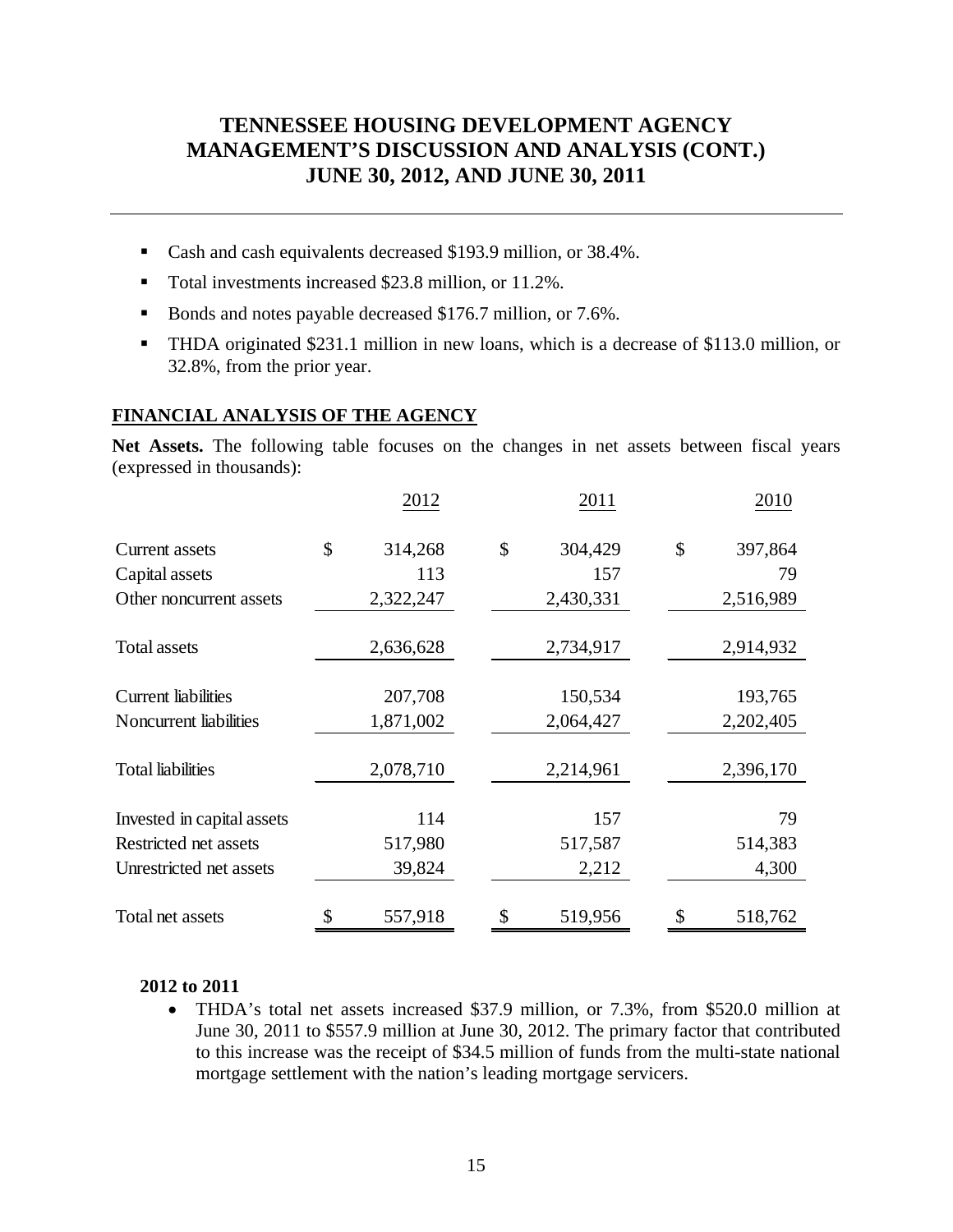- Cash and cash equivalents decreased $193.9 million, or 38.4%.
- Total investments increased $23.8 million, or 11.2%.
- Bonds and notes payable decreased $176.7 million, or 7.6%.
- THDA originated $231.1 million in new loans, which is a decrease of $113.0 million, or 32.8%, from the prior year.

## FINANCIAL ANALYSIS OF THE AGENCY

**Net Assets.** The following table focuses on the changes in net assets between fiscal years (expressed in thousands):

| | 2012 | 2011 | 2010 |
|---|---|---|---|
| Current assets | $ 314,268 | $ 304,429 | $ 397,864 |
| Capital assets | 113 | 157 | 79 |
| Other noncurrent assets | 2,322,247 | 2,430,331 | 2,516,989 |
| Total assets | 2,636,628 | 2,734,917 | 2,914,932 |
| Current liabilities | 207,708 | 150,534 | 193,765 |
| Noncurrent liabilities | 1,871,002 | 2,064,427 | 2,202,405 |
| Total liabilities | 2,078,710 | 2,214,961 | 2,396,170 |
| Invested in capital assets | 114 | 157 | 79 |
| Restricted net assets | 517,980 | 517,587 | 514,383 |
| Unrestricted net assets | 39,824 | 2,212 | 4,300 |
| Total net assets | $ 557,918 | $ 519,956 | $ 518,762 |

**2012 to 2011**

- THDA's total net assets increased $37.9 million, or 7.3%, from $520.0 million at June 30, 2011 to $557.9 million at June 30, 2012. The primary factor that contributed to this increase was the receipt of $34.5 million of funds from the multi-state national mortgage settlement with the nation's leading mortgage servicers.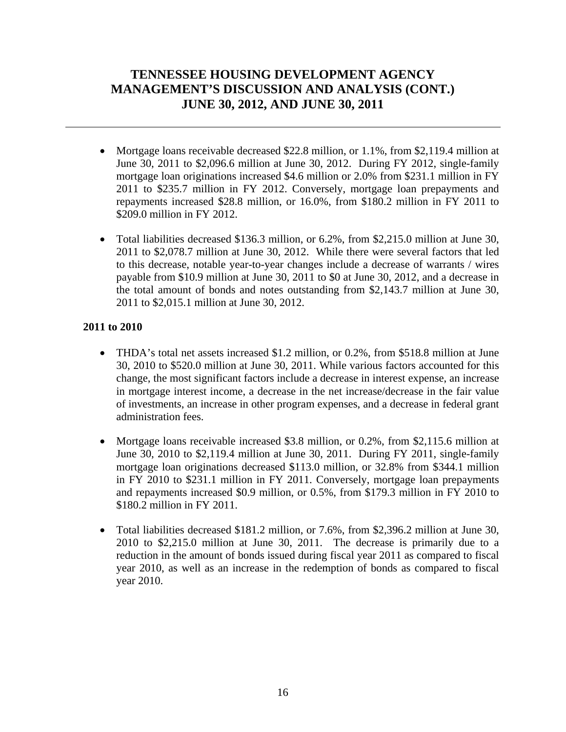- Mortgage loans receivable decreased $22.8 million, or 1.1%, from $2,119.4 million at June 30, 2011 to $2,096.6 million at June 30, 2012. During FY 2012, single-family mortgage loan originations increased $4.6 million or 2.0% from $231.1 million in FY 2011 to $235.7 million in FY 2012. Conversely, mortgage loan prepayments and repayments increased $28.8 million, or 16.0%, from $180.2 million in FY 2011 to $209.0 million in FY 2012.

- Total liabilities decreased $136.3 million, or 6.2%, from $2,215.0 million at June 30, 2011 to $2,078.7 million at June 30, 2012. While there were several factors that led to this decrease, notable year-to-year changes include a decrease of warrants / wires payable from $10.9 million at June 30, 2011 to $0 at June 30, 2012, and a decrease in the total amount of bonds and notes outstanding from $2,143.7 million at June 30, 2011 to $2,015.1 million at June 30, 2012.

**2011 to 2010**

- THDA's total net assets increased $1.2 million, or 0.2%, from $518.8 million at June 30, 2010 to $520.0 million at June 30, 2011. While various factors accounted for this change, the most significant factors include a decrease in interest expense, an increase in mortgage interest income, a decrease in the net increase/decrease in the fair value of investments, an increase in other program expenses, and a decrease in federal grant administration fees.

- Mortgage loans receivable increased $3.8 million, or 0.2%, from $2,115.6 million at June 30, 2010 to $2,119.4 million at June 30, 2011. During FY 2011, single-family mortgage loan originations decreased $113.0 million, or 32.8% from $344.1 million in FY 2010 to $231.1 million in FY 2011. Conversely, mortgage loan prepayments and repayments increased $0.9 million, or 0.5%, from $179.3 million in FY 2010 to $180.2 million in FY 2011.

- Total liabilities decreased $181.2 million, or 7.6%, from $2,396.2 million at June 30, 2010 to $2,215.0 million at June 30, 2011. The decrease is primarily due to a reduction in the amount of bonds issued during fiscal year 2011 as compared to fiscal year 2010, as well as an increase in the redemption of bonds as compared to fiscal year 2010.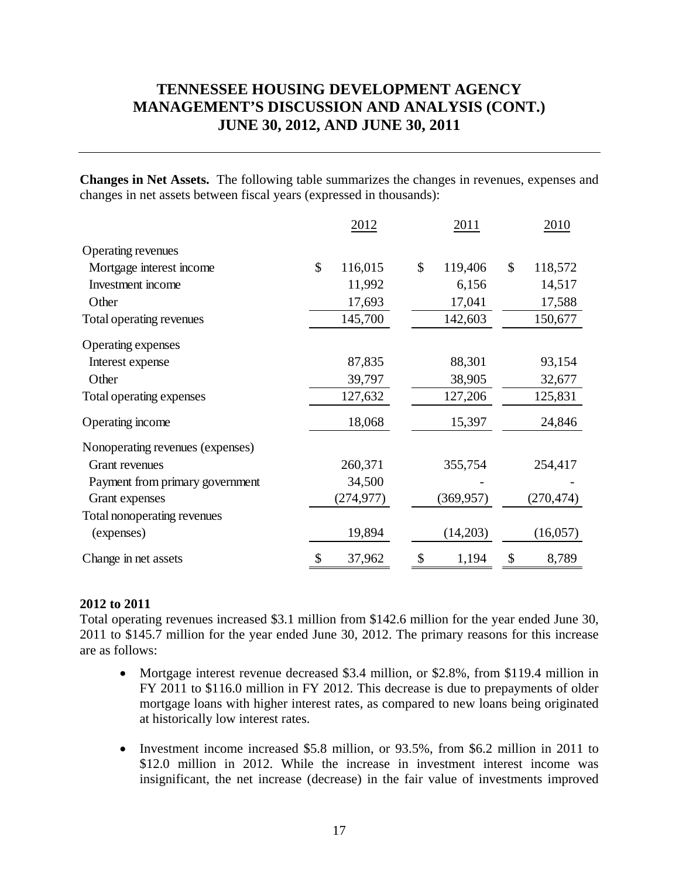# TENNESSEE HOUSING DEVELOPMENT AGENCY
# MANAGEMENT'S DISCUSSION AND ANALYSIS (CONT.)
# JUNE 30, 2012, AND JUNE 30, 2011

**Changes in Net Assets.** The following table summarizes the changes in revenues, expenses and changes in net assets between fiscal years (expressed in thousands):

| | 2012 | 2011 | 2010 |
|---|---|---|---|
| Operating revenues | | | |
| Mortgage interest income | $ 116,015 | $ 119,406 | $ 118,572 |
| Investment income | 11,992 | 6,156 | 14,517 |
| Other | 17,693 | 17,041 | 17,588 |
| Total operating revenues | 145,700 | 142,603 | 150,677 |
| Operating expenses | | | |
| Interest expense | 87,835 | 88,301 | 93,154 |
| Other | 39,797 | 38,905 | 32,677 |
| Total operating expenses | 127,632 | 127,206 | 125,831 |
| Operating income | 18,068 | 15,397 | 24,846 |
| Nonoperating revenues (expenses) | | | |
| Grant revenues | 260,371 | 355,754 | 254,417 |
| Payment from primary government | 34,500 | - | - |
| Grant expenses | (274,977) | (369,957) | (270,474) |
| Total nonoperating revenues (expenses) | 19,894 | (14,203) | (16,057) |
| Change in net assets | $ 37,962 | $ 1,194 | $ 8,789 |

**2012 to 2011**

Total operating revenues increased $3.1 million from $142.6 million for the year ended June 30, 2011 to $145.7 million for the year ended June 30, 2012. The primary reasons for this increase are as follows:

- Mortgage interest revenue decreased $3.4 million, or $2.8%, from $119.4 million in FY 2011 to $116.0 million in FY 2012. This decrease is due to prepayments of older mortgage loans with higher interest rates, as compared to new loans being originated at historically low interest rates.

- Investment income increased $5.8 million, or 93.5%, from $6.2 million in 2011 to $12.0 million in 2012. While the increase in investment interest income was insignificant, the net increase (decrease) in the fair value of investments improved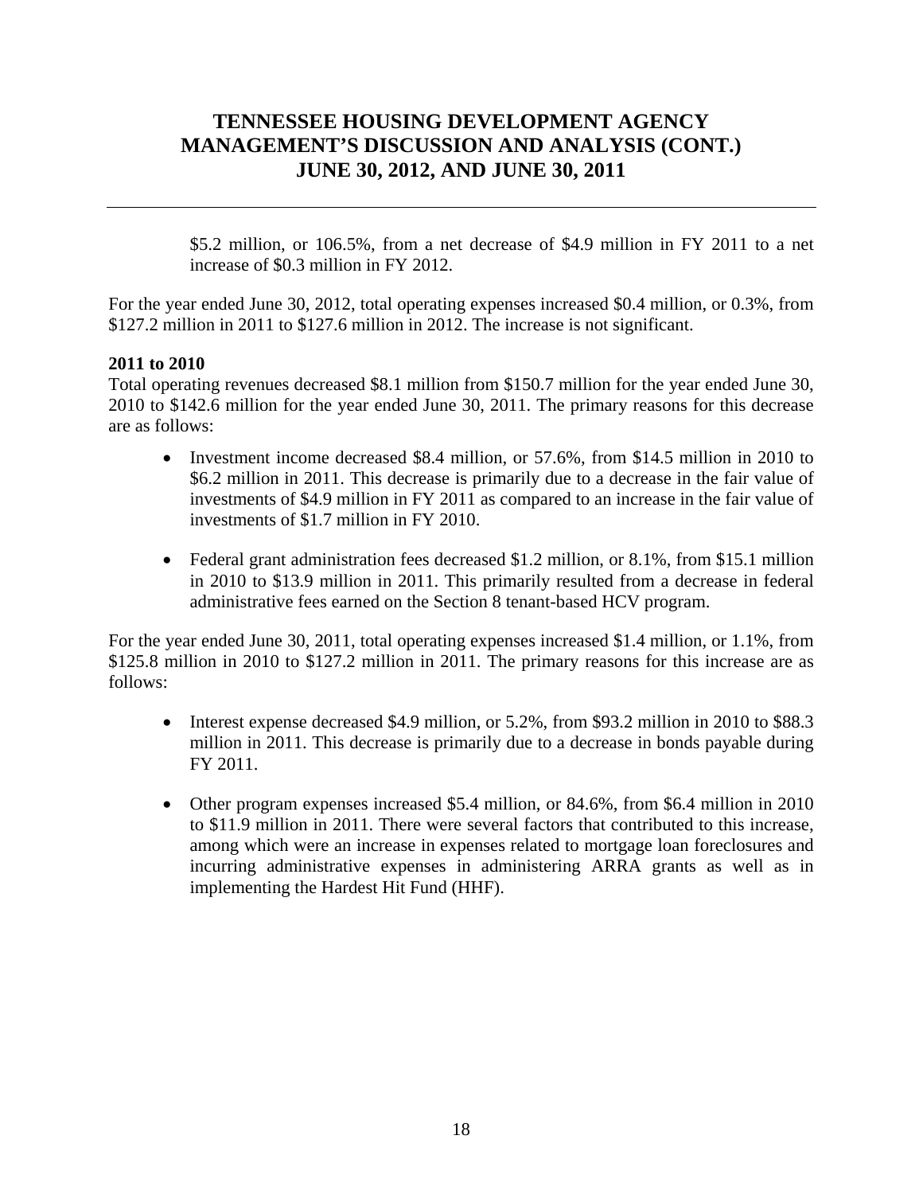$5.2 million, or 106.5%, from a net decrease of $4.9 million in FY 2011 to a net increase of $0.3 million in FY 2012.

For the year ended June 30, 2012, total operating expenses increased $0.4 million, or 0.3%, from $127.2 million in 2011 to $127.6 million in 2012. The increase is not significant.

**2011 to 2010**

Total operating revenues decreased $8.1 million from $150.7 million for the year ended June 30, 2010 to $142.6 million for the year ended June 30, 2011. The primary reasons for this decrease are as follows:

- Investment income decreased $8.4 million, or 57.6%, from $14.5 million in 2010 to $6.2 million in 2011. This decrease is primarily due to a decrease in the fair value of investments of $4.9 million in FY 2011 as compared to an increase in the fair value of investments of $1.7 million in FY 2010.

- Federal grant administration fees decreased $1.2 million, or 8.1%, from $15.1 million in 2010 to $13.9 million in 2011. This primarily resulted from a decrease in federal administrative fees earned on the Section 8 tenant-based HCV program.

For the year ended June 30, 2011, total operating expenses increased $1.4 million, or 1.1%, from $125.8 million in 2010 to $127.2 million in 2011. The primary reasons for this increase are as follows:

- Interest expense decreased $4.9 million, or 5.2%, from $93.2 million in 2010 to $88.3 million in 2011. This decrease is primarily due to a decrease in bonds payable during FY 2011.

- Other program expenses increased $5.4 million, or 84.6%, from $6.4 million in 2010 to $11.9 million in 2011. There were several factors that contributed to this increase, among which were an increase in expenses related to mortgage loan foreclosures and incurring administrative expenses in administering ARRA grants as well as in implementing the Hardest Hit Fund (HHF).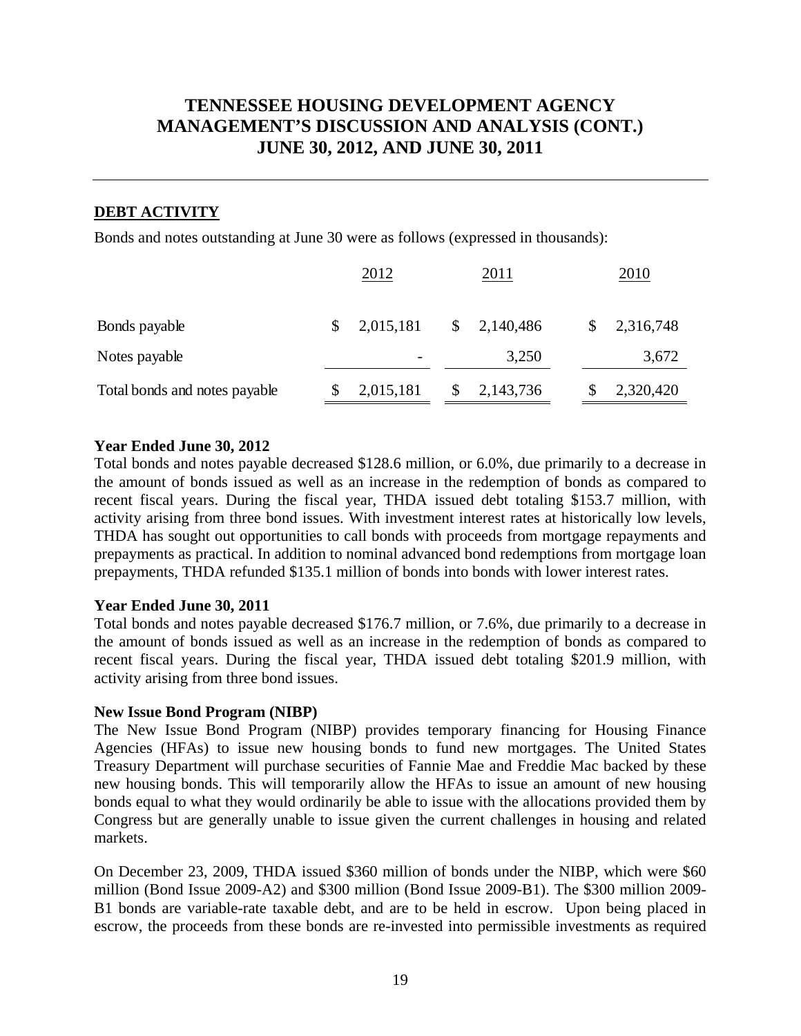# TENNESSEE HOUSING DEVELOPMENT AGENCY MANAGEMENT'S DISCUSSION AND ANALYSIS (CONT.) JUNE 30, 2012, AND JUNE 30, 2011

## DEBT ACTIVITY

Bonds and notes outstanding at June 30 were as follows (expressed in thousands):

| | 2012 | 2011 | 2010 |
|---|---|---|---|
| Bonds payable | $ 2,015,181 | $ 2,140,486 | $ 2,316,748 |
| Notes payable | - | 3,250 | 3,672 |
| Total bonds and notes payable | $ 2,015,181 | $ 2,143,736 | $ 2,320,420 |

**Year Ended June 30, 2012**

Total bonds and notes payable decreased $128.6 million, or 6.0%, due primarily to a decrease in the amount of bonds issued as well as an increase in the redemption of bonds as compared to recent fiscal years. During the fiscal year, THDA issued debt totaling $153.7 million, with activity arising from three bond issues. With investment interest rates at historically low levels, THDA has sought out opportunities to call bonds with proceeds from mortgage repayments and prepayments as practical. In addition to nominal advanced bond redemptions from mortgage loan prepayments, THDA refunded $135.1 million of bonds into bonds with lower interest rates.

**Year Ended June 30, 2011**

Total bonds and notes payable decreased $176.7 million, or 7.6%, due primarily to a decrease in the amount of bonds issued as well as an increase in the redemption of bonds as compared to recent fiscal years. During the fiscal year, THDA issued debt totaling $201.9 million, with activity arising from three bond issues.

**New Issue Bond Program (NIBP)**

The New Issue Bond Program (NIBP) provides temporary financing for Housing Finance Agencies (HFAs) to issue new housing bonds to fund new mortgages. The United States Treasury Department will purchase securities of Fannie Mae and Freddie Mac backed by these new housing bonds. This will temporarily allow the HFAs to issue an amount of new housing bonds equal to what they would ordinarily be able to issue with the allocations provided them by Congress but are generally unable to issue given the current challenges in housing and related markets.

On December 23, 2009, THDA issued $360 million of bonds under the NIBP, which were $60 million (Bond Issue 2009-A2) and $300 million (Bond Issue 2009-B1). The $300 million 2009-B1 bonds are variable-rate taxable debt, and are to be held in escrow. Upon being placed in escrow, the proceeds from these bonds are re-invested into permissible investments as required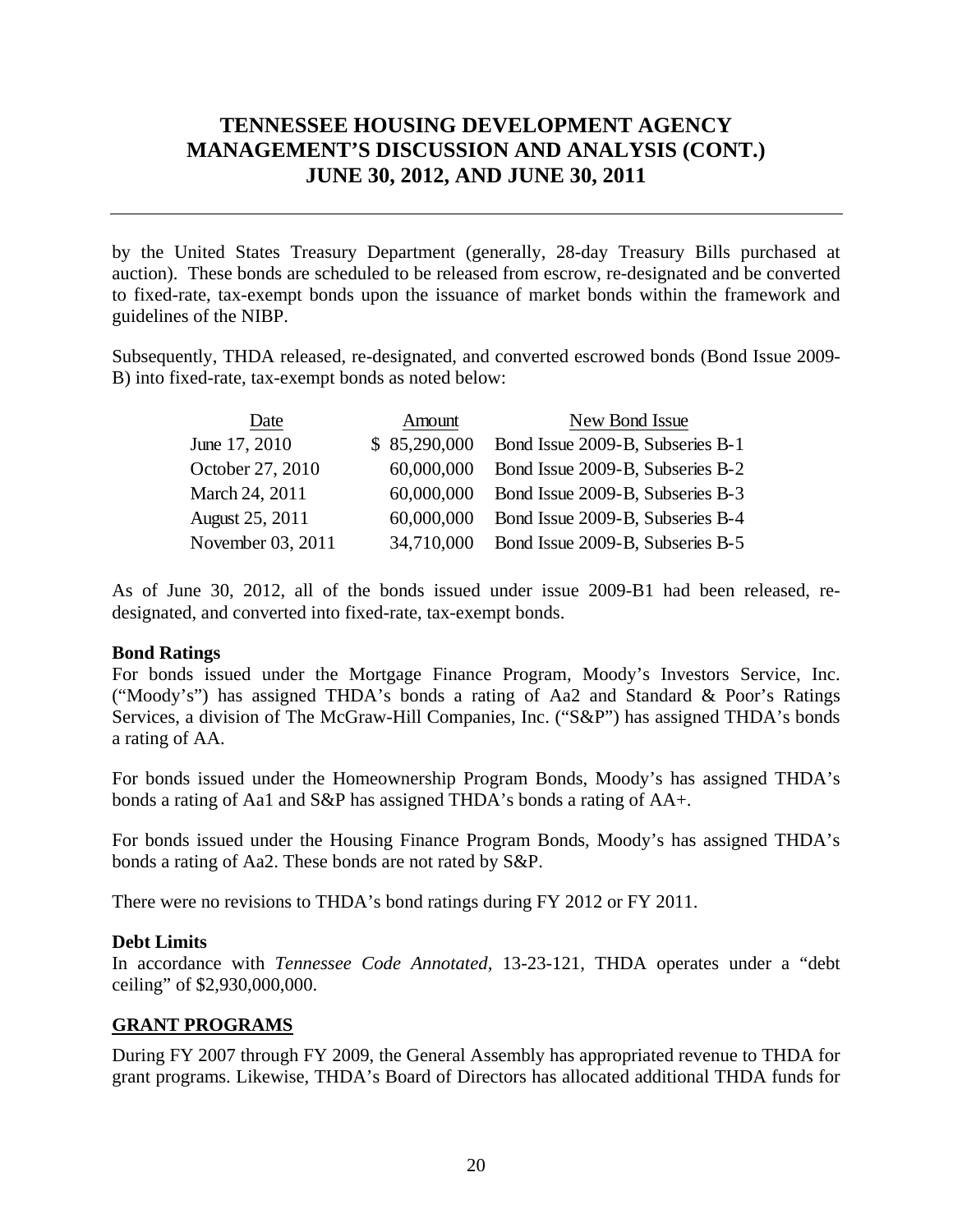by the United States Treasury Department (generally, 28-day Treasury Bills purchased at auction). These bonds are scheduled to be released from escrow, re-designated and be converted to fixed-rate, tax-exempt bonds upon the issuance of market bonds within the framework and guidelines of the NIBP.

Subsequently, THDA released, re-designated, and converted escrowed bonds (Bond Issue 2009-B) into fixed-rate, tax-exempt bonds as noted below:

| Date | Amount | New Bond Issue |
|---|---|---|
| June 17, 2010 | $ 85,290,000 | Bond Issue 2009-B, Subseries B-1 |
| October 27, 2010 | 60,000,000 | Bond Issue 2009-B, Subseries B-2 |
| March 24, 2011 | 60,000,000 | Bond Issue 2009-B, Subseries B-3 |
| August 25, 2011 | 60,000,000 | Bond Issue 2009-B, Subseries B-4 |
| November 03, 2011 | 34,710,000 | Bond Issue 2009-B, Subseries B-5 |

As of June 30, 2012, all of the bonds issued under issue 2009-B1 had been released, re-designated, and converted into fixed-rate, tax-exempt bonds.

**Bond Ratings**

For bonds issued under the Mortgage Finance Program, Moody's Investors Service, Inc. ("Moody's") has assigned THDA's bonds a rating of Aa2 and Standard & Poor's Ratings Services, a division of The McGraw-Hill Companies, Inc. ("S&P") has assigned THDA's bonds a rating of AA.

For bonds issued under the Homeownership Program Bonds, Moody's has assigned THDA's bonds a rating of Aa1 and S&P has assigned THDA's bonds a rating of AA+.

For bonds issued under the Housing Finance Program Bonds, Moody's has assigned THDA's bonds a rating of Aa2. These bonds are not rated by S&P.

There were no revisions to THDA's bond ratings during FY 2012 or FY 2011.

**Debt Limits**

In accordance with *Tennessee Code Annotated,* 13-23-121, THDA operates under a "debt ceiling" of $2,930,000,000.

## GRANT PROGRAMS

During FY 2007 through FY 2009, the General Assembly has appropriated revenue to THDA for grant programs. Likewise, THDA's Board of Directors has allocated additional THDA funds for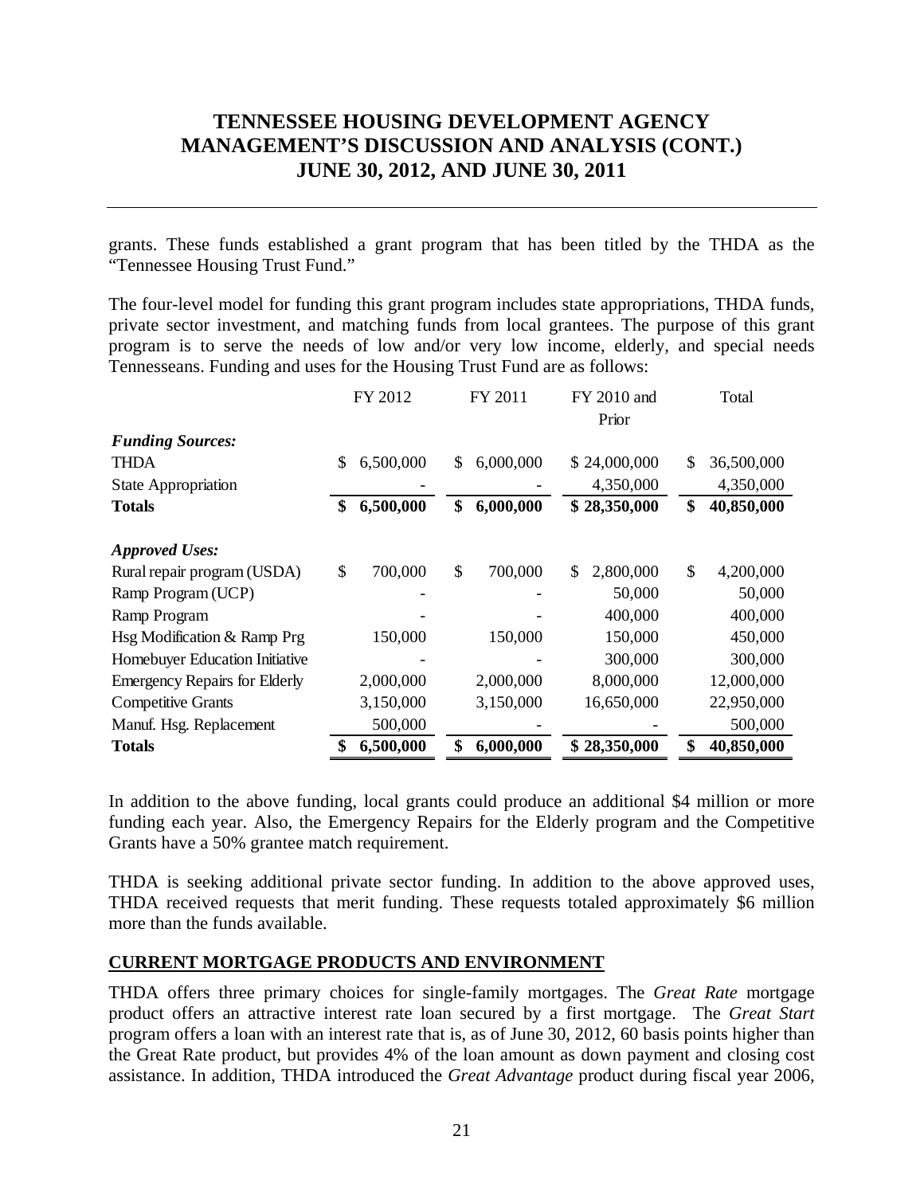grants. These funds established a grant program that has been titled by the THDA as the "Tennessee Housing Trust Fund."

The four-level model for funding this grant program includes state appropriations, THDA funds, private sector investment, and matching funds from local grantees. The purpose of this grant program is to serve the needs of low and/or very low income, elderly, and special needs Tennesseans. Funding and uses for the Housing Trust Fund are as follows:

| | FY 2012 | FY 2011 | FY 2010 and Prior | Total |
|---|---|---|---|---|
| ***Funding Sources:*** | | | | |
| THDA | $ 6,500,000 | $ 6,000,000 | $ 24,000,000 | $ 36,500,000 |
| State Appropriation | - | - | 4,350,000 | 4,350,000 |
| **Totals** | **$ 6,500,000** | **$ 6,000,000** | **$ 28,350,000** | **$ 40,850,000** |
| ***Approved Uses:*** | | | | |
| Rural repair program (USDA) | $ 700,000 | $ 700,000 | $ 2,800,000 | $ 4,200,000 |
| Ramp Program (UCP) | - | - | 50,000 | 50,000 |
| Ramp Program | - | - | 400,000 | 400,000 |
| Hsg Modification & Ramp Prg | 150,000 | 150,000 | 150,000 | 450,000 |
| Homebuyer Education Initiative | - | - | 300,000 | 300,000 |
| Emergency Repairs for Elderly | 2,000,000 | 2,000,000 | 8,000,000 | 12,000,000 |
| Competitive Grants | 3,150,000 | 3,150,000 | 16,650,000 | 22,950,000 |
| Manuf. Hsg. Replacement | 500,000 | - | - | 500,000 |
| **Totals** | **$ 6,500,000** | **$ 6,000,000** | **$ 28,350,000** | **$ 40,850,000** |

In addition to the above funding, local grants could produce an additional $4 million or more funding each year. Also, the Emergency Repairs for the Elderly program and the Competitive Grants have a 50% grantee match requirement.

THDA is seeking additional private sector funding. In addition to the above approved uses, THDA received requests that merit funding. These requests totaled approximately $6 million more than the funds available.

## CURRENT MORTGAGE PRODUCTS AND ENVIRONMENT

THDA offers three primary choices for single-family mortgages. The *Great Rate* mortgage product offers an attractive interest rate loan secured by a first mortgage. The *Great Start* program offers a loan with an interest rate that is, as of June 30, 2012, 60 basis points higher than the Great Rate product, but provides 4% of the loan amount as down payment and closing cost assistance. In addition, THDA introduced the *Great Advantage* product during fiscal year 2006,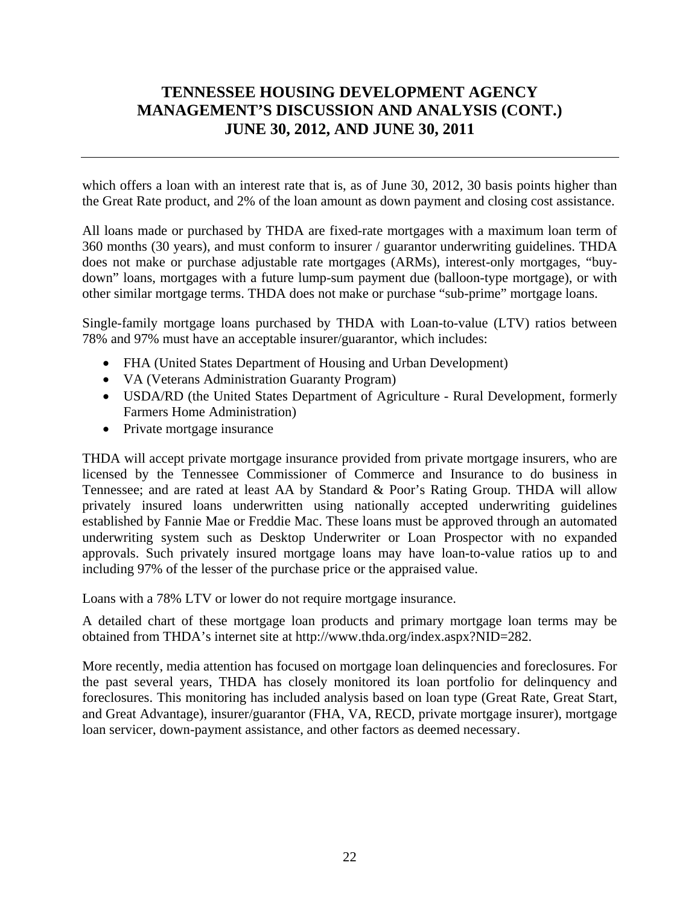which offers a loan with an interest rate that is, as of June 30, 2012, 30 basis points higher than the Great Rate product, and 2% of the loan amount as down payment and closing cost assistance.

All loans made or purchased by THDA are fixed-rate mortgages with a maximum loan term of 360 months (30 years), and must conform to insurer / guarantor underwriting guidelines. THDA does not make or purchase adjustable rate mortgages (ARMs), interest-only mortgages, "buy-down" loans, mortgages with a future lump-sum payment due (balloon-type mortgage), or with other similar mortgage terms. THDA does not make or purchase "sub-prime" mortgage loans.

Single-family mortgage loans purchased by THDA with Loan-to-value (LTV) ratios between 78% and 97% must have an acceptable insurer/guarantor, which includes:

- FHA (United States Department of Housing and Urban Development)
- VA (Veterans Administration Guaranty Program)
- USDA/RD (the United States Department of Agriculture - Rural Development, formerly Farmers Home Administration)
- Private mortgage insurance

THDA will accept private mortgage insurance provided from private mortgage insurers, who are licensed by the Tennessee Commissioner of Commerce and Insurance to do business in Tennessee; and are rated at least AA by Standard & Poor's Rating Group. THDA will allow privately insured loans underwritten using nationally accepted underwriting guidelines established by Fannie Mae or Freddie Mac. These loans must be approved through an automated underwriting system such as Desktop Underwriter or Loan Prospector with no expanded approvals. Such privately insured mortgage loans may have loan-to-value ratios up to and including 97% of the lesser of the purchase price or the appraised value.

Loans with a 78% LTV or lower do not require mortgage insurance.

A detailed chart of these mortgage loan products and primary mortgage loan terms may be obtained from THDA's internet site at http://www.thda.org/index.aspx?NID=282.

More recently, media attention has focused on mortgage loan delinquencies and foreclosures. For the past several years, THDA has closely monitored its loan portfolio for delinquency and foreclosures. This monitoring has included analysis based on loan type (Great Rate, Great Start, and Great Advantage), insurer/guarantor (FHA, VA, RECD, private mortgage insurer), mortgage loan servicer, down-payment assistance, and other factors as deemed necessary.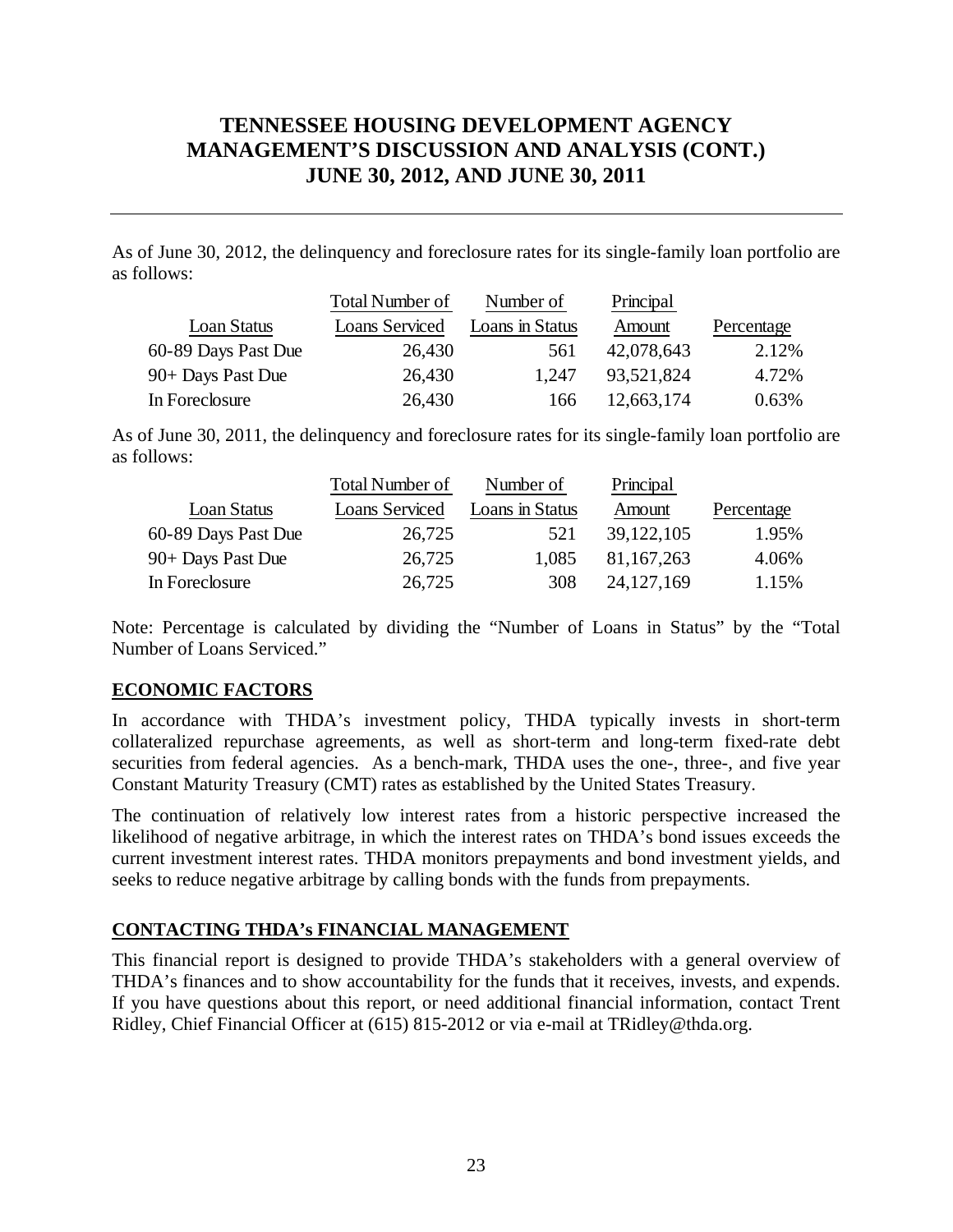# TENNESSEE HOUSING DEVELOPMENT AGENCY MANAGEMENT'S DISCUSSION AND ANALYSIS (CONT.) JUNE 30, 2012, AND JUNE 30, 2011

As of June 30, 2012, the delinquency and foreclosure rates for its single-family loan portfolio are as follows:

| Loan Status | Total Number of Loans Serviced | Number of Loans in Status | Principal Amount | Percentage |
|---|---|---|---|---|
| 60-89 Days Past Due | 26,430 | 561 | 42,078,643 | 2.12% |
| 90+ Days Past Due | 26,430 | 1,247 | 93,521,824 | 4.72% |
| In Foreclosure | 26,430 | 166 | 12,663,174 | 0.63% |

As of June 30, 2011, the delinquency and foreclosure rates for its single-family loan portfolio are as follows:

| Loan Status | Total Number of Loans Serviced | Number of Loans in Status | Principal Amount | Percentage |
|---|---|---|---|---|
| 60-89 Days Past Due | 26,725 | 521 | 39,122,105 | 1.95% |
| 90+ Days Past Due | 26,725 | 1,085 | 81,167,263 | 4.06% |
| In Foreclosure | 26,725 | 308 | 24,127,169 | 1.15% |

Note: Percentage is calculated by dividing the "Number of Loans in Status" by the "Total Number of Loans Serviced."

## ECONOMIC FACTORS

In accordance with THDA's investment policy, THDA typically invests in short-term collateralized repurchase agreements, as well as short-term and long-term fixed-rate debt securities from federal agencies. As a bench-mark, THDA uses the one-, three-, and five year Constant Maturity Treasury (CMT) rates as established by the United States Treasury.

The continuation of relatively low interest rates from a historic perspective increased the likelihood of negative arbitrage, in which the interest rates on THDA's bond issues exceeds the current investment interest rates. THDA monitors prepayments and bond investment yields, and seeks to reduce negative arbitrage by calling bonds with the funds from prepayments.

## CONTACTING THDA's FINANCIAL MANAGEMENT

This financial report is designed to provide THDA's stakeholders with a general overview of THDA's finances and to show accountability for the funds that it receives, invests, and expends. If you have questions about this report, or need additional financial information, contact Trent Ridley, Chief Financial Officer at (615) 815-2012 or via e-mail at TRidley@thda.org.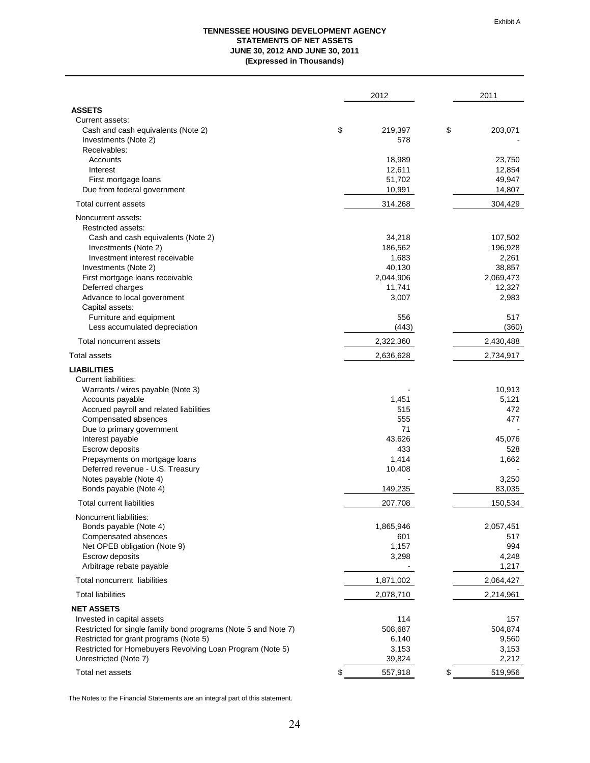Exhibit A

**TENNESSEE HOUSING DEVELOPMENT AGENCY**
**STATEMENTS OF NET ASSETS**
**JUNE 30, 2012 AND JUNE 30, 2011**
**(Expressed in Thousands)**

| | 2012 | 2011 |
|---|---|---|
| **ASSETS** | | |
| Current assets: | | |
| Cash and cash equivalents (Note 2) | $ 219,397 | $ 203,071 |
| Investments (Note 2) | 578 | - |
| Receivables: | | |
| Accounts | 18,989 | 23,750 |
| Interest | 12,611 | 12,854 |
| First mortgage loans | 51,702 | 49,947 |
| Due from federal government | 10,991 | 14,807 |
| Total current assets | 314,268 | 304,429 |
| Noncurrent assets: | | |
| Restricted assets: | | |
| Cash and cash equivalents (Note 2) | 34,218 | 107,502 |
| Investments (Note 2) | 186,562 | 196,928 |
| Investment interest receivable | 1,683 | 2,261 |
| Investments (Note 2) | 40,130 | 38,857 |
| First mortgage loans receivable | 2,044,906 | 2,069,473 |
| Deferred charges | 11,741 | 12,327 |
| Advance to local government | 3,007 | 2,983 |
| Capital assets: | | |
| Furniture and equipment | 556 | 517 |
| Less accumulated depreciation | (443) | (360) |
| Total noncurrent assets | 2,322,360 | 2,430,488 |
| Total assets | 2,636,628 | 2,734,917 |
| **LIABILITIES** | | |
| Current liabilities: | | |
| Warrants / wires payable (Note 3) | - | 10,913 |
| Accounts payable | 1,451 | 5,121 |
| Accrued payroll and related liabilities | 515 | 472 |
| Compensated absences | 555 | 477 |
| Due to primary government | 71 | - |
| Interest payable | 43,626 | 45,076 |
| Escrow deposits | 433 | 528 |
| Prepayments on mortgage loans | 1,414 | 1,662 |
| Deferred revenue - U.S. Treasury | 10,408 | - |
| Notes payable (Note 4) | - | 3,250 |
| Bonds payable (Note 4) | 149,235 | 83,035 |
| Total current liabilities | 207,708 | 150,534 |
| Noncurrent liabilities: | | |
| Bonds payable (Note 4) | 1,865,946 | 2,057,451 |
| Compensated absences | 601 | 517 |
| Net OPEB obligation (Note 9) | 1,157 | 994 |
| Escrow deposits | 3,298 | 4,248 |
| Arbitrage rebate payable | - | 1,217 |
| Total noncurrent liabilities | 1,871,002 | 2,064,427 |
| Total liabilities | 2,078,710 | 2,214,961 |
| **NET ASSETS** | | |
| Invested in capital assets | 114 | 157 |
| Restricted for single family bond programs (Note 5 and Note 7) | 508,687 | 504,874 |
| Restricted for grant programs (Note 5) | 6,140 | 9,560 |
| Restricted for Homebuyers Revolving Loan Program (Note 5) | 3,153 | 3,153 |
| Unrestricted (Note 7) | 39,824 | 2,212 |
| Total net assets | $ 557,918 | $ 519,956 |

The Notes to the Financial Statements are an integral part of this statement.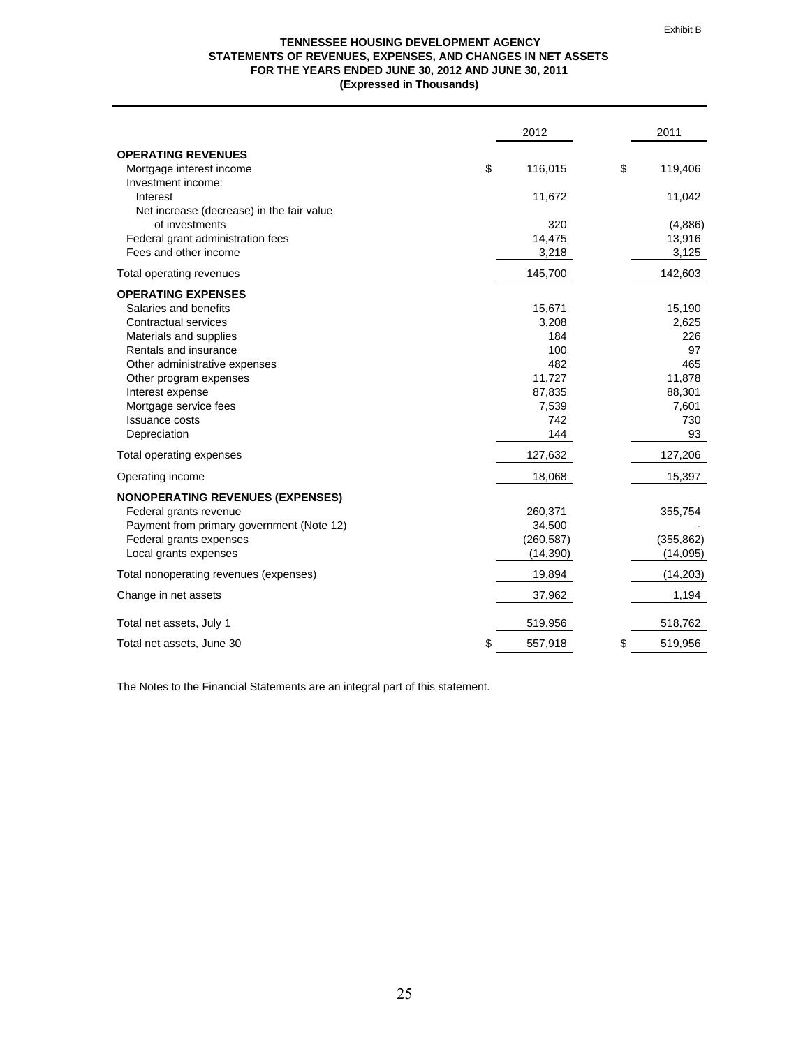Exhibit B

**TENNESSEE HOUSING DEVELOPMENT AGENCY**
**STATEMENTS OF REVENUES, EXPENSES, AND CHANGES IN NET ASSETS**
**FOR THE YEARS ENDED JUNE 30, 2012 AND JUNE 30, 2011**
**(Expressed in Thousands)**

| | 2012 | 2011 |
|---|---|---|
| **OPERATING REVENUES** | | |
| Mortgage interest income | $ 116,015 | $ 119,406 |
| Investment income: | | |
| Interest | 11,672 | 11,042 |
| Net increase (decrease) in the fair value of investments | 320 | (4,886) |
| Federal grant administration fees | 14,475 | 13,916 |
| Fees and other income | 3,218 | 3,125 |
| Total operating revenues | 145,700 | 142,603 |
| **OPERATING EXPENSES** | | |
| Salaries and benefits | 15,671 | 15,190 |
| Contractual services | 3,208 | 2,625 |
| Materials and supplies | 184 | 226 |
| Rentals and insurance | 100 | 97 |
| Other administrative expenses | 482 | 465 |
| Other program expenses | 11,727 | 11,878 |
| Interest expense | 87,835 | 88,301 |
| Mortgage service fees | 7,539 | 7,601 |
| Issuance costs | 742 | 730 |
| Depreciation | 144 | 93 |
| Total operating expenses | 127,632 | 127,206 |
| Operating income | 18,068 | 15,397 |
| **NONOPERATING REVENUES (EXPENSES)** | | |
| Federal grants revenue | 260,371 | 355,754 |
| Payment from primary government (Note 12) | 34,500 | - |
| Federal grants expenses | (260,587) | (355,862) |
| Local grants expenses | (14,390) | (14,095) |
| Total nonoperating revenues (expenses) | 19,894 | (14,203) |
| Change in net assets | 37,962 | 1,194 |
| Total net assets, July 1 | 519,956 | 518,762 |
| Total net assets, June 30 | $ 557,918 | $ 519,956 |

The Notes to the Financial Statements are an integral part of this statement.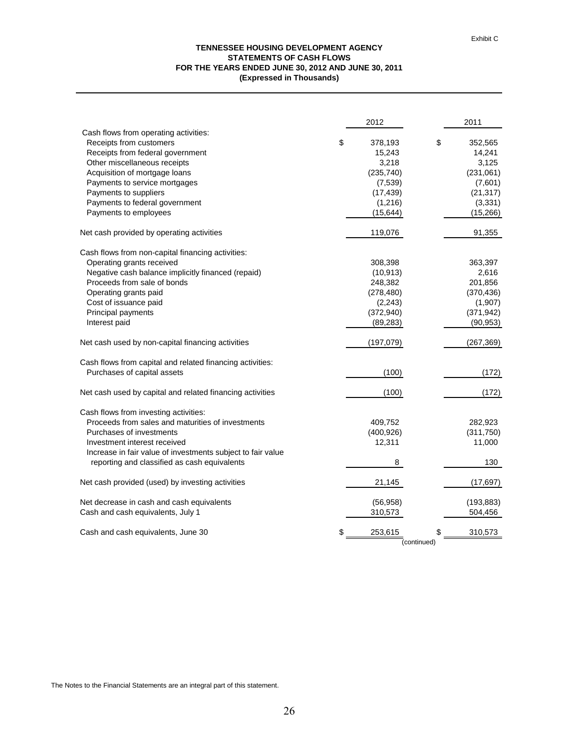Exhibit C

**TENNESSEE HOUSING DEVELOPMENT AGENCY**
**STATEMENTS OF CASH FLOWS**
**FOR THE YEARS ENDED JUNE 30, 2012 AND JUNE 30, 2011**
**(Expressed in Thousands)**

| | 2012 | 2011 |
|---|---|---|
| Cash flows from operating activities: | | |
| Receipts from customers | $ 378,193 | $ 352,565 |
| Receipts from federal government | 15,243 | 14,241 |
| Other miscellaneous receipts | 3,218 | 3,125 |
| Acquisition of mortgage loans | (235,740) | (231,061) |
| Payments to service mortgages | (7,539) | (7,601) |
| Payments to suppliers | (17,439) | (21,317) |
| Payments to federal government | (1,216) | (3,331) |
| Payments to employees | (15,644) | (15,266) |
| Net cash provided by operating activities | 119,076 | 91,355 |
| Cash flows from non-capital financing activities: | | |
| Operating grants received | 308,398 | 363,397 |
| Negative cash balance implicitly financed (repaid) | (10,913) | 2,616 |
| Proceeds from sale of bonds | 248,382 | 201,856 |
| Operating grants paid | (278,480) | (370,436) |
| Cost of issuance paid | (2,243) | (1,907) |
| Principal payments | (372,940) | (371,942) |
| Interest paid | (89,283) | (90,953) |
| Net cash used by non-capital financing activities | (197,079) | (267,369) |
| Cash flows from capital and related financing activities: | | |
| Purchases of capital assets | (100) | (172) |
| Net cash used by capital and related financing activities | (100) | (172) |
| Cash flows from investing activities: | | |
| Proceeds from sales and maturities of investments | 409,752 | 282,923 |
| Purchases of investments | (400,926) | (311,750) |
| Investment interest received | 12,311 | 11,000 |
| Increase in fair value of investments subject to fair value reporting and classified as cash equivalents | 8 | 130 |
| Net cash provided (used) by investing activities | 21,145 | (17,697) |
| Net decrease in cash and cash equivalents | (56,958) | (193,883) |
| Cash and cash equivalents, July 1 | 310,573 | 504,456 |
| Cash and cash equivalents, June 30 | $ 253,615 | $ 310,573 |

(continued)

The Notes to the Financial Statements are an integral part of this statement.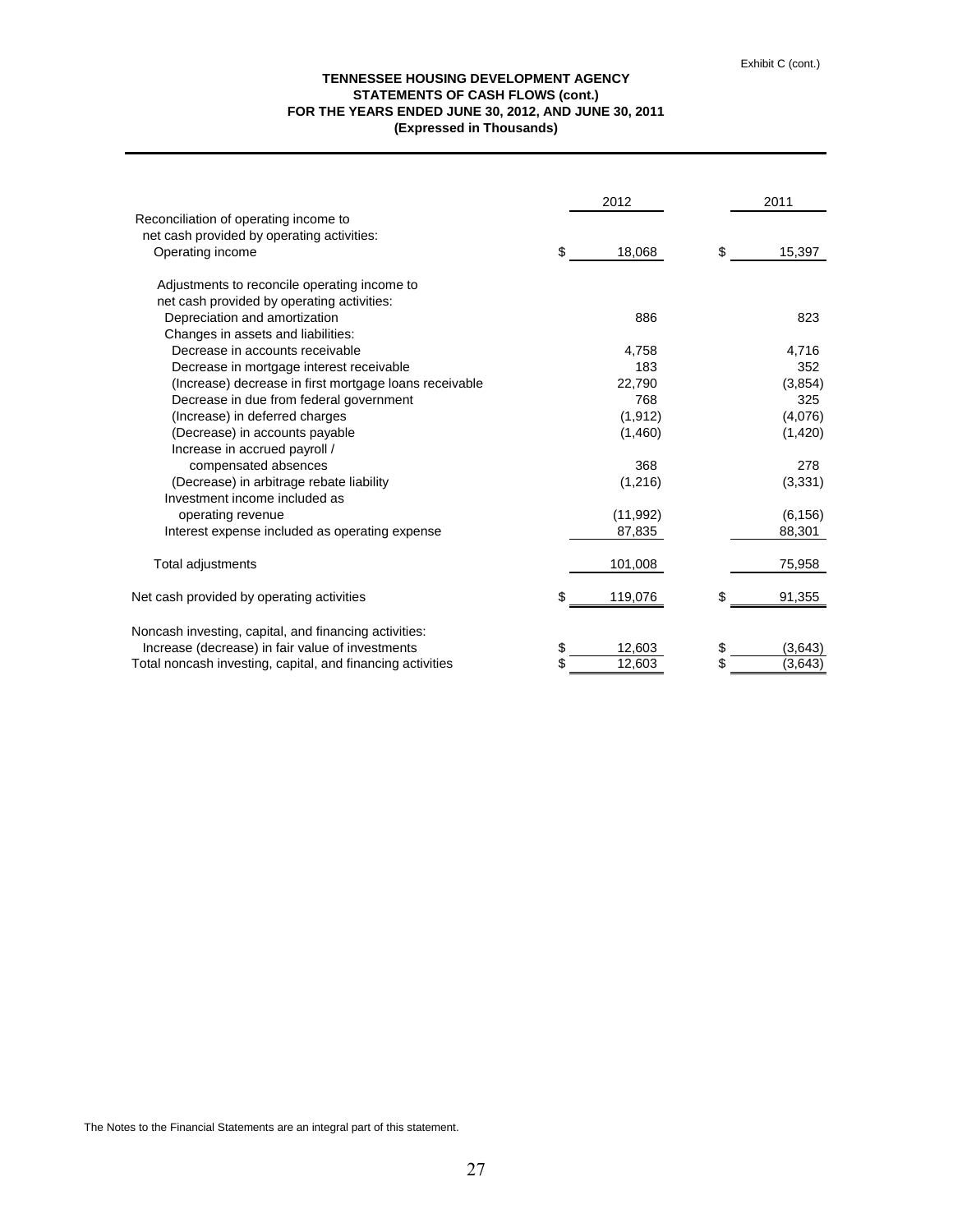Exhibit C (cont.)

**TENNESSEE HOUSING DEVELOPMENT AGENCY**
**STATEMENTS OF CASH FLOWS (cont.)**
**FOR THE YEARS ENDED JUNE 30, 2012, AND JUNE 30, 2011**
**(Expressed in Thousands)**

| | 2012 | 2011 |
|---|---|---|
| Reconciliation of operating income to net cash provided by operating activities: | | |
| Operating income | $ 18,068 | $ 15,397 |
| Adjustments to reconcile operating income to net cash provided by operating activities: | | |
| Depreciation and amortization | 886 | 823 |
| Changes in assets and liabilities: | | |
| Decrease in accounts receivable | 4,758 | 4,716 |
| Decrease in mortgage interest receivable | 183 | 352 |
| (Increase) decrease in first mortgage loans receivable | 22,790 | (3,854) |
| Decrease in due from federal government | 768 | 325 |
| (Increase) in deferred charges | (1,912) | (4,076) |
| (Decrease) in accounts payable | (1,460) | (1,420) |
| Increase in accrued payroll / compensated absences | 368 | 278 |
| (Decrease) in arbitrage rebate liability | (1,216) | (3,331) |
| Investment income included as operating revenue | (11,992) | (6,156) |
| Interest expense included as operating expense | 87,835 | 88,301 |
| Total adjustments | 101,008 | 75,958 |
| Net cash provided by operating activities | $ 119,076 | $ 91,355 |
| Noncash investing, capital, and financing activities: | | |
| Increase (decrease) in fair value of investments | $ 12,603 | $ (3,643) |
| Total noncash investing, capital, and financing activities | $ 12,603 | $ (3,643) |

The Notes to the Financial Statements are an integral part of this statement.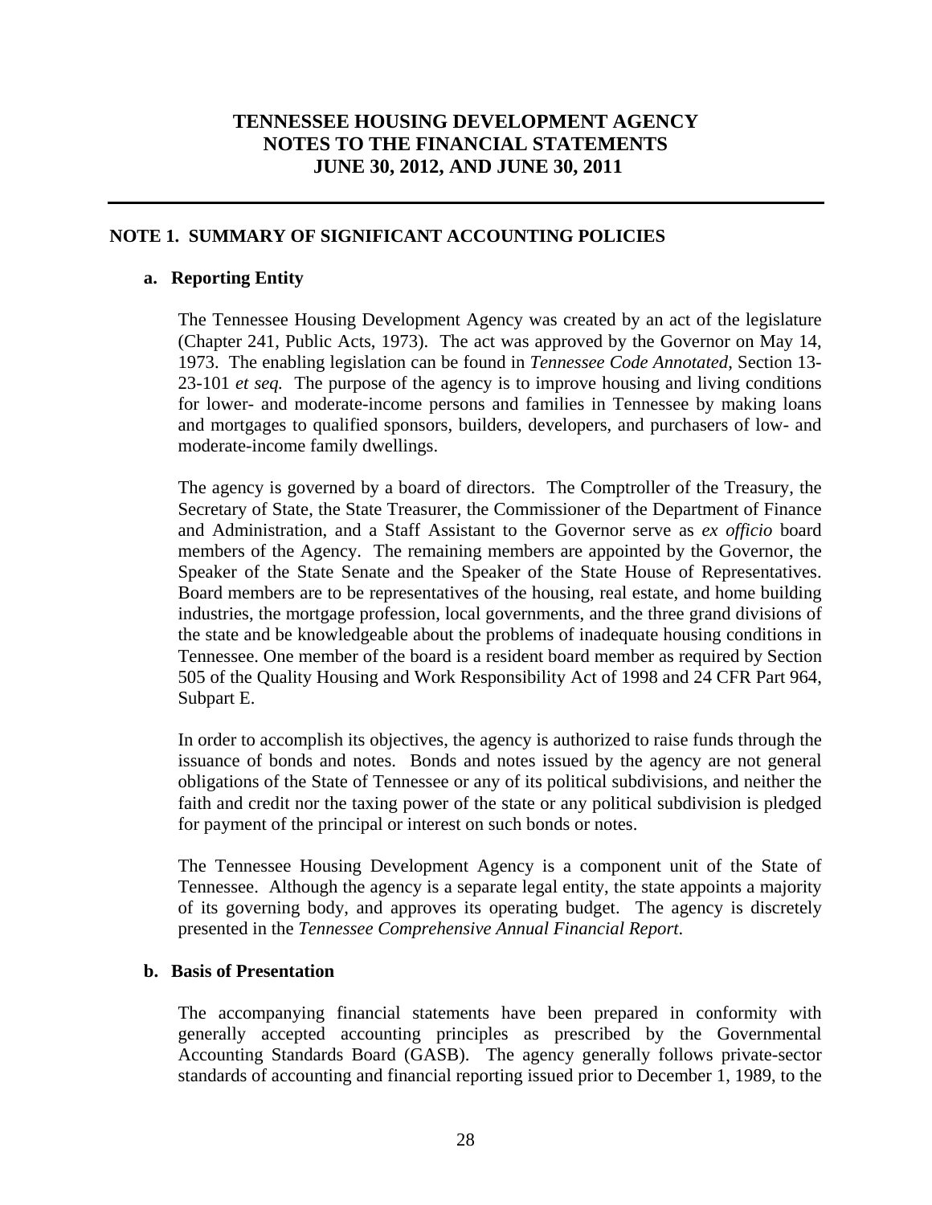# TENNESSEE HOUSING DEVELOPMENT AGENCY
# NOTES TO THE FINANCIAL STATEMENTS
# JUNE 30, 2012, AND JUNE 30, 2011

---

## NOTE 1. SUMMARY OF SIGNIFICANT ACCOUNTING POLICIES

### a. Reporting Entity

The Tennessee Housing Development Agency was created by an act of the legislature (Chapter 241, Public Acts, 1973). The act was approved by the Governor on May 14, 1973. The enabling legislation can be found in *Tennessee Code Annotated*, Section 13-23-101 *et seq.* The purpose of the agency is to improve housing and living conditions for lower- and moderate-income persons and families in Tennessee by making loans and mortgages to qualified sponsors, builders, developers, and purchasers of low- and moderate-income family dwellings.

The agency is governed by a board of directors. The Comptroller of the Treasury, the Secretary of State, the State Treasurer, the Commissioner of the Department of Finance and Administration, and a Staff Assistant to the Governor serve as *ex officio* board members of the Agency. The remaining members are appointed by the Governor, the Speaker of the State Senate and the Speaker of the State House of Representatives. Board members are to be representatives of the housing, real estate, and home building industries, the mortgage profession, local governments, and the three grand divisions of the state and be knowledgeable about the problems of inadequate housing conditions in Tennessee. One member of the board is a resident board member as required by Section 505 of the Quality Housing and Work Responsibility Act of 1998 and 24 CFR Part 964, Subpart E.

In order to accomplish its objectives, the agency is authorized to raise funds through the issuance of bonds and notes. Bonds and notes issued by the agency are not general obligations of the State of Tennessee or any of its political subdivisions, and neither the faith and credit nor the taxing power of the state or any political subdivision is pledged for payment of the principal or interest on such bonds or notes.

The Tennessee Housing Development Agency is a component unit of the State of Tennessee. Although the agency is a separate legal entity, the state appoints a majority of its governing body, and approves its operating budget. The agency is discretely presented in the *Tennessee Comprehensive Annual Financial Report*.

### b. Basis of Presentation

The accompanying financial statements have been prepared in conformity with generally accepted accounting principles as prescribed by the Governmental Accounting Standards Board (GASB). The agency generally follows private-sector standards of accounting and financial reporting issued prior to December 1, 1989, to the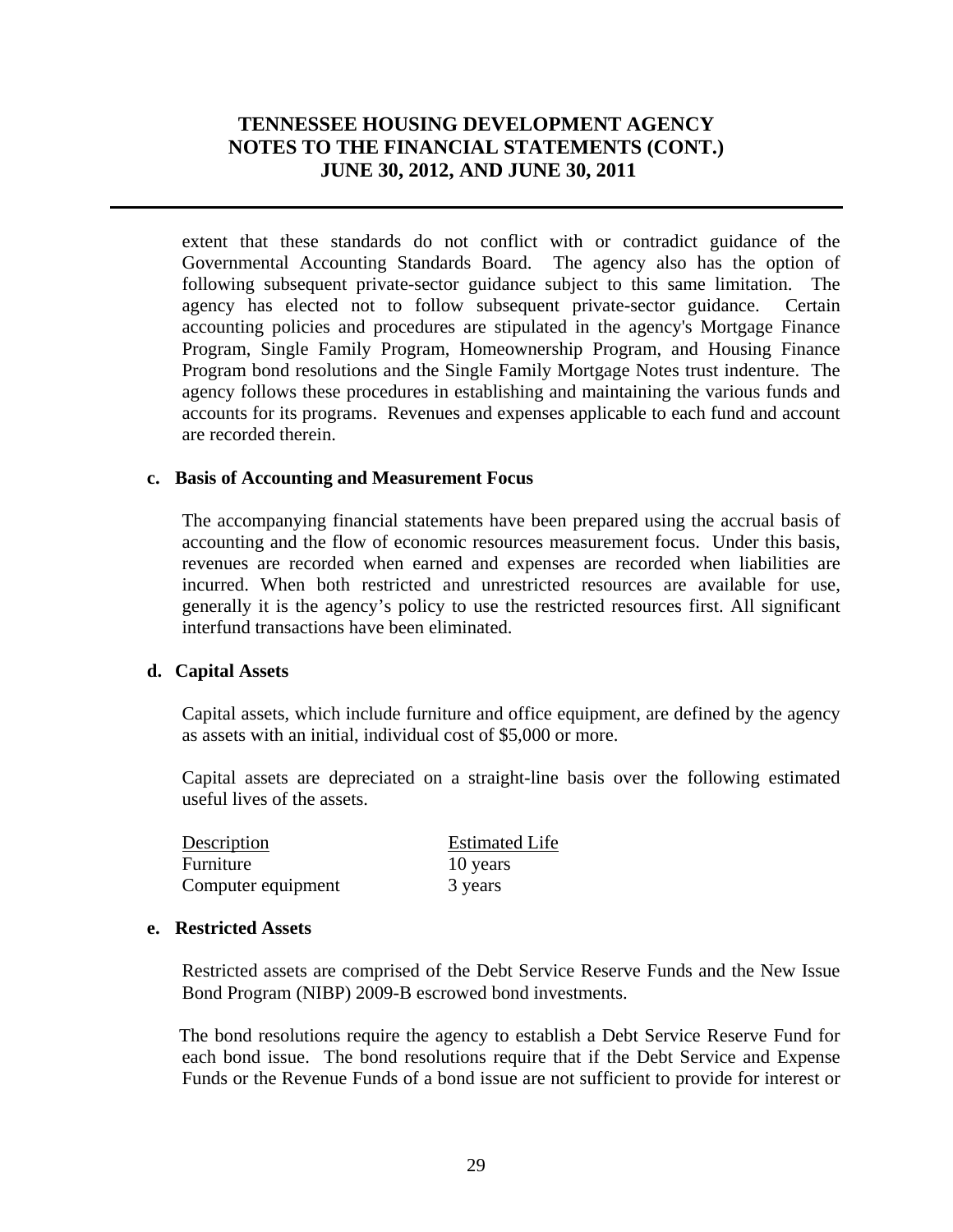extent that these standards do not conflict with or contradict guidance of the Governmental Accounting Standards Board. The agency also has the option of following subsequent private-sector guidance subject to this same limitation. The agency has elected not to follow subsequent private-sector guidance. Certain accounting policies and procedures are stipulated in the agency's Mortgage Finance Program, Single Family Program, Homeownership Program, and Housing Finance Program bond resolutions and the Single Family Mortgage Notes trust indenture. The agency follows these procedures in establishing and maintaining the various funds and accounts for its programs. Revenues and expenses applicable to each fund and account are recorded therein.

**c. Basis of Accounting and Measurement Focus**

The accompanying financial statements have been prepared using the accrual basis of accounting and the flow of economic resources measurement focus. Under this basis, revenues are recorded when earned and expenses are recorded when liabilities are incurred. When both restricted and unrestricted resources are available for use, generally it is the agency's policy to use the restricted resources first. All significant interfund transactions have been eliminated.

**d. Capital Assets**

Capital assets, which include furniture and office equipment, are defined by the agency as assets with an initial, individual cost of $5,000 or more.

Capital assets are depreciated on a straight-line basis over the following estimated useful lives of the assets.

| Description | Estimated Life |
|---|---|
| Furniture | 10 years |
| Computer equipment | 3 years |

**e. Restricted Assets**

Restricted assets are comprised of the Debt Service Reserve Funds and the New Issue Bond Program (NIBP) 2009-B escrowed bond investments.

The bond resolutions require the agency to establish a Debt Service Reserve Fund for each bond issue. The bond resolutions require that if the Debt Service and Expense Funds or the Revenue Funds of a bond issue are not sufficient to provide for interest or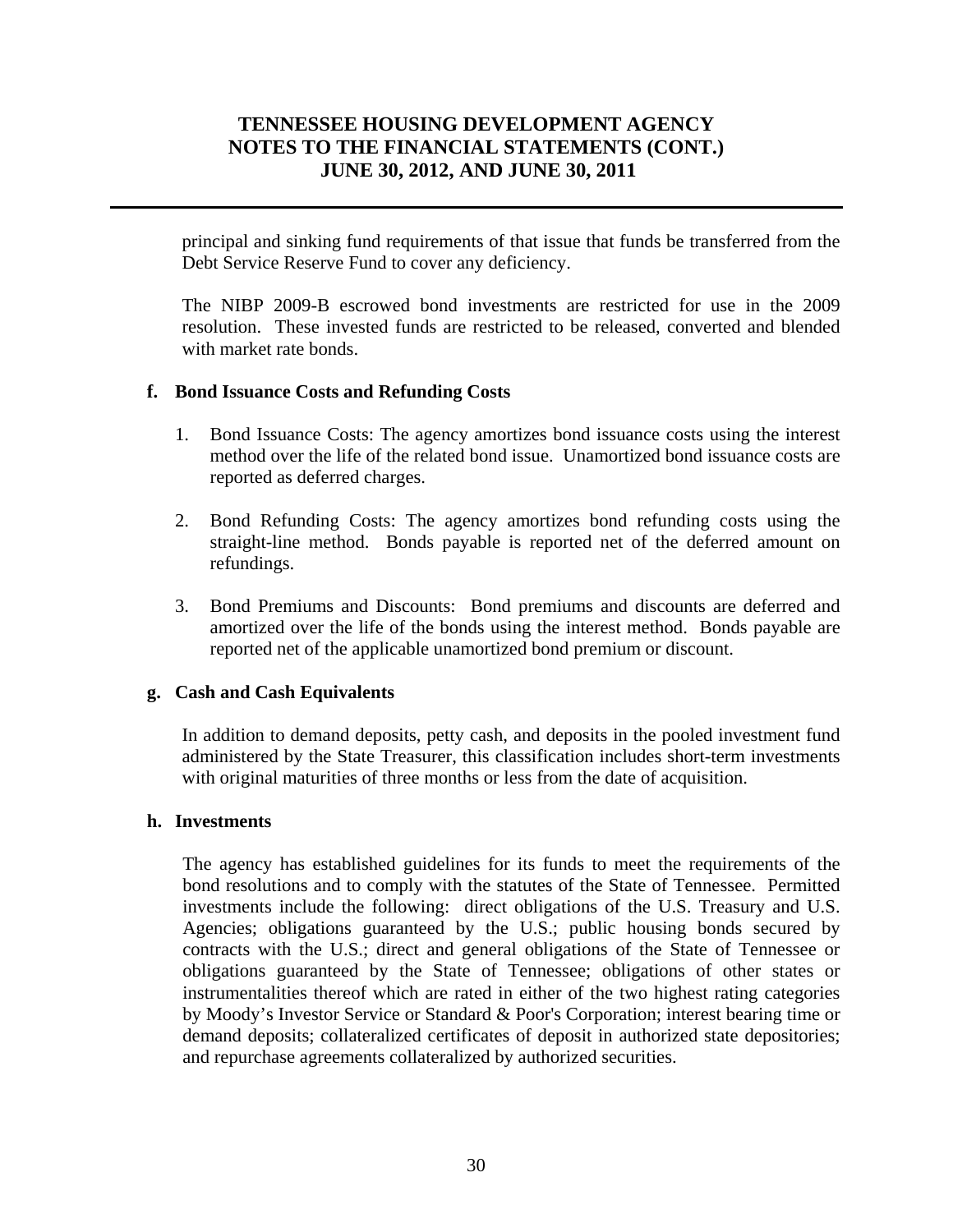principal and sinking fund requirements of that issue that funds be transferred from the Debt Service Reserve Fund to cover any deficiency.

The NIBP 2009-B escrowed bond investments are restricted for use in the 2009 resolution. These invested funds are restricted to be released, converted and blended with market rate bonds.

**f. Bond Issuance Costs and Refunding Costs**

1. Bond Issuance Costs: The agency amortizes bond issuance costs using the interest method over the life of the related bond issue. Unamortized bond issuance costs are reported as deferred charges.

2. Bond Refunding Costs: The agency amortizes bond refunding costs using the straight-line method. Bonds payable is reported net of the deferred amount on refundings.

3. Bond Premiums and Discounts: Bond premiums and discounts are deferred and amortized over the life of the bonds using the interest method. Bonds payable are reported net of the applicable unamortized bond premium or discount.

**g. Cash and Cash Equivalents**

In addition to demand deposits, petty cash, and deposits in the pooled investment fund administered by the State Treasurer, this classification includes short-term investments with original maturities of three months or less from the date of acquisition.

**h. Investments**

The agency has established guidelines for its funds to meet the requirements of the bond resolutions and to comply with the statutes of the State of Tennessee. Permitted investments include the following: direct obligations of the U.S. Treasury and U.S. Agencies; obligations guaranteed by the U.S.; public housing bonds secured by contracts with the U.S.; direct and general obligations of the State of Tennessee or obligations guaranteed by the State of Tennessee; obligations of other states or instrumentalities thereof which are rated in either of the two highest rating categories by Moody's Investor Service or Standard & Poor's Corporation; interest bearing time or demand deposits; collateralized certificates of deposit in authorized state depositories; and repurchase agreements collateralized by authorized securities.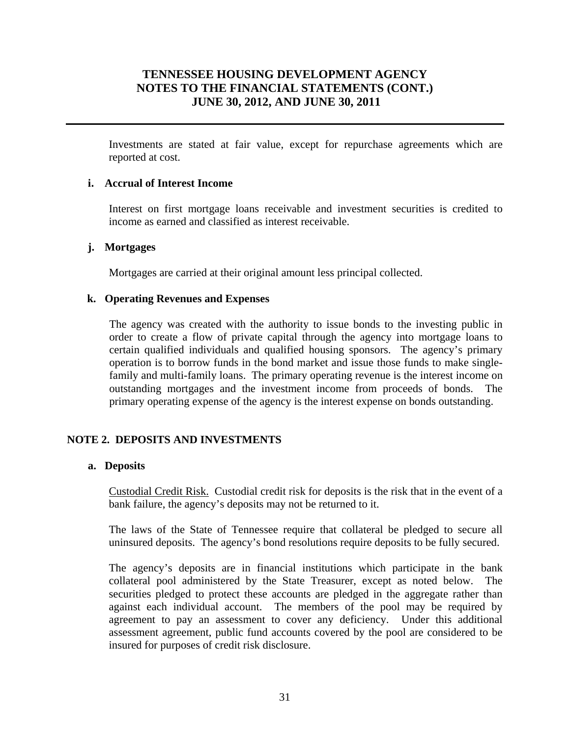Investments are stated at fair value, except for repurchase agreements which are reported at cost.

### i. Accrual of Interest Income

Interest on first mortgage loans receivable and investment securities is credited to income as earned and classified as interest receivable.

### j. Mortgages

Mortgages are carried at their original amount less principal collected.

### k. Operating Revenues and Expenses

The agency was created with the authority to issue bonds to the investing public in order to create a flow of private capital through the agency into mortgage loans to certain qualified individuals and qualified housing sponsors. The agency's primary operation is to borrow funds in the bond market and issue those funds to make single-family and multi-family loans. The primary operating revenue is the interest income on outstanding mortgages and the investment income from proceeds of bonds. The primary operating expense of the agency is the interest expense on bonds outstanding.

## NOTE 2. DEPOSITS AND INVESTMENTS

### a. Deposits

Custodial Credit Risk. Custodial credit risk for deposits is the risk that in the event of a bank failure, the agency's deposits may not be returned to it.

The laws of the State of Tennessee require that collateral be pledged to secure all uninsured deposits. The agency's bond resolutions require deposits to be fully secured.

The agency's deposits are in financial institutions which participate in the bank collateral pool administered by the State Treasurer, except as noted below. The securities pledged to protect these accounts are pledged in the aggregate rather than against each individual account. The members of the pool may be required by agreement to pay an assessment to cover any deficiency. Under this additional assessment agreement, public fund accounts covered by the pool are considered to be insured for purposes of credit risk disclosure.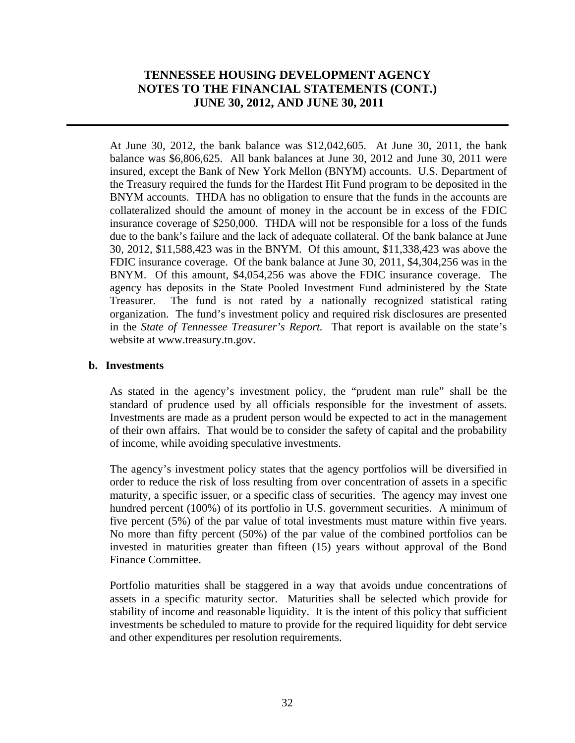At June 30, 2012, the bank balance was $12,042,605. At June 30, 2011, the bank balance was $6,806,625. All bank balances at June 30, 2012 and June 30, 2011 were insured, except the Bank of New York Mellon (BNYM) accounts. U.S. Department of the Treasury required the funds for the Hardest Hit Fund program to be deposited in the BNYM accounts. THDA has no obligation to ensure that the funds in the accounts are collateralized should the amount of money in the account be in excess of the FDIC insurance coverage of $250,000. THDA will not be responsible for a loss of the funds due to the bank's failure and the lack of adequate collateral. Of the bank balance at June 30, 2012, $11,588,423 was in the BNYM. Of this amount, $11,338,423 was above the FDIC insurance coverage. Of the bank balance at June 30, 2011, $4,304,256 was in the BNYM. Of this amount, $4,054,256 was above the FDIC insurance coverage. The agency has deposits in the State Pooled Investment Fund administered by the State Treasurer. The fund is not rated by a nationally recognized statistical rating organization. The fund's investment policy and required risk disclosures are presented in the *State of Tennessee Treasurer's Report.* That report is available on the state's website at www.treasury.tn.gov.

**b. Investments**

As stated in the agency's investment policy, the "prudent man rule" shall be the standard of prudence used by all officials responsible for the investment of assets. Investments are made as a prudent person would be expected to act in the management of their own affairs. That would be to consider the safety of capital and the probability of income, while avoiding speculative investments.

The agency's investment policy states that the agency portfolios will be diversified in order to reduce the risk of loss resulting from over concentration of assets in a specific maturity, a specific issuer, or a specific class of securities. The agency may invest one hundred percent (100%) of its portfolio in U.S. government securities. A minimum of five percent (5%) of the par value of total investments must mature within five years. No more than fifty percent (50%) of the par value of the combined portfolios can be invested in maturities greater than fifteen (15) years without approval of the Bond Finance Committee.

Portfolio maturities shall be staggered in a way that avoids undue concentrations of assets in a specific maturity sector. Maturities shall be selected which provide for stability of income and reasonable liquidity. It is the intent of this policy that sufficient investments be scheduled to mature to provide for the required liquidity for debt service and other expenditures per resolution requirements.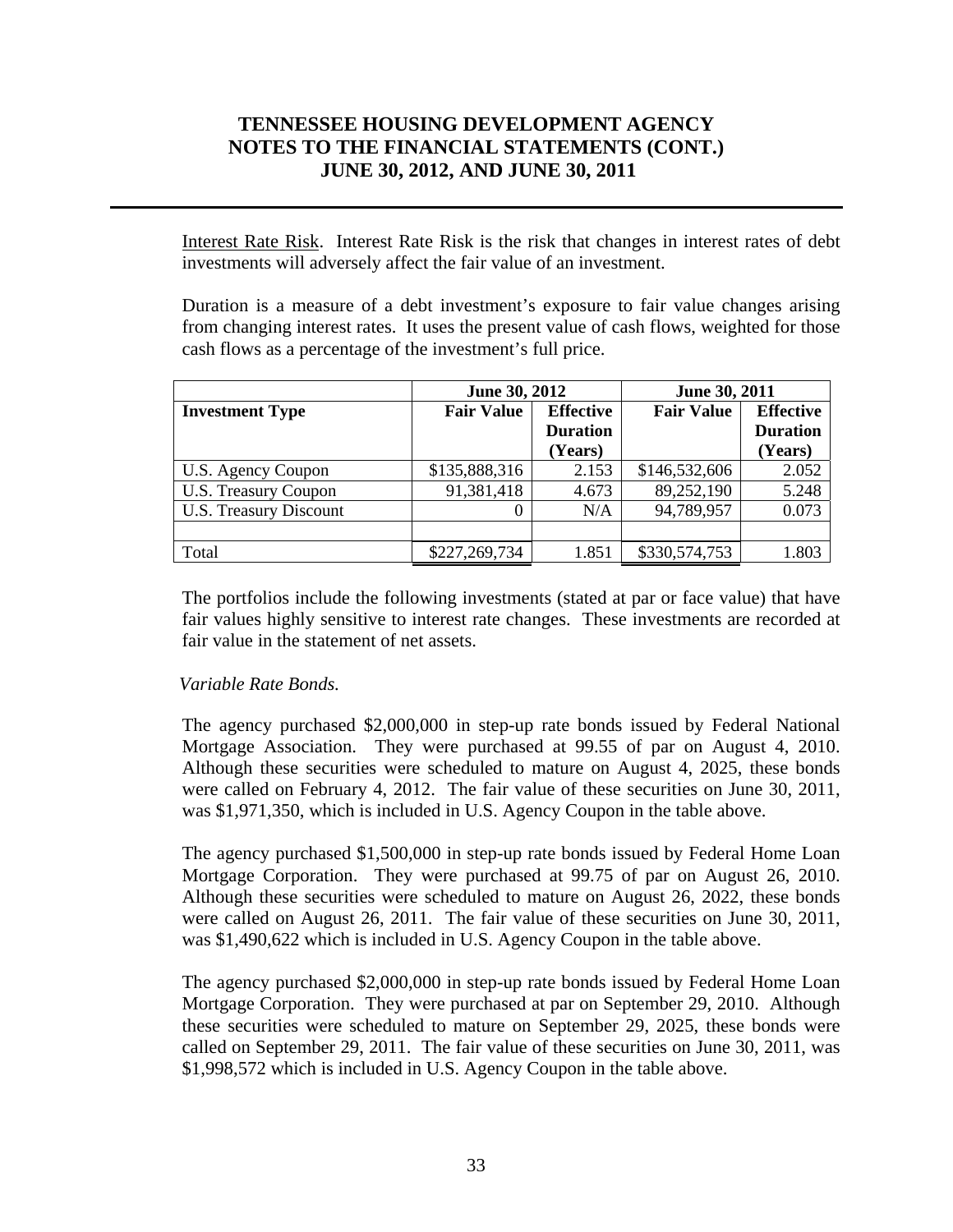# TENNESSEE HOUSING DEVELOPMENT AGENCY
# NOTES TO THE FINANCIAL STATEMENTS (CONT.)
# JUNE 30, 2012, AND JUNE 30, 2011

Interest Rate Risk. Interest Rate Risk is the risk that changes in interest rates of debt investments will adversely affect the fair value of an investment.

Duration is a measure of a debt investment's exposure to fair value changes arising from changing interest rates. It uses the present value of cash flows, weighted for those cash flows as a percentage of the investment's full price.

| | June 30, 2012 | | June 30, 2011 | |
|---|---|---|---|---|
| **Investment Type** | **Fair Value** | **Effective Duration (Years)** | **Fair Value** | **Effective Duration (Years)** |
| U.S. Agency Coupon | $135,888,316 | 2.153 | $146,532,606 | 2.052 |
| U.S. Treasury Coupon | 91,381,418 | 4.673 | 89,252,190 | 5.248 |
| U.S. Treasury Discount | 0 | N/A | 94,789,957 | 0.073 |
| | | | | |
| Total | $227,269,734 | 1.851 | $330,574,753 | 1.803 |

The portfolios include the following investments (stated at par or face value) that have fair values highly sensitive to interest rate changes. These investments are recorded at fair value in the statement of net assets.

*Variable Rate Bonds.*

The agency purchased $2,000,000 in step-up rate bonds issued by Federal National Mortgage Association. They were purchased at 99.55 of par on August 4, 2010. Although these securities were scheduled to mature on August 4, 2025, these bonds were called on February 4, 2012. The fair value of these securities on June 30, 2011, was $1,971,350, which is included in U.S. Agency Coupon in the table above.

The agency purchased $1,500,000 in step-up rate bonds issued by Federal Home Loan Mortgage Corporation. They were purchased at 99.75 of par on August 26, 2010. Although these securities were scheduled to mature on August 26, 2022, these bonds were called on August 26, 2011. The fair value of these securities on June 30, 2011, was $1,490,622 which is included in U.S. Agency Coupon in the table above.

The agency purchased $2,000,000 in step-up rate bonds issued by Federal Home Loan Mortgage Corporation. They were purchased at par on September 29, 2010. Although these securities were scheduled to mature on September 29, 2025, these bonds were called on September 29, 2011. The fair value of these securities on June 30, 2011, was $1,998,572 which is included in U.S. Agency Coupon in the table above.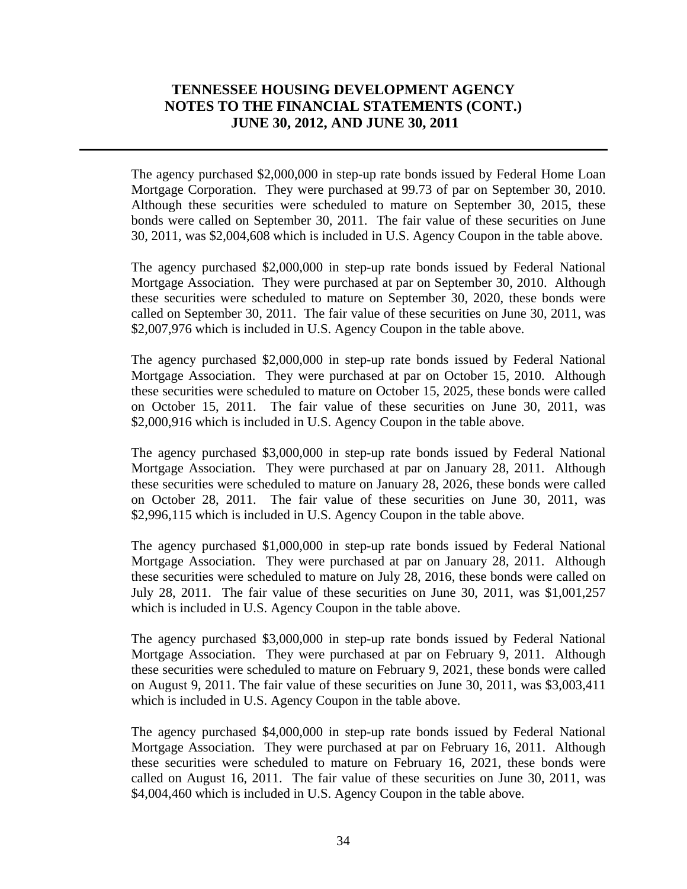The agency purchased $2,000,000 in step-up rate bonds issued by Federal Home Loan Mortgage Corporation. They were purchased at 99.73 of par on September 30, 2010. Although these securities were scheduled to mature on September 30, 2015, these bonds were called on September 30, 2011. The fair value of these securities on June 30, 2011, was $2,004,608 which is included in U.S. Agency Coupon in the table above.

The agency purchased $2,000,000 in step-up rate bonds issued by Federal National Mortgage Association. They were purchased at par on September 30, 2010. Although these securities were scheduled to mature on September 30, 2020, these bonds were called on September 30, 2011. The fair value of these securities on June 30, 2011, was $2,007,976 which is included in U.S. Agency Coupon in the table above.

The agency purchased $2,000,000 in step-up rate bonds issued by Federal National Mortgage Association. They were purchased at par on October 15, 2010. Although these securities were scheduled to mature on October 15, 2025, these bonds were called on October 15, 2011. The fair value of these securities on June 30, 2011, was $2,000,916 which is included in U.S. Agency Coupon in the table above.

The agency purchased $3,000,000 in step-up rate bonds issued by Federal National Mortgage Association. They were purchased at par on January 28, 2011. Although these securities were scheduled to mature on January 28, 2026, these bonds were called on October 28, 2011. The fair value of these securities on June 30, 2011, was $2,996,115 which is included in U.S. Agency Coupon in the table above.

The agency purchased $1,000,000 in step-up rate bonds issued by Federal National Mortgage Association. They were purchased at par on January 28, 2011. Although these securities were scheduled to mature on July 28, 2016, these bonds were called on July 28, 2011. The fair value of these securities on June 30, 2011, was $1,001,257 which is included in U.S. Agency Coupon in the table above.

The agency purchased $3,000,000 in step-up rate bonds issued by Federal National Mortgage Association. They were purchased at par on February 9, 2011. Although these securities were scheduled to mature on February 9, 2021, these bonds were called on August 9, 2011. The fair value of these securities on June 30, 2011, was $3,003,411 which is included in U.S. Agency Coupon in the table above.

The agency purchased $4,000,000 in step-up rate bonds issued by Federal National Mortgage Association. They were purchased at par on February 16, 2011. Although these securities were scheduled to mature on February 16, 2021, these bonds were called on August 16, 2011. The fair value of these securities on June 30, 2011, was $4,004,460 which is included in U.S. Agency Coupon in the table above.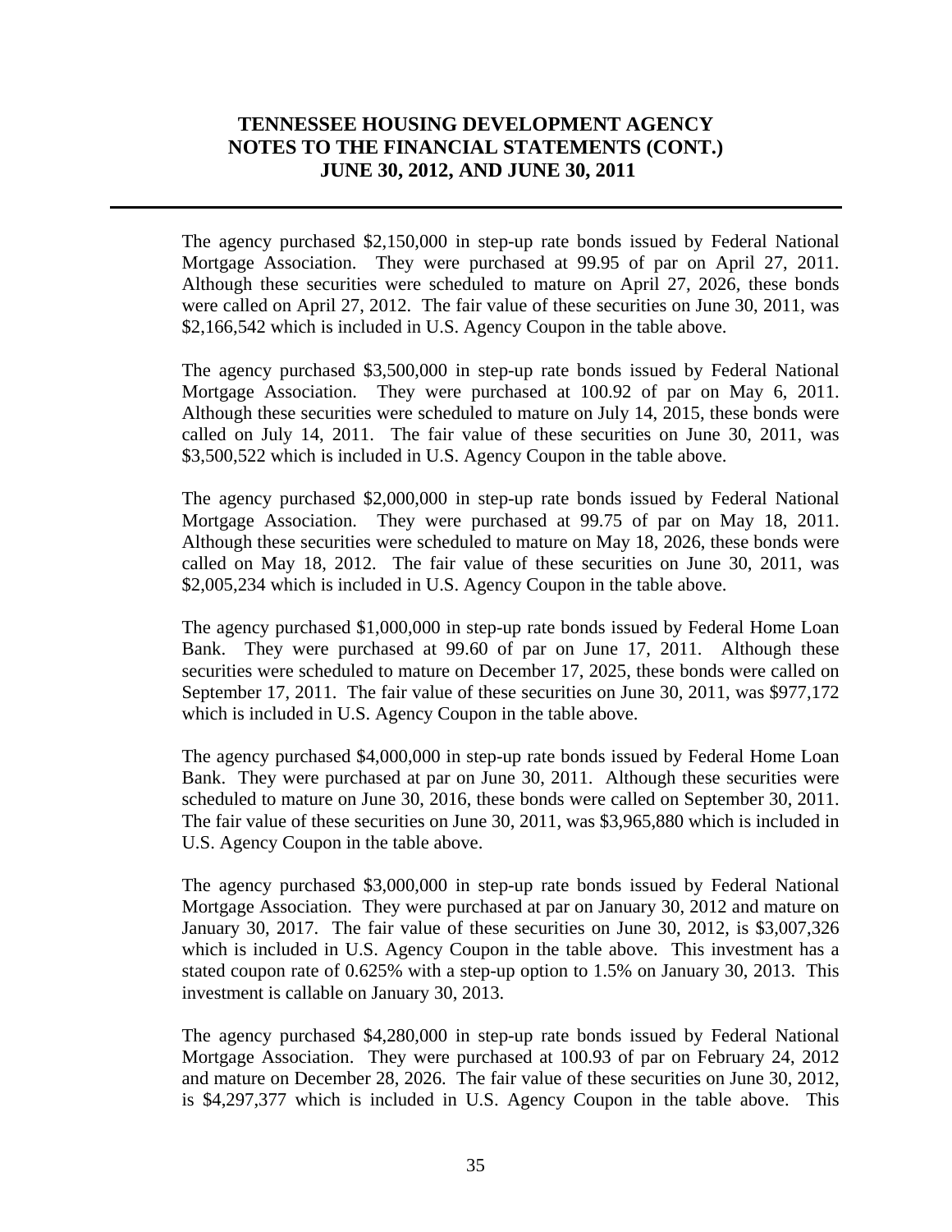The agency purchased $2,150,000 in step-up rate bonds issued by Federal National Mortgage Association. They were purchased at 99.95 of par on April 27, 2011. Although these securities were scheduled to mature on April 27, 2026, these bonds were called on April 27, 2012. The fair value of these securities on June 30, 2011, was $2,166,542 which is included in U.S. Agency Coupon in the table above.

The agency purchased $3,500,000 in step-up rate bonds issued by Federal National Mortgage Association. They were purchased at 100.92 of par on May 6, 2011. Although these securities were scheduled to mature on July 14, 2015, these bonds were called on July 14, 2011. The fair value of these securities on June 30, 2011, was $3,500,522 which is included in U.S. Agency Coupon in the table above.

The agency purchased $2,000,000 in step-up rate bonds issued by Federal National Mortgage Association. They were purchased at 99.75 of par on May 18, 2011. Although these securities were scheduled to mature on May 18, 2026, these bonds were called on May 18, 2012. The fair value of these securities on June 30, 2011, was $2,005,234 which is included in U.S. Agency Coupon in the table above.

The agency purchased $1,000,000 in step-up rate bonds issued by Federal Home Loan Bank. They were purchased at 99.60 of par on June 17, 2011. Although these securities were scheduled to mature on December 17, 2025, these bonds were called on September 17, 2011. The fair value of these securities on June 30, 2011, was $977,172 which is included in U.S. Agency Coupon in the table above.

The agency purchased $4,000,000 in step-up rate bonds issued by Federal Home Loan Bank. They were purchased at par on June 30, 2011. Although these securities were scheduled to mature on June 30, 2016, these bonds were called on September 30, 2011. The fair value of these securities on June 30, 2011, was $3,965,880 which is included in U.S. Agency Coupon in the table above.

The agency purchased $3,000,000 in step-up rate bonds issued by Federal National Mortgage Association. They were purchased at par on January 30, 2012 and mature on January 30, 2017. The fair value of these securities on June 30, 2012, is $3,007,326 which is included in U.S. Agency Coupon in the table above. This investment has a stated coupon rate of 0.625% with a step-up option to 1.5% on January 30, 2013. This investment is callable on January 30, 2013.

The agency purchased $4,280,000 in step-up rate bonds issued by Federal National Mortgage Association. They were purchased at 100.93 of par on February 24, 2012 and mature on December 28, 2026. The fair value of these securities on June 30, 2012, is $4,297,377 which is included in U.S. Agency Coupon in the table above. This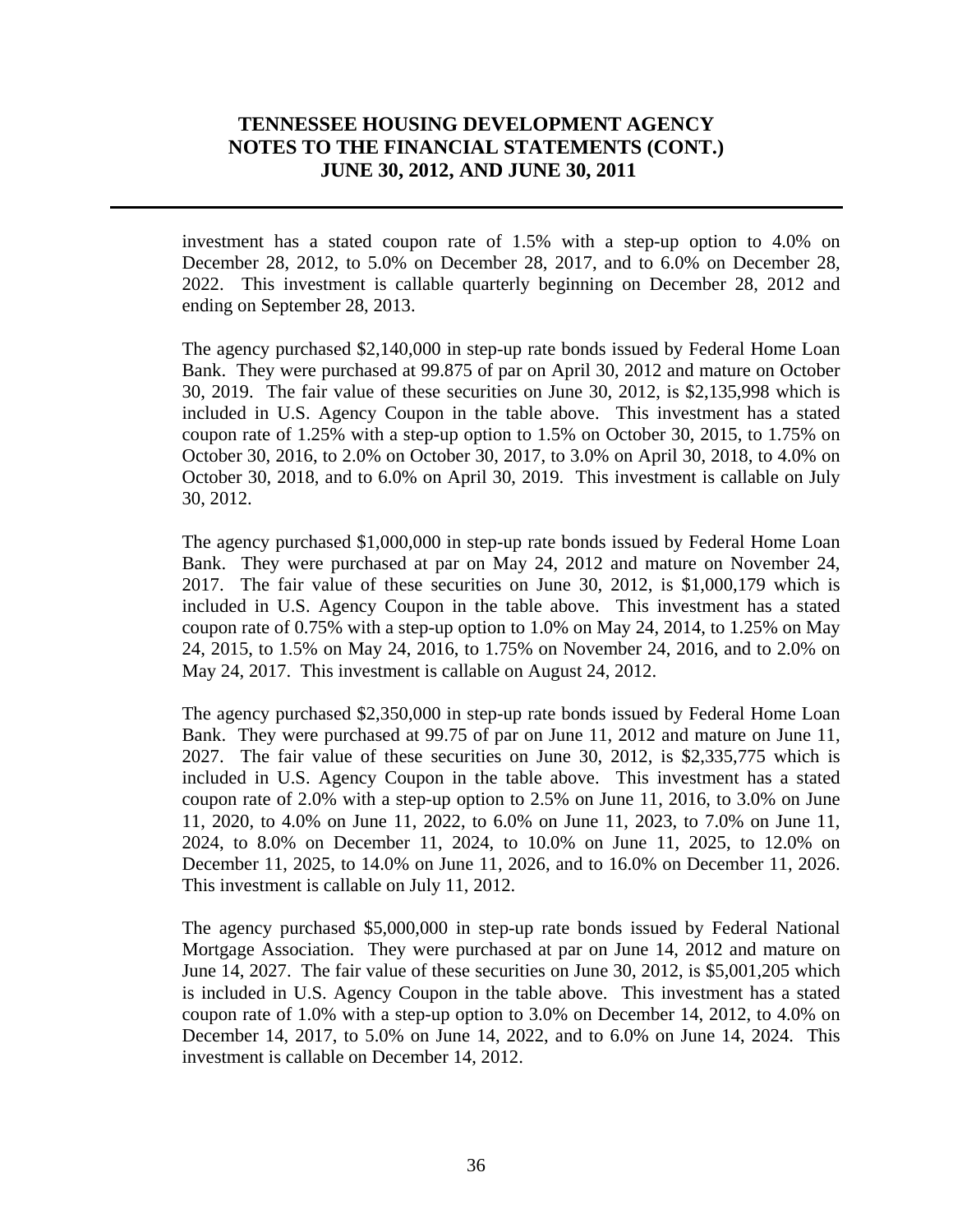investment has a stated coupon rate of 1.5% with a step-up option to 4.0% on December 28, 2012, to 5.0% on December 28, 2017, and to 6.0% on December 28, 2022. This investment is callable quarterly beginning on December 28, 2012 and ending on September 28, 2013.

The agency purchased $2,140,000 in step-up rate bonds issued by Federal Home Loan Bank. They were purchased at 99.875 of par on April 30, 2012 and mature on October 30, 2019. The fair value of these securities on June 30, 2012, is $2,135,998 which is included in U.S. Agency Coupon in the table above. This investment has a stated coupon rate of 1.25% with a step-up option to 1.5% on October 30, 2015, to 1.75% on October 30, 2016, to 2.0% on October 30, 2017, to 3.0% on April 30, 2018, to 4.0% on October 30, 2018, and to 6.0% on April 30, 2019. This investment is callable on July 30, 2012.

The agency purchased $1,000,000 in step-up rate bonds issued by Federal Home Loan Bank. They were purchased at par on May 24, 2012 and mature on November 24, 2017. The fair value of these securities on June 30, 2012, is $1,000,179 which is included in U.S. Agency Coupon in the table above. This investment has a stated coupon rate of 0.75% with a step-up option to 1.0% on May 24, 2014, to 1.25% on May 24, 2015, to 1.5% on May 24, 2016, to 1.75% on November 24, 2016, and to 2.0% on May 24, 2017. This investment is callable on August 24, 2012.

The agency purchased $2,350,000 in step-up rate bonds issued by Federal Home Loan Bank. They were purchased at 99.75 of par on June 11, 2012 and mature on June 11, 2027. The fair value of these securities on June 30, 2012, is $2,335,775 which is included in U.S. Agency Coupon in the table above. This investment has a stated coupon rate of 2.0% with a step-up option to 2.5% on June 11, 2016, to 3.0% on June 11, 2020, to 4.0% on June 11, 2022, to 6.0% on June 11, 2023, to 7.0% on June 11, 2024, to 8.0% on December 11, 2024, to 10.0% on June 11, 2025, to 12.0% on December 11, 2025, to 14.0% on June 11, 2026, and to 16.0% on December 11, 2026. This investment is callable on July 11, 2012.

The agency purchased $5,000,000 in step-up rate bonds issued by Federal National Mortgage Association. They were purchased at par on June 14, 2012 and mature on June 14, 2027. The fair value of these securities on June 30, 2012, is $5,001,205 which is included in U.S. Agency Coupon in the table above. This investment has a stated coupon rate of 1.0% with a step-up option to 3.0% on December 14, 2012, to 4.0% on December 14, 2017, to 5.0% on June 14, 2022, and to 6.0% on June 14, 2024. This investment is callable on December 14, 2012.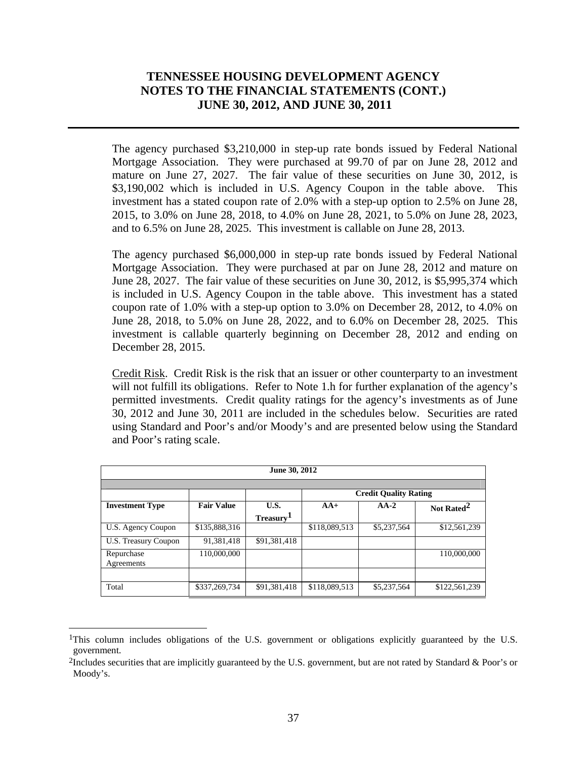The agency purchased $3,210,000 in step-up rate bonds issued by Federal National Mortgage Association. They were purchased at 99.70 of par on June 28, 2012 and mature on June 27, 2027. The fair value of these securities on June 30, 2012, is $3,190,002 which is included in U.S. Agency Coupon in the table above. This investment has a stated coupon rate of 2.0% with a step-up option to 2.5% on June 28, 2015, to 3.0% on June 28, 2018, to 4.0% on June 28, 2021, to 5.0% on June 28, 2023, and to 6.5% on June 28, 2025. This investment is callable on June 28, 2013.

The agency purchased $6,000,000 in step-up rate bonds issued by Federal National Mortgage Association. They were purchased at par on June 28, 2012 and mature on June 28, 2027. The fair value of these securities on June 30, 2012, is $5,995,374 which is included in U.S. Agency Coupon in the table above. This investment has a stated coupon rate of 1.0% with a step-up option to 3.0% on December 28, 2012, to 4.0% on June 28, 2018, to 5.0% on June 28, 2022, and to 6.0% on December 28, 2025. This investment is callable quarterly beginning on December 28, 2012 and ending on December 28, 2015.

Credit Risk. Credit Risk is the risk that an issuer or other counterparty to an investment will not fulfill its obligations. Refer to Note 1.h for further explanation of the agency's permitted investments. Credit quality ratings for the agency's investments as of June 30, 2012 and June 30, 2011 are included in the schedules below. Securities are rated using Standard and Poor's and/or Moody's and are presented below using the Standard and Poor's rating scale.

**June 30, 2012**

| | | | Credit Quality Rating | | |
|---|---|---|---|---|---|
| **Investment Type** | **Fair Value** | **U.S. Treasury**[1] | **AA+** | **AA-2** | **Not Rated**[2] |
| U.S. Agency Coupon | $135,888,316 | | $118,089,513 | $5,237,564 | $12,561,239 |
| U.S. Treasury Coupon | 91,381,418 | $91,381,418 | | | |
| Repurchase Agreements | 110,000,000 | | | | 110,000,000 |
| | | | | | |
| Total | $337,269,734 | $91,381,418 | $118,089,513 | $5,237,564 | $122,561,239 |

[1]This column includes obligations of the U.S. government or obligations explicitly guaranteed by the U.S. government.

[2]Includes securities that are implicitly guaranteed by the U.S. government, but are not rated by Standard & Poor's or Moody's.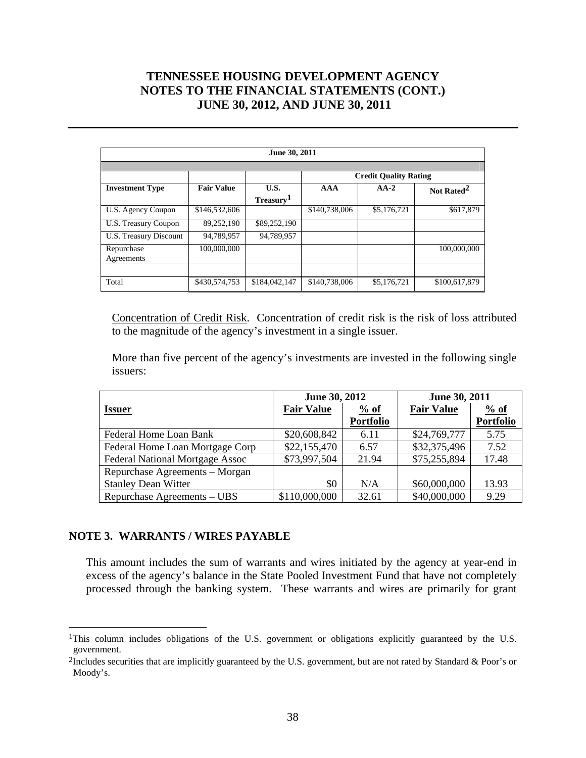| June 30, 2011 | | | | | |
|---|---|---|---|---|---|
| | | | Credit Quality Rating | | |
| **Investment Type** | **Fair Value** | **U.S. Treasury**[1] | **AAA** | **AA-2** | **Not Rated**[2] |
| U.S. Agency Coupon | $146,532,606 | | $140,738,006 | $5,176,721 | $617,879 |
| U.S. Treasury Coupon | 89,252,190 | $89,252,190 | | | |
| U.S. Treasury Discount | 94,789,957 | 94,789,957 | | | |
| Repurchase Agreements | 100,000,000 | | | | 100,000,000 |
| | | | | | |
| Total | $430,574,753 | $184,042,147 | $140,738,006 | $5,176,721 | $100,617,879 |

Concentration of Credit Risk. Concentration of credit risk is the risk of loss attributed to the magnitude of the agency's investment in a single issuer.

More than five percent of the agency's investments are invested in the following single issuers:

| | June 30, 2012 | | June 30, 2011 | |
|---|---|---|---|---|
| **Issuer** | **Fair Value** | **% of Portfolio** | **Fair Value** | **% of Portfolio** |
| Federal Home Loan Bank | $20,608,842 | 6.11 | $24,769,777 | 5.75 |
| Federal Home Loan Mortgage Corp | $22,155,470 | 6.57 | $32,375,496 | 7.52 |
| Federal National Mortgage Assoc | $73,997,504 | 21.94 | $75,255,894 | 17.48 |
| Repurchase Agreements – Morgan Stanley Dean Witter | $0 | N/A | $60,000,000 | 13.93 |
| Repurchase Agreements – UBS | $110,000,000 | 32.61 | $40,000,000 | 9.29 |

## NOTE 3. WARRANTS / WIRES PAYABLE

This amount includes the sum of warrants and wires initiated by the agency at year-end in excess of the agency's balance in the State Pooled Investment Fund that have not completely processed through the banking system. These warrants and wires are primarily for grant

[1]This column includes obligations of the U.S. government or obligations explicitly guaranteed by the U.S. government.

[2]Includes securities that are implicitly guaranteed by the U.S. government, but are not rated by Standard & Poor's or Moody's.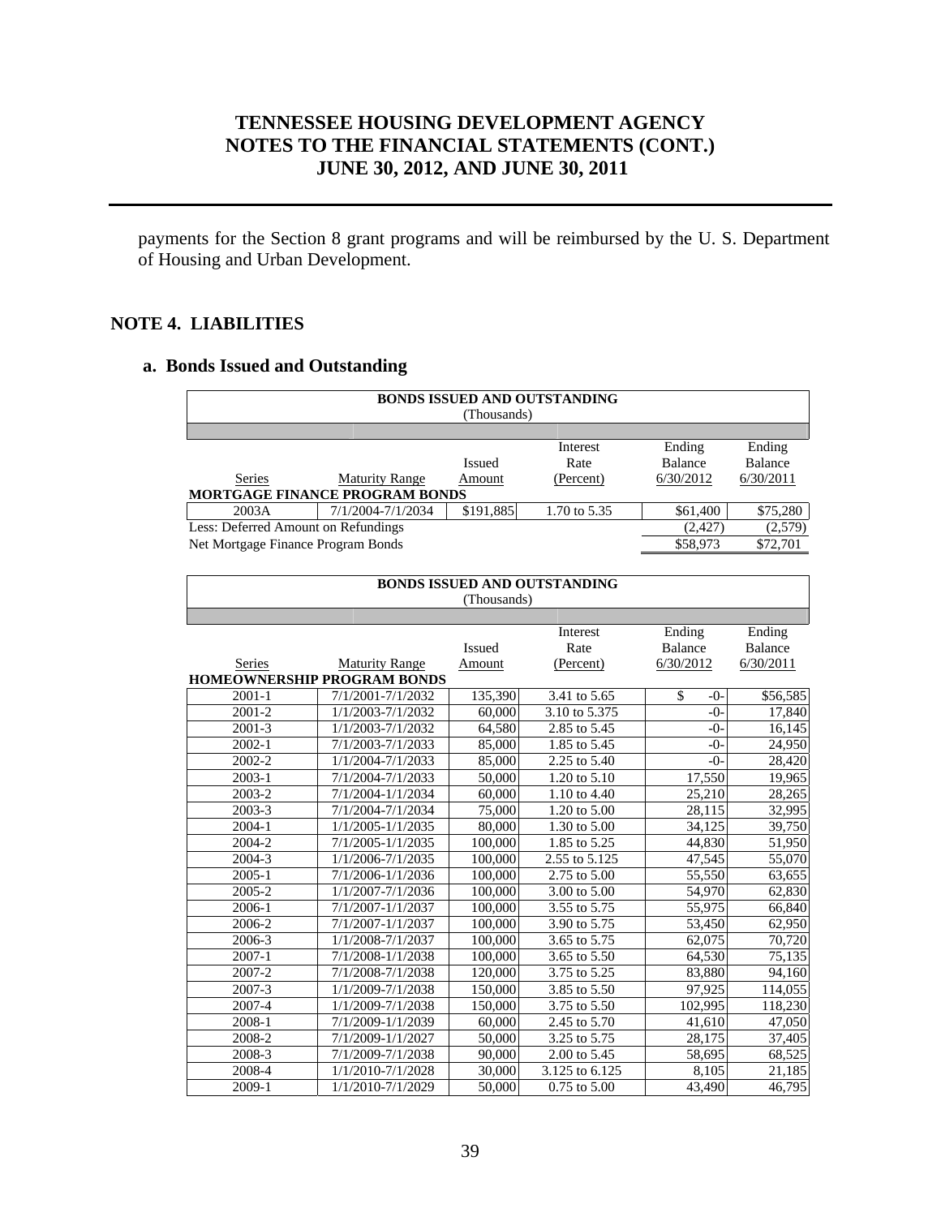payments for the Section 8 grant programs and will be reimbursed by the U. S. Department of Housing and Urban Development.

## NOTE 4. LIABILITIES

### a. Bonds Issued and Outstanding

**BONDS ISSUED AND OUTSTANDING**
(Thousands)

| Series | Maturity Range | Issued Amount | Interest Rate (Percent) | Ending Balance 6/30/2012 | Ending Balance 6/30/2011 |
|---|---|---|---|---|---|
| **MORTGAGE FINANCE PROGRAM BONDS** | | | | | |
| 2003A | 7/1/2004-7/1/2034 | $191,885 | 1.70 to 5.35 | $61,400 | $75,280 |
| Less: Deferred Amount on Refundings | | | | (2,427) | (2,579) |
| Net Mortgage Finance Program Bonds | | | | $58,973 | $72,701 |

**BONDS ISSUED AND OUTSTANDING**
(Thousands)

| Series | Maturity Range | Issued Amount | Interest Rate (Percent) | Ending Balance 6/30/2012 | Ending Balance 6/30/2011 |
|---|---|---|---|---|---|
| **HOMEOWNERSHIP PROGRAM BONDS** | | | | | |
| 2001-1 | 7/1/2001-7/1/2032 | 135,390 | 3.41 to 5.65 | $ -0- | $56,585 |
| 2001-2 | 1/1/2003-7/1/2032 | 60,000 | 3.10 to 5.375 | -0- | 17,840 |
| 2001-3 | 1/1/2003-7/1/2032 | 64,580 | 2.85 to 5.45 | -0- | 16,145 |
| 2002-1 | 7/1/2003-7/1/2033 | 85,000 | 1.85 to 5.45 | -0- | 24,950 |
| 2002-2 | 1/1/2004-7/1/2033 | 85,000 | 2.25 to 5.40 | -0- | 28,420 |
| 2003-1 | 7/1/2004-7/1/2033 | 50,000 | 1.20 to 5.10 | 17,550 | 19,965 |
| 2003-2 | 7/1/2004-1/1/2034 | 60,000 | 1.10 to 4.40 | 25,210 | 28,265 |
| 2003-3 | 7/1/2004-7/1/2034 | 75,000 | 1.20 to 5.00 | 28,115 | 32,995 |
| 2004-1 | 1/1/2005-1/1/2035 | 80,000 | 1.30 to 5.00 | 34,125 | 39,750 |
| 2004-2 | 7/1/2005-1/1/2035 | 100,000 | 1.85 to 5.25 | 44,830 | 51,950 |
| 2004-3 | 1/1/2006-7/1/2035 | 100,000 | 2.55 to 5.125 | 47,545 | 55,070 |
| 2005-1 | 7/1/2006-1/1/2036 | 100,000 | 2.75 to 5.00 | 55,550 | 63,655 |
| 2005-2 | 1/1/2007-7/1/2036 | 100,000 | 3.00 to 5.00 | 54,970 | 62,830 |
| 2006-1 | 7/1/2007-1/1/2037 | 100,000 | 3.55 to 5.75 | 55,975 | 66,840 |
| 2006-2 | 7/1/2007-1/1/2037 | 100,000 | 3.90 to 5.75 | 53,450 | 62,950 |
| 2006-3 | 1/1/2008-7/1/2037 | 100,000 | 3.65 to 5.75 | 62,075 | 70,720 |
| 2007-1 | 7/1/2008-1/1/2038 | 100,000 | 3.65 to 5.50 | 64,530 | 75,135 |
| 2007-2 | 7/1/2008-7/1/2038 | 120,000 | 3.75 to 5.25 | 83,880 | 94,160 |
| 2007-3 | 1/1/2009-7/1/2038 | 150,000 | 3.85 to 5.50 | 97,925 | 114,055 |
| 2007-4 | 1/1/2009-7/1/2038 | 150,000 | 3.75 to 5.50 | 102,995 | 118,230 |
| 2008-1 | 7/1/2009-1/1/2039 | 60,000 | 2.45 to 5.70 | 41,610 | 47,050 |
| 2008-2 | 7/1/2009-1/1/2027 | 50,000 | 3.25 to 5.75 | 28,175 | 37,405 |
| 2008-3 | 7/1/2009-7/1/2038 | 90,000 | 2.00 to 5.45 | 58,695 | 68,525 |
| 2008-4 | 1/1/2010-7/1/2028 | 30,000 | 3.125 to 6.125 | 8,105 | 21,185 |
| 2009-1 | 1/1/2010-7/1/2029 | 50,000 | 0.75 to 5.00 | 43,490 | 46,795 |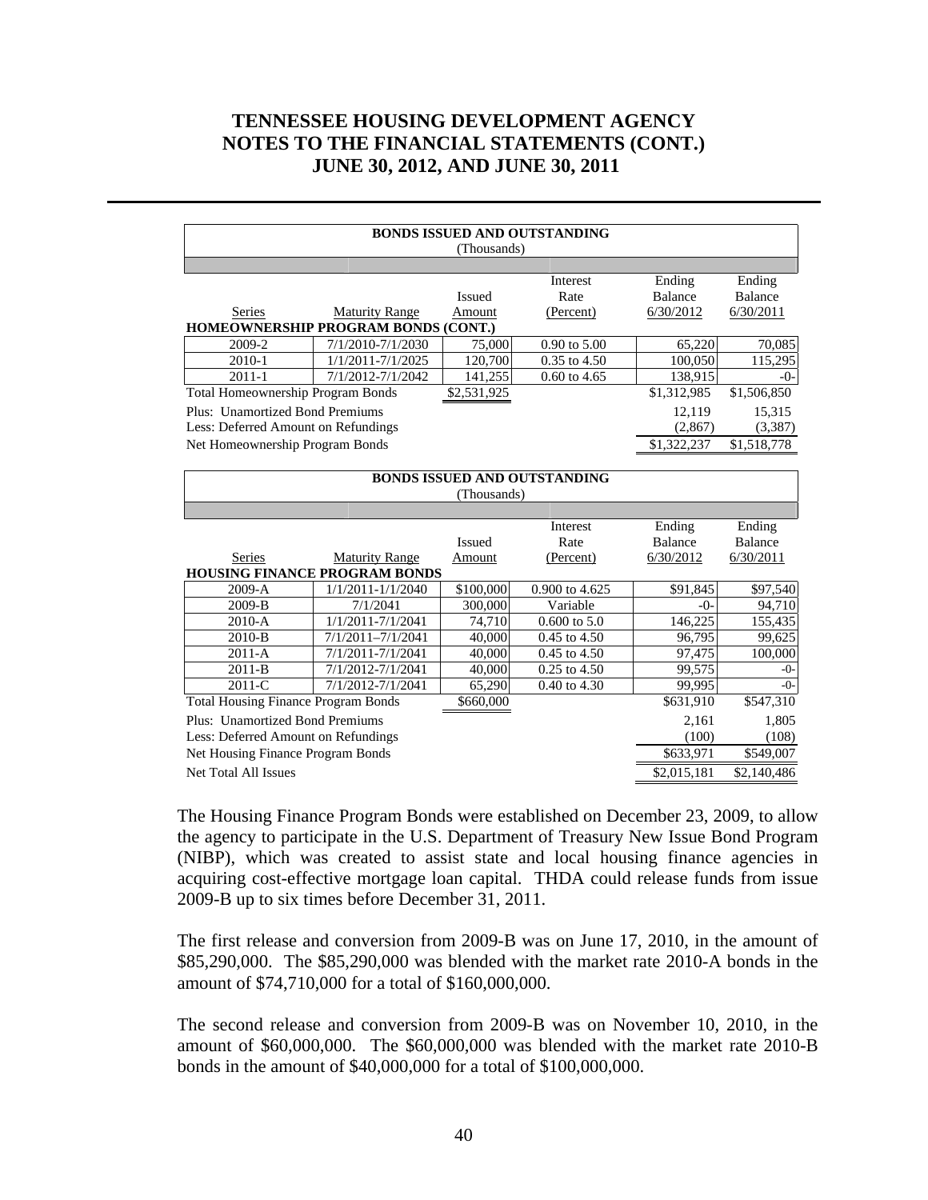# TENNESSEE HOUSING DEVELOPMENT AGENCY
# NOTES TO THE FINANCIAL STATEMENTS (CONT.)
# JUNE 30, 2012, AND JUNE 30, 2011

**BONDS ISSUED AND OUTSTANDING**
(Thousands)

| Series | Maturity Range | Issued Amount | Interest Rate (Percent) | Ending Balance 6/30/2012 | Ending Balance 6/30/2011 |
|---|---|---|---|---|---|
| **HOMEOWNERSHIP PROGRAM BONDS (CONT.)** | | | | | |
| 2009-2 | 7/1/2010-7/1/2030 | 75,000 | 0.90 to 5.00 | 65,220 | 70,085 |
| 2010-1 | 1/1/2011-7/1/2025 | 120,700 | 0.35 to 4.50 | 100,050 | 115,295 |
| 2011-1 | 7/1/2012-7/1/2042 | 141,255 | 0.60 to 4.65 | 138,915 | -0- |
| Total Homeownership Program Bonds | | $2,531,925 | | $1,312,985 | $1,506,850 |
| Plus: Unamortized Bond Premiums | | | | 12,119 | 15,315 |
| Less: Deferred Amount on Refundings | | | | (2,867) | (3,387) |
| Net Homeownership Program Bonds | | | | $1,322,237 | $1,518,778 |

**BONDS ISSUED AND OUTSTANDING**
(Thousands)

| Series | Maturity Range | Issued Amount | Interest Rate (Percent) | Ending Balance 6/30/2012 | Ending Balance 6/30/2011 |
|---|---|---|---|---|---|
| **HOUSING FINANCE PROGRAM BONDS** | | | | | |
| 2009-A | 1/1/2011-1/1/2040 | $100,000 | 0.900 to 4.625 | $91,845 | $97,540 |
| 2009-B | 7/1/2041 | 300,000 | Variable | -0- | 94,710 |
| 2010-A | 1/1/2011-7/1/2041 | 74,710 | 0.600 to 5.0 | 146,225 | 155,435 |
| 2010-B | 7/1/2011–7/1/2041 | 40,000 | 0.45 to 4.50 | 96,795 | 99,625 |
| 2011-A | 7/1/2011-7/1/2041 | 40,000 | 0.45 to 4.50 | 97,475 | 100,000 |
| 2011-B | 7/1/2012-7/1/2041 | 40,000 | 0.25 to 4.50 | 99,575 | -0- |
| 2011-C | 7/1/2012-7/1/2041 | 65,290 | 0.40 to 4.30 | 99,995 | -0- |
| Total Housing Finance Program Bonds | | $660,000 | | $631,910 | $547,310 |
| Plus: Unamortized Bond Premiums | | | | 2,161 | 1,805 |
| Less: Deferred Amount on Refundings | | | | (100) | (108) |
| Net Housing Finance Program Bonds | | | | $633,971 | $549,007 |
| Net Total All Issues | | | | $2,015,181 | $2,140,486 |

The Housing Finance Program Bonds were established on December 23, 2009, to allow the agency to participate in the U.S. Department of Treasury New Issue Bond Program (NIBP), which was created to assist state and local housing finance agencies in acquiring cost-effective mortgage loan capital. THDA could release funds from issue 2009-B up to six times before December 31, 2011.

The first release and conversion from 2009-B was on June 17, 2010, in the amount of $85,290,000. The $85,290,000 was blended with the market rate 2010-A bonds in the amount of $74,710,000 for a total of $160,000,000.

The second release and conversion from 2009-B was on November 10, 2010, in the amount of $60,000,000. The $60,000,000 was blended with the market rate 2010-B bonds in the amount of $40,000,000 for a total of $100,000,000.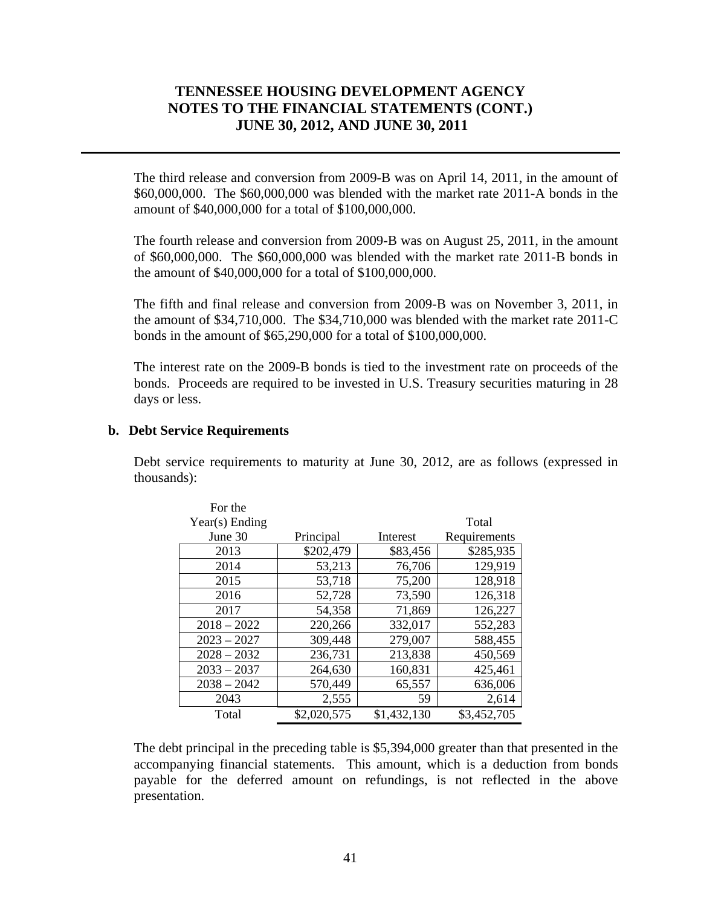The third release and conversion from 2009-B was on April 14, 2011, in the amount of $60,000,000. The $60,000,000 was blended with the market rate 2011-A bonds in the amount of $40,000,000 for a total of $100,000,000.

The fourth release and conversion from 2009-B was on August 25, 2011, in the amount of $60,000,000. The $60,000,000 was blended with the market rate 2011-B bonds in the amount of $40,000,000 for a total of $100,000,000.

The fifth and final release and conversion from 2009-B was on November 3, 2011, in the amount of $34,710,000. The $34,710,000 was blended with the market rate 2011-C bonds in the amount of $65,290,000 for a total of $100,000,000.

The interest rate on the 2009-B bonds is tied to the investment rate on proceeds of the bonds. Proceeds are required to be invested in U.S. Treasury securities maturing in 28 days or less.

### b. Debt Service Requirements

Debt service requirements to maturity at June 30, 2012, are as follows (expressed in thousands):

| For the Year(s) Ending June 30 | Principal | Interest | Total Requirements |
|---|---|---|---|
| 2013 | $202,479 | $83,456 | $285,935 |
| 2014 | 53,213 | 76,706 | 129,919 |
| 2015 | 53,718 | 75,200 | 128,918 |
| 2016 | 52,728 | 73,590 | 126,318 |
| 2017 | 54,358 | 71,869 | 126,227 |
| 2018 – 2022 | 220,266 | 332,017 | 552,283 |
| 2023 – 2027 | 309,448 | 279,007 | 588,455 |
| 2028 – 2032 | 236,731 | 213,838 | 450,569 |
| 2033 – 2037 | 264,630 | 160,831 | 425,461 |
| 2038 – 2042 | 570,449 | 65,557 | 636,006 |
| 2043 | 2,555 | 59 | 2,614 |
| Total | $2,020,575 | $1,432,130 | $3,452,705 |

The debt principal in the preceding table is $5,394,000 greater than that presented in the accompanying financial statements. This amount, which is a deduction from bonds payable for the deferred amount on refundings, is not reflected in the above presentation.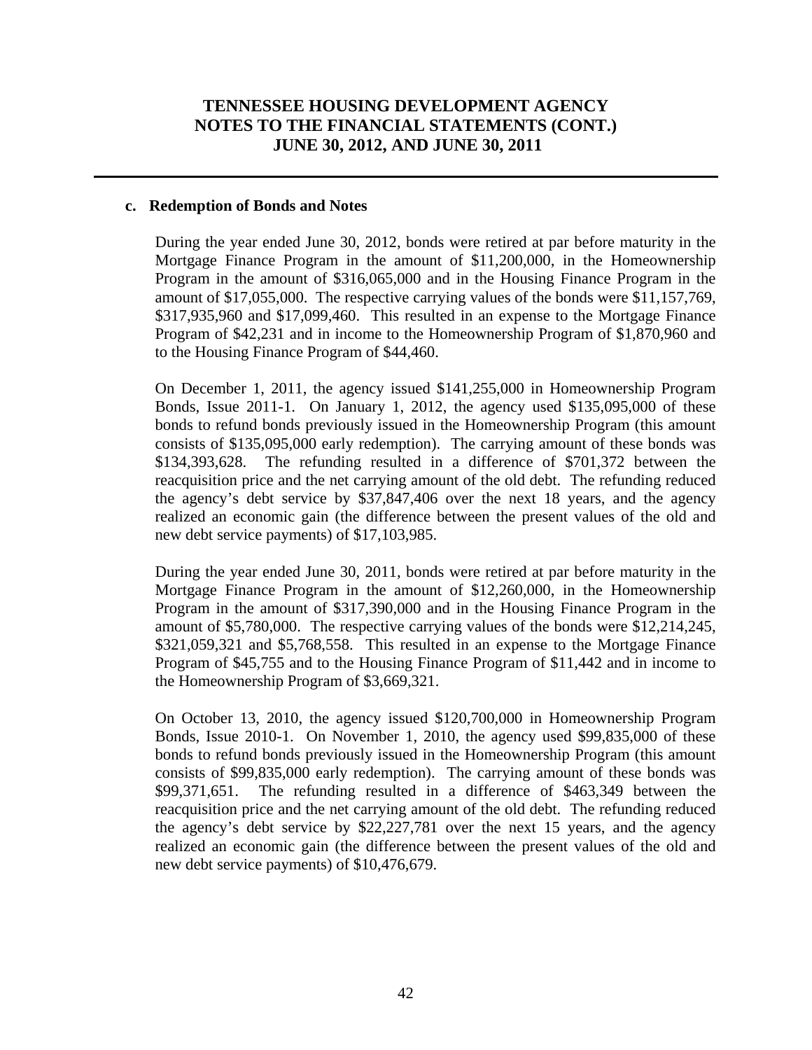**c. Redemption of Bonds and Notes**

During the year ended June 30, 2012, bonds were retired at par before maturity in the Mortgage Finance Program in the amount of $11,200,000, in the Homeownership Program in the amount of $316,065,000 and in the Housing Finance Program in the amount of $17,055,000. The respective carrying values of the bonds were $11,157,769, $317,935,960 and $17,099,460. This resulted in an expense to the Mortgage Finance Program of $42,231 and in income to the Homeownership Program of $1,870,960 and to the Housing Finance Program of $44,460.

On December 1, 2011, the agency issued $141,255,000 in Homeownership Program Bonds, Issue 2011-1. On January 1, 2012, the agency used $135,095,000 of these bonds to refund bonds previously issued in the Homeownership Program (this amount consists of $135,095,000 early redemption). The carrying amount of these bonds was $134,393,628. The refunding resulted in a difference of $701,372 between the reacquisition price and the net carrying amount of the old debt. The refunding reduced the agency's debt service by $37,847,406 over the next 18 years, and the agency realized an economic gain (the difference between the present values of the old and new debt service payments) of $17,103,985.

During the year ended June 30, 2011, bonds were retired at par before maturity in the Mortgage Finance Program in the amount of $12,260,000, in the Homeownership Program in the amount of $317,390,000 and in the Housing Finance Program in the amount of $5,780,000. The respective carrying values of the bonds were $12,214,245, $321,059,321 and $5,768,558. This resulted in an expense to the Mortgage Finance Program of $45,755 and to the Housing Finance Program of $11,442 and in income to the Homeownership Program of $3,669,321.

On October 13, 2010, the agency issued $120,700,000 in Homeownership Program Bonds, Issue 2010-1. On November 1, 2010, the agency used $99,835,000 of these bonds to refund bonds previously issued in the Homeownership Program (this amount consists of $99,835,000 early redemption). The carrying amount of these bonds was $99,371,651. The refunding resulted in a difference of $463,349 between the reacquisition price and the net carrying amount of the old debt. The refunding reduced the agency's debt service by $22,227,781 over the next 15 years, and the agency realized an economic gain (the difference between the present values of the old and new debt service payments) of $10,476,679.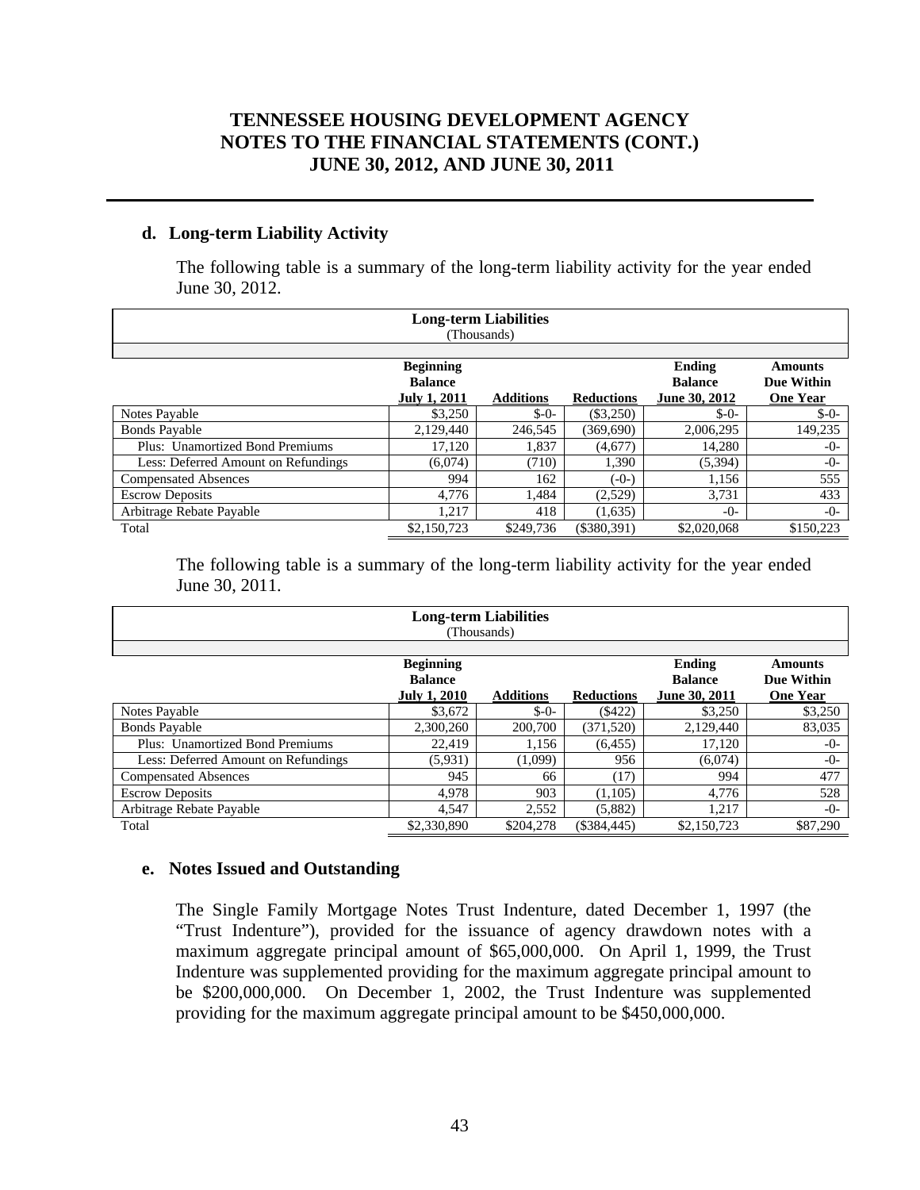### d. Long-term Liability Activity

The following table is a summary of the long-term liability activity for the year ended June 30, 2012.

**Long-term Liabilities**
(Thousands)

| | Beginning Balance July 1, 2011 | Additions | Reductions | Ending Balance June 30, 2012 | Amounts Due Within One Year |
|---|---|---|---|---|---|
| Notes Payable | $3,250 | $-0- | ($3,250) | $-0- | $-0- |
| Bonds Payable | 2,129,440 | 246,545 | (369,690) | 2,006,295 | 149,235 |
| Plus: Unamortized Bond Premiums | 17,120 | 1,837 | (4,677) | 14,280 | -0- |
| Less: Deferred Amount on Refundings | (6,074) | (710) | 1,390 | (5,394) | -0- |
| Compensated Absences | 994 | 162 | (-0-) | 1,156 | 555 |
| Escrow Deposits | 4,776 | 1,484 | (2,529) | 3,731 | 433 |
| Arbitrage Rebate Payable | 1,217 | 418 | (1,635) | -0- | -0- |
| Total | $2,150,723 | $249,736 | ($380,391) | $2,020,068 | $150,223 |

The following table is a summary of the long-term liability activity for the year ended June 30, 2011.

**Long-term Liabilities**
(Thousands)

| | Beginning Balance July 1, 2010 | Additions | Reductions | Ending Balance June 30, 2011 | Amounts Due Within One Year |
|---|---|---|---|---|---|
| Notes Payable | $3,672 | $-0- | ($422) | $3,250 | $3,250 |
| Bonds Payable | 2,300,260 | 200,700 | (371,520) | 2,129,440 | 83,035 |
| Plus: Unamortized Bond Premiums | 22,419 | 1,156 | (6,455) | 17,120 | -0- |
| Less: Deferred Amount on Refundings | (5,931) | (1,099) | 956 | (6,074) | -0- |
| Compensated Absences | 945 | 66 | (17) | 994 | 477 |
| Escrow Deposits | 4,978 | 903 | (1,105) | 4,776 | 528 |
| Arbitrage Rebate Payable | 4,547 | 2,552 | (5,882) | 1,217 | -0- |
| Total | $2,330,890 | $204,278 | ($384,445) | $2,150,723 | $87,290 |

### e. Notes Issued and Outstanding

The Single Family Mortgage Notes Trust Indenture, dated December 1, 1997 (the "Trust Indenture"), provided for the issuance of agency drawdown notes with a maximum aggregate principal amount of $65,000,000. On April 1, 1999, the Trust Indenture was supplemented providing for the maximum aggregate principal amount to be $200,000,000. On December 1, 2002, the Trust Indenture was supplemented providing for the maximum aggregate principal amount to be $450,000,000.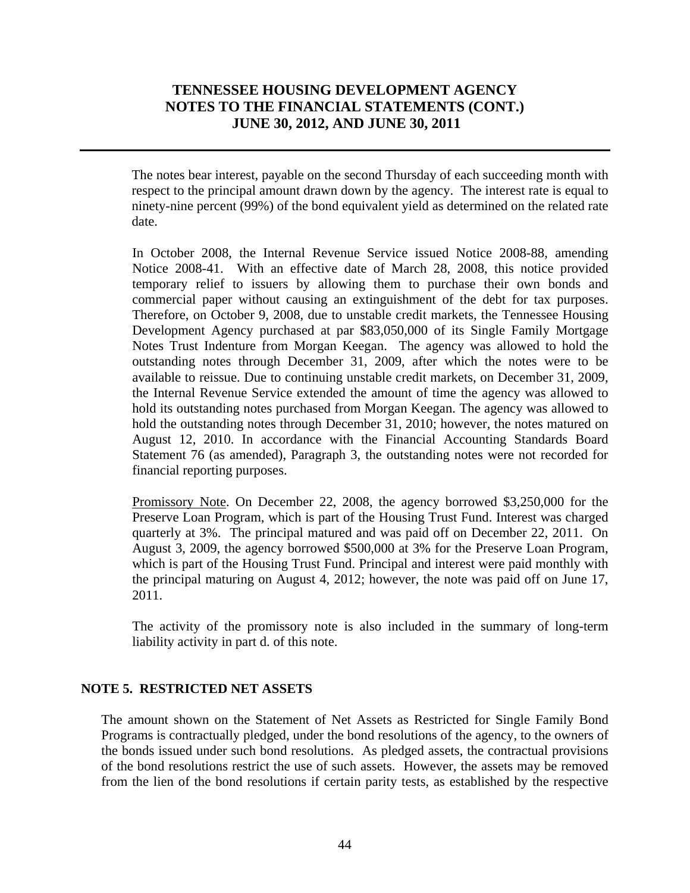The notes bear interest, payable on the second Thursday of each succeeding month with respect to the principal amount drawn down by the agency. The interest rate is equal to ninety-nine percent (99%) of the bond equivalent yield as determined on the related rate date.

In October 2008, the Internal Revenue Service issued Notice 2008-88, amending Notice 2008-41. With an effective date of March 28, 2008, this notice provided temporary relief to issuers by allowing them to purchase their own bonds and commercial paper without causing an extinguishment of the debt for tax purposes. Therefore, on October 9, 2008, due to unstable credit markets, the Tennessee Housing Development Agency purchased at par $83,050,000 of its Single Family Mortgage Notes Trust Indenture from Morgan Keegan. The agency was allowed to hold the outstanding notes through December 31, 2009, after which the notes were to be available to reissue. Due to continuing unstable credit markets, on December 31, 2009, the Internal Revenue Service extended the amount of time the agency was allowed to hold its outstanding notes purchased from Morgan Keegan. The agency was allowed to hold the outstanding notes through December 31, 2010; however, the notes matured on August 12, 2010. In accordance with the Financial Accounting Standards Board Statement 76 (as amended), Paragraph 3, the outstanding notes were not recorded for financial reporting purposes.

Promissory Note. On December 22, 2008, the agency borrowed $3,250,000 for the Preserve Loan Program, which is part of the Housing Trust Fund. Interest was charged quarterly at 3%. The principal matured and was paid off on December 22, 2011. On August 3, 2009, the agency borrowed $500,000 at 3% for the Preserve Loan Program, which is part of the Housing Trust Fund. Principal and interest were paid monthly with the principal maturing on August 4, 2012; however, the note was paid off on June 17, 2011.

The activity of the promissory note is also included in the summary of long-term liability activity in part d. of this note.

## NOTE 5. RESTRICTED NET ASSETS

The amount shown on the Statement of Net Assets as Restricted for Single Family Bond Programs is contractually pledged, under the bond resolutions of the agency, to the owners of the bonds issued under such bond resolutions. As pledged assets, the contractual provisions of the bond resolutions restrict the use of such assets. However, the assets may be removed from the lien of the bond resolutions if certain parity tests, as established by the respective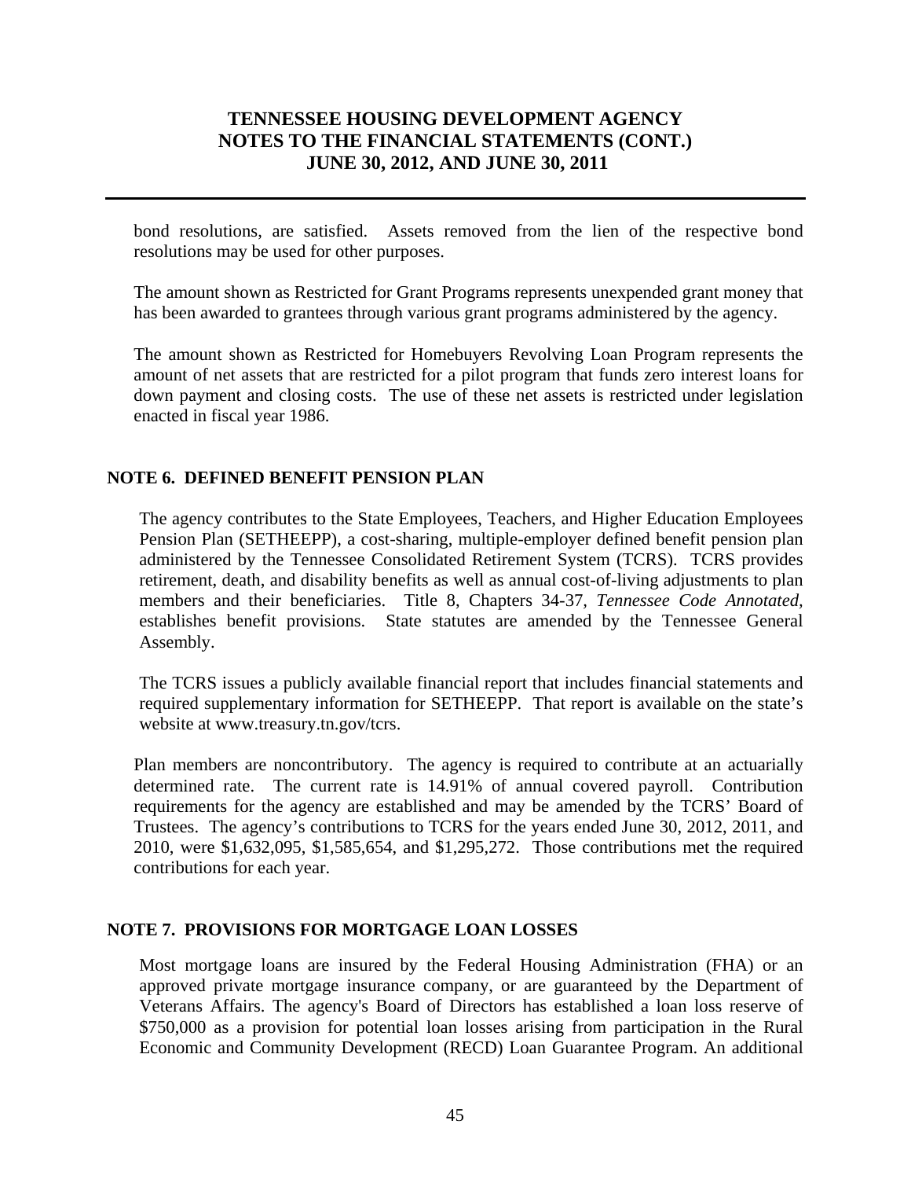bond resolutions, are satisfied. Assets removed from the lien of the respective bond resolutions may be used for other purposes.

The amount shown as Restricted for Grant Programs represents unexpended grant money that has been awarded to grantees through various grant programs administered by the agency.

The amount shown as Restricted for Homebuyers Revolving Loan Program represents the amount of net assets that are restricted for a pilot program that funds zero interest loans for down payment and closing costs. The use of these net assets is restricted under legislation enacted in fiscal year 1986.

## NOTE 6. DEFINED BENEFIT PENSION PLAN

The agency contributes to the State Employees, Teachers, and Higher Education Employees Pension Plan (SETHEEPP), a cost-sharing, multiple-employer defined benefit pension plan administered by the Tennessee Consolidated Retirement System (TCRS). TCRS provides retirement, death, and disability benefits as well as annual cost-of-living adjustments to plan members and their beneficiaries. Title 8, Chapters 34-37, *Tennessee Code Annotated*, establishes benefit provisions. State statutes are amended by the Tennessee General Assembly.

The TCRS issues a publicly available financial report that includes financial statements and required supplementary information for SETHEEPP. That report is available on the state's website at www.treasury.tn.gov/tcrs.

Plan members are noncontributory. The agency is required to contribute at an actuarially determined rate. The current rate is 14.91% of annual covered payroll. Contribution requirements for the agency are established and may be amended by the TCRS' Board of Trustees. The agency's contributions to TCRS for the years ended June 30, 2012, 2011, and 2010, were $1,632,095, $1,585,654, and $1,295,272. Those contributions met the required contributions for each year.

## NOTE 7. PROVISIONS FOR MORTGAGE LOAN LOSSES

Most mortgage loans are insured by the Federal Housing Administration (FHA) or an approved private mortgage insurance company, or are guaranteed by the Department of Veterans Affairs. The agency's Board of Directors has established a loan loss reserve of $750,000 as a provision for potential loan losses arising from participation in the Rural Economic and Community Development (RECD) Loan Guarantee Program. An additional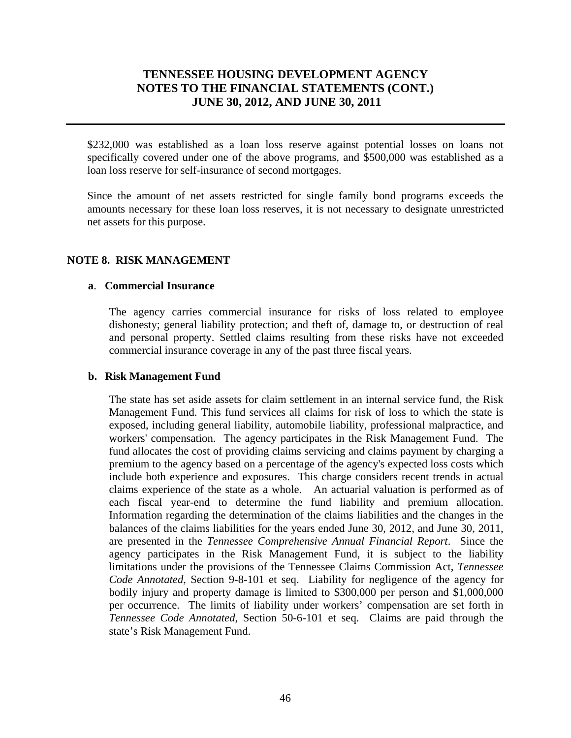$232,000 was established as a loan loss reserve against potential losses on loans not specifically covered under one of the above programs, and $500,000 was established as a loan loss reserve for self-insurance of second mortgages.

Since the amount of net assets restricted for single family bond programs exceeds the amounts necessary for these loan loss reserves, it is not necessary to designate unrestricted net assets for this purpose.

## NOTE 8. RISK MANAGEMENT

### a. Commercial Insurance

The agency carries commercial insurance for risks of loss related to employee dishonesty; general liability protection; and theft of, damage to, or destruction of real and personal property. Settled claims resulting from these risks have not exceeded commercial insurance coverage in any of the past three fiscal years.

### b. Risk Management Fund

The state has set aside assets for claim settlement in an internal service fund, the Risk Management Fund. This fund services all claims for risk of loss to which the state is exposed, including general liability, automobile liability, professional malpractice, and workers' compensation. The agency participates in the Risk Management Fund. The fund allocates the cost of providing claims servicing and claims payment by charging a premium to the agency based on a percentage of the agency's expected loss costs which include both experience and exposures. This charge considers recent trends in actual claims experience of the state as a whole. An actuarial valuation is performed as of each fiscal year-end to determine the fund liability and premium allocation. Information regarding the determination of the claims liabilities and the changes in the balances of the claims liabilities for the years ended June 30, 2012, and June 30, 2011, are presented in the *Tennessee Comprehensive Annual Financial Report*. Since the agency participates in the Risk Management Fund, it is subject to the liability limitations under the provisions of the Tennessee Claims Commission Act, *Tennessee Code Annotated*, Section 9-8-101 et seq. Liability for negligence of the agency for bodily injury and property damage is limited to $300,000 per person and $1,000,000 per occurrence. The limits of liability under workers' compensation are set forth in *Tennessee Code Annotated*, Section 50-6-101 et seq. Claims are paid through the state's Risk Management Fund.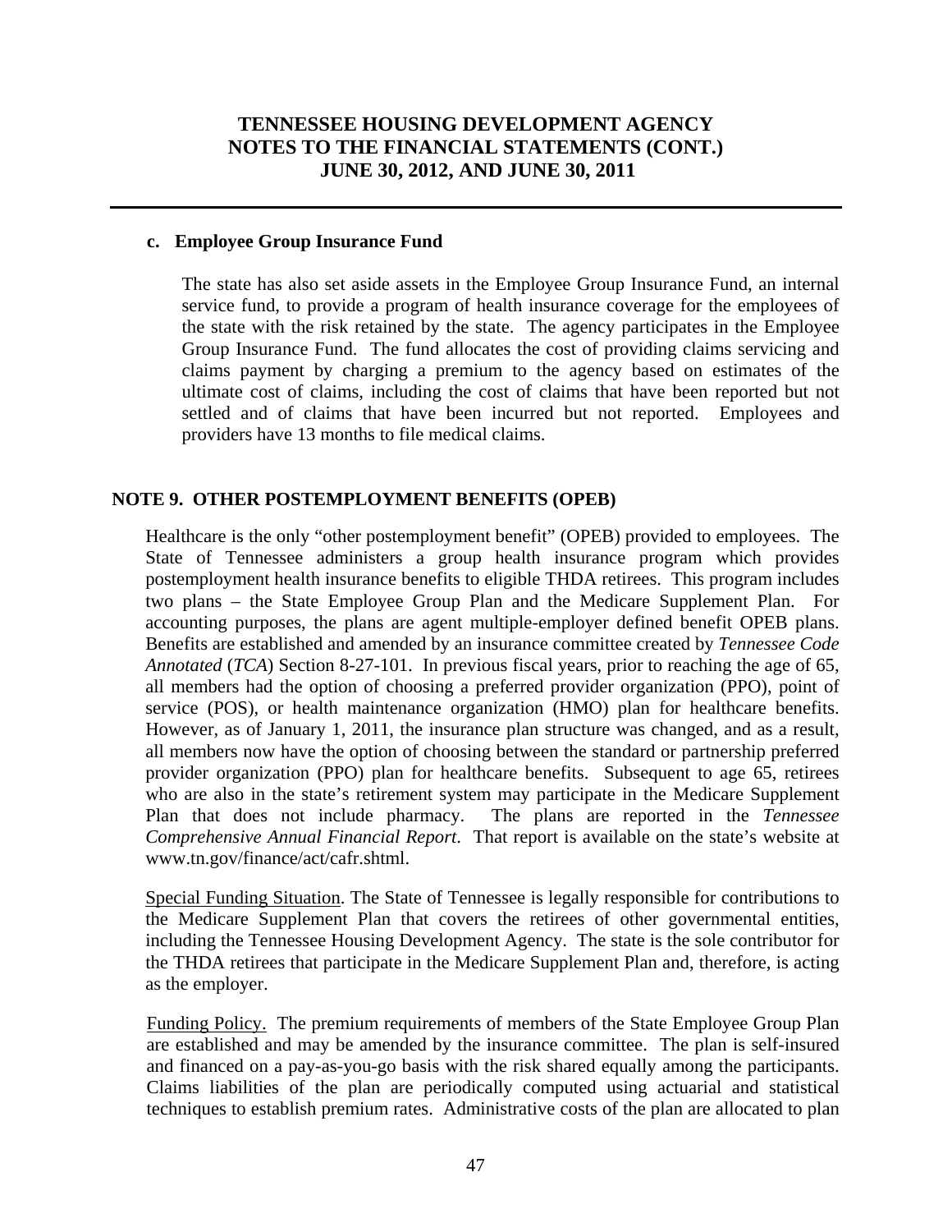### c. Employee Group Insurance Fund

The state has also set aside assets in the Employee Group Insurance Fund, an internal service fund, to provide a program of health insurance coverage for the employees of the state with the risk retained by the state. The agency participates in the Employee Group Insurance Fund. The fund allocates the cost of providing claims servicing and claims payment by charging a premium to the agency based on estimates of the ultimate cost of claims, including the cost of claims that have been reported but not settled and of claims that have been incurred but not reported. Employees and providers have 13 months to file medical claims.

## NOTE 9. OTHER POSTEMPLOYMENT BENEFITS (OPEB)

Healthcare is the only "other postemployment benefit" (OPEB) provided to employees. The State of Tennessee administers a group health insurance program which provides postemployment health insurance benefits to eligible THDA retirees. This program includes two plans – the State Employee Group Plan and the Medicare Supplement Plan. For accounting purposes, the plans are agent multiple-employer defined benefit OPEB plans. Benefits are established and amended by an insurance committee created by *Tennessee Code Annotated* (*TCA*) Section 8-27-101. In previous fiscal years, prior to reaching the age of 65, all members had the option of choosing a preferred provider organization (PPO), point of service (POS), or health maintenance organization (HMO) plan for healthcare benefits. However, as of January 1, 2011, the insurance plan structure was changed, and as a result, all members now have the option of choosing between the standard or partnership preferred provider organization (PPO) plan for healthcare benefits. Subsequent to age 65, retirees who are also in the state's retirement system may participate in the Medicare Supplement Plan that does not include pharmacy. The plans are reported in the *Tennessee Comprehensive Annual Financial Report*. That report is available on the state's website at www.tn.gov/finance/act/cafr.shtml.

Special Funding Situation. The State of Tennessee is legally responsible for contributions to the Medicare Supplement Plan that covers the retirees of other governmental entities, including the Tennessee Housing Development Agency. The state is the sole contributor for the THDA retirees that participate in the Medicare Supplement Plan and, therefore, is acting as the employer.

Funding Policy. The premium requirements of members of the State Employee Group Plan are established and may be amended by the insurance committee. The plan is self-insured and financed on a pay-as-you-go basis with the risk shared equally among the participants. Claims liabilities of the plan are periodically computed using actuarial and statistical techniques to establish premium rates. Administrative costs of the plan are allocated to plan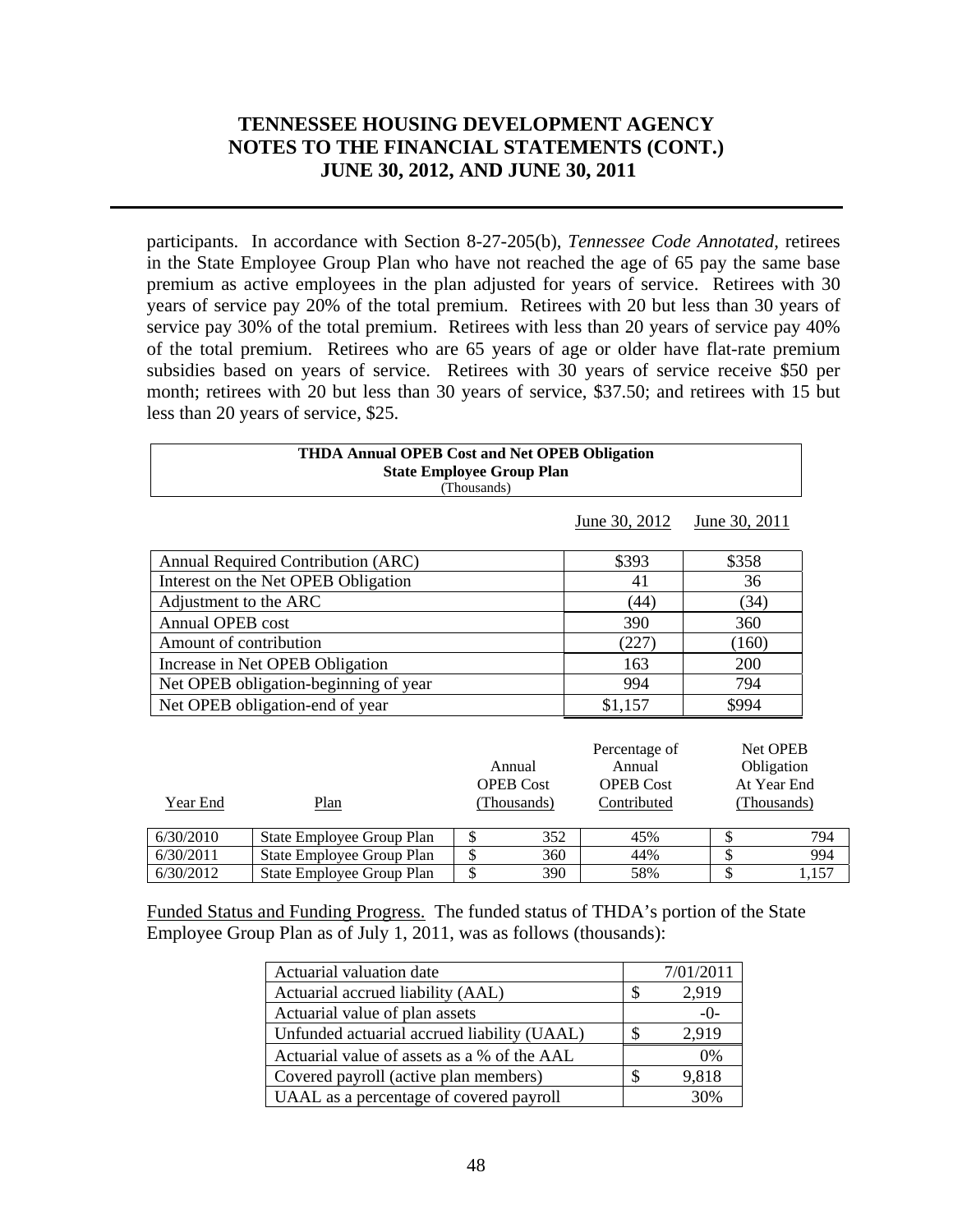participants. In accordance with Section 8-27-205(b), *Tennessee Code Annotated*, retirees in the State Employee Group Plan who have not reached the age of 65 pay the same base premium as active employees in the plan adjusted for years of service. Retirees with 30 years of service pay 20% of the total premium. Retirees with 20 but less than 30 years of service pay 30% of the total premium. Retirees with less than 20 years of service pay 40% of the total premium. Retirees who are 65 years of age or older have flat-rate premium subsidies based on years of service. Retirees with 30 years of service receive $50 per month; retirees with 20 but less than 30 years of service, $37.50; and retirees with 15 but less than 20 years of service, $25.

**THDA Annual OPEB Cost and Net OPEB Obligation**
**State Employee Group Plan**
(Thousands)

| | June 30, 2012 | June 30, 2011 |
|---|---|---|
| Annual Required Contribution (ARC) | $393 | $358 |
| Interest on the Net OPEB Obligation | 41 | 36 |
| Adjustment to the ARC | (44) | (34) |
| Annual OPEB cost | 390 | 360 |
| Amount of contribution | (227) | (160) |
| Increase in Net OPEB Obligation | 163 | 200 |
| Net OPEB obligation-beginning of year | 994 | 794 |
| Net OPEB obligation-end of year | $1,157 | $994 |

| Year End | Plan | Annual OPEB Cost (Thousands) | Percentage of Annual OPEB Cost Contributed | Net OPEB Obligation At Year End (Thousands) |
|---|---|---|---|---|
| 6/30/2010 | State Employee Group Plan | $ 352 | 45% | $ 794 |
| 6/30/2011 | State Employee Group Plan | $ 360 | 44% | $ 994 |
| 6/30/2012 | State Employee Group Plan | $ 390 | 58% | $ 1,157 |

Funded Status and Funding Progress. The funded status of THDA's portion of the State Employee Group Plan as of July 1, 2011, was as follows (thousands):

| | |
|---|---|
| Actuarial valuation date | 7/01/2011 |
| Actuarial accrued liability (AAL) | $ 2,919 |
| Actuarial value of plan assets | -0- |
| Unfunded actuarial accrued liability (UAAL) | $ 2,919 |
| Actuarial value of assets as a % of the AAL | 0% |
| Covered payroll (active plan members) | $ 9,818 |
| UAAL as a percentage of covered payroll | 30% |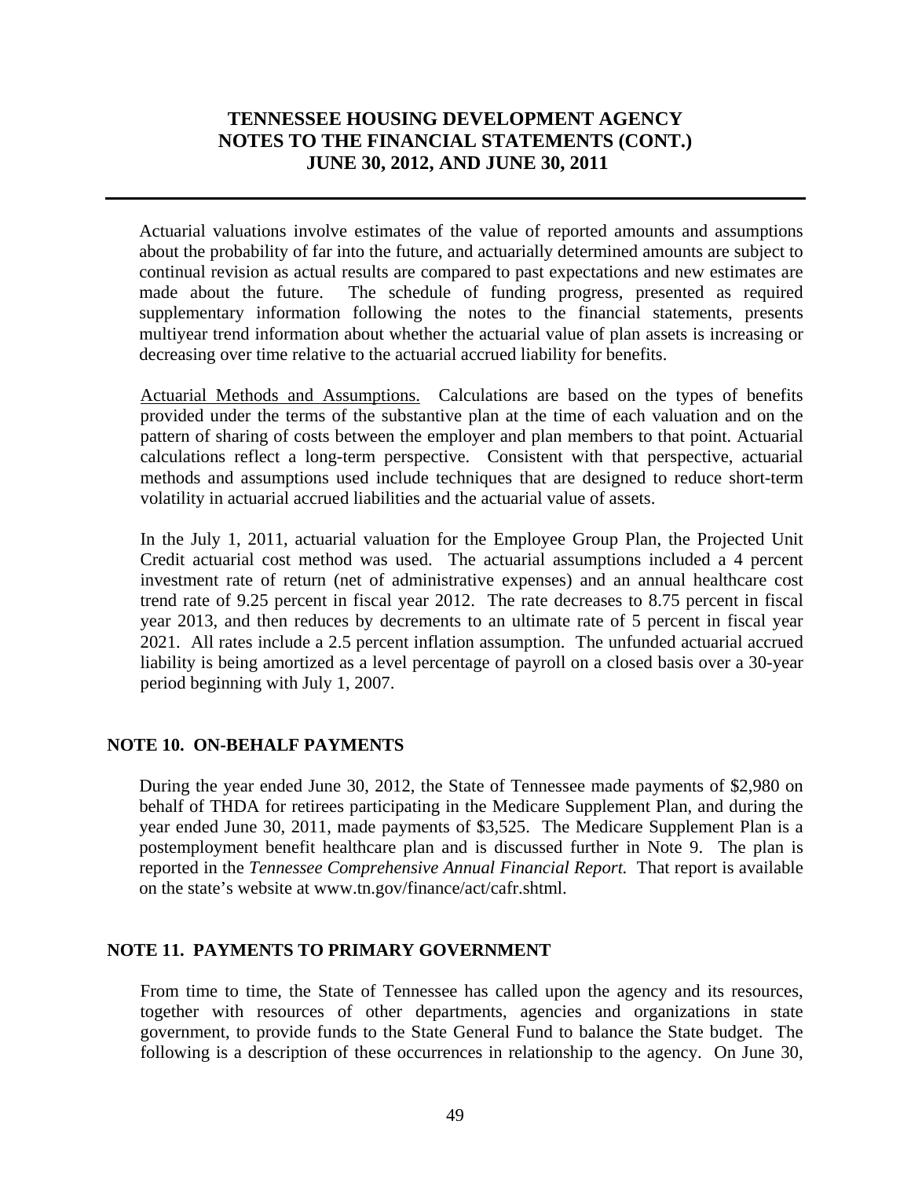Actuarial valuations involve estimates of the value of reported amounts and assumptions about the probability of far into the future, and actuarially determined amounts are subject to continual revision as actual results are compared to past expectations and new estimates are made about the future. The schedule of funding progress, presented as required supplementary information following the notes to the financial statements, presents multiyear trend information about whether the actuarial value of plan assets is increasing or decreasing over time relative to the actuarial accrued liability for benefits.

Actuarial Methods and Assumptions. Calculations are based on the types of benefits provided under the terms of the substantive plan at the time of each valuation and on the pattern of sharing of costs between the employer and plan members to that point. Actuarial calculations reflect a long-term perspective. Consistent with that perspective, actuarial methods and assumptions used include techniques that are designed to reduce short-term volatility in actuarial accrued liabilities and the actuarial value of assets.

In the July 1, 2011, actuarial valuation for the Employee Group Plan, the Projected Unit Credit actuarial cost method was used. The actuarial assumptions included a 4 percent investment rate of return (net of administrative expenses) and an annual healthcare cost trend rate of 9.25 percent in fiscal year 2012. The rate decreases to 8.75 percent in fiscal year 2013, and then reduces by decrements to an ultimate rate of 5 percent in fiscal year 2021. All rates include a 2.5 percent inflation assumption. The unfunded actuarial accrued liability is being amortized as a level percentage of payroll on a closed basis over a 30-year period beginning with July 1, 2007.

## NOTE 10. ON-BEHALF PAYMENTS

During the year ended June 30, 2012, the State of Tennessee made payments of $2,980 on behalf of THDA for retirees participating in the Medicare Supplement Plan, and during the year ended June 30, 2011, made payments of $3,525. The Medicare Supplement Plan is a postemployment benefit healthcare plan and is discussed further in Note 9. The plan is reported in the *Tennessee Comprehensive Annual Financial Report.* That report is available on the state's website at www.tn.gov/finance/act/cafr.shtml.

## NOTE 11. PAYMENTS TO PRIMARY GOVERNMENT

From time to time, the State of Tennessee has called upon the agency and its resources, together with resources of other departments, agencies and organizations in state government, to provide funds to the State General Fund to balance the State budget. The following is a description of these occurrences in relationship to the agency. On June 30,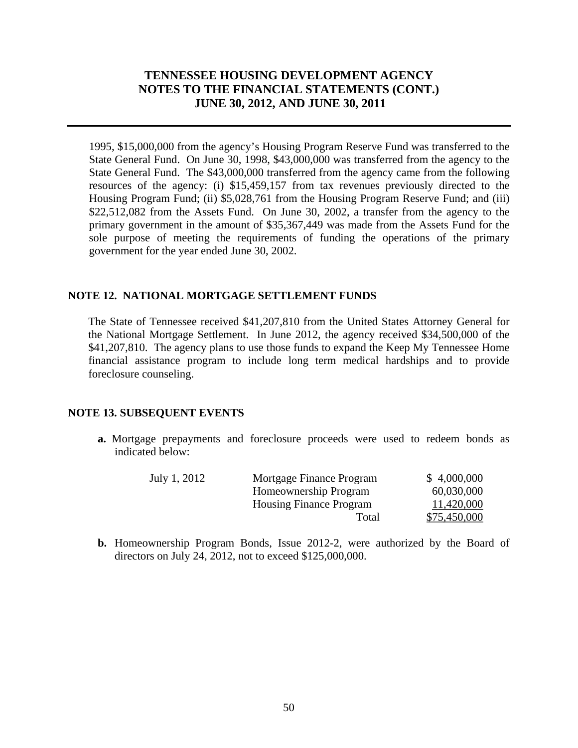1995, $15,000,000 from the agency's Housing Program Reserve Fund was transferred to the State General Fund. On June 30, 1998, $43,000,000 was transferred from the agency to the State General Fund. The $43,000,000 transferred from the agency came from the following resources of the agency: (i) $15,459,157 from tax revenues previously directed to the Housing Program Fund; (ii) $5,028,761 from the Housing Program Reserve Fund; and (iii) $22,512,082 from the Assets Fund. On June 30, 2002, a transfer from the agency to the primary government in the amount of $35,367,449 was made from the Assets Fund for the sole purpose of meeting the requirements of funding the operations of the primary government for the year ended June 30, 2002.

## NOTE 12. NATIONAL MORTGAGE SETTLEMENT FUNDS

The State of Tennessee received $41,207,810 from the United States Attorney General for the National Mortgage Settlement. In June 2012, the agency received $34,500,000 of the $41,207,810. The agency plans to use those funds to expand the Keep My Tennessee Home financial assistance program to include long term medical hardships and to provide foreclosure counseling.

## NOTE 13. SUBSEQUENT EVENTS

**a.** Mortgage prepayments and foreclosure proceeds were used to redeem bonds as indicated below:

| | | |
|---|---|---|
| July 1, 2012 | Mortgage Finance Program | $ 4,000,000 |
| | Homeownership Program | 60,030,000 |
| | Housing Finance Program | 11,420,000 |
| | Total | $75,450,000 |

**b.** Homeownership Program Bonds, Issue 2012-2, were authorized by the Board of directors on July 24, 2012, not to exceed $125,000,000.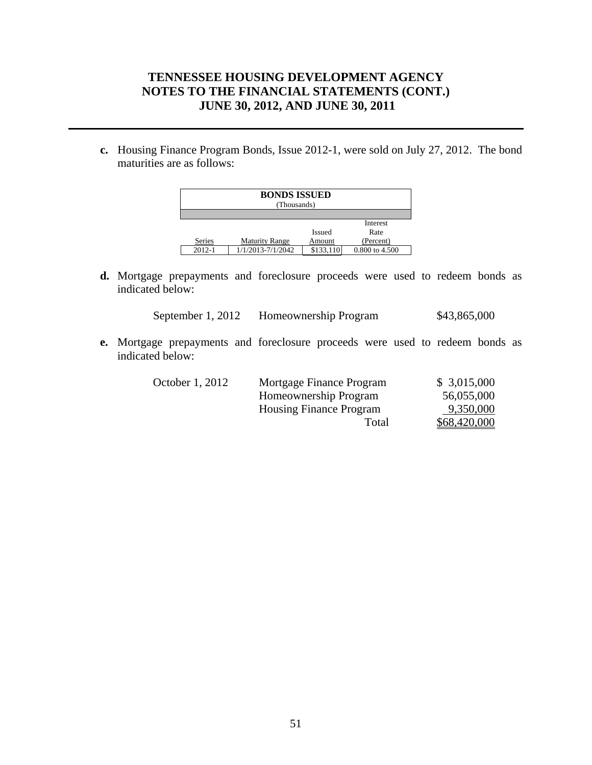**c.** Housing Finance Program Bonds, Issue 2012-1, were sold on July 27, 2012. The bond maturities are as follows:

| BONDS ISSUED (Thousands) | | | |
|---|---|---|---|
| Series | Maturity Range | Issued Amount | Interest Rate (Percent) |
| 2012-1 | 1/1/2013-7/1/2042 | $133,110 | 0.800 to 4.500 |

**d.** Mortgage prepayments and foreclosure proceeds were used to redeem bonds as indicated below:

| | | |
|---|---|---|
| September 1, 2012 | Homeownership Program | $43,865,000 |

**e.** Mortgage prepayments and foreclosure proceeds were used to redeem bonds as indicated below:

| | | |
|---|---|---|
| October 1, 2012 | Mortgage Finance Program | $ 3,015,000 |
| | Homeownership Program | 56,055,000 |
| | Housing Finance Program | 9,350,000 |
| | Total | $68,420,000 |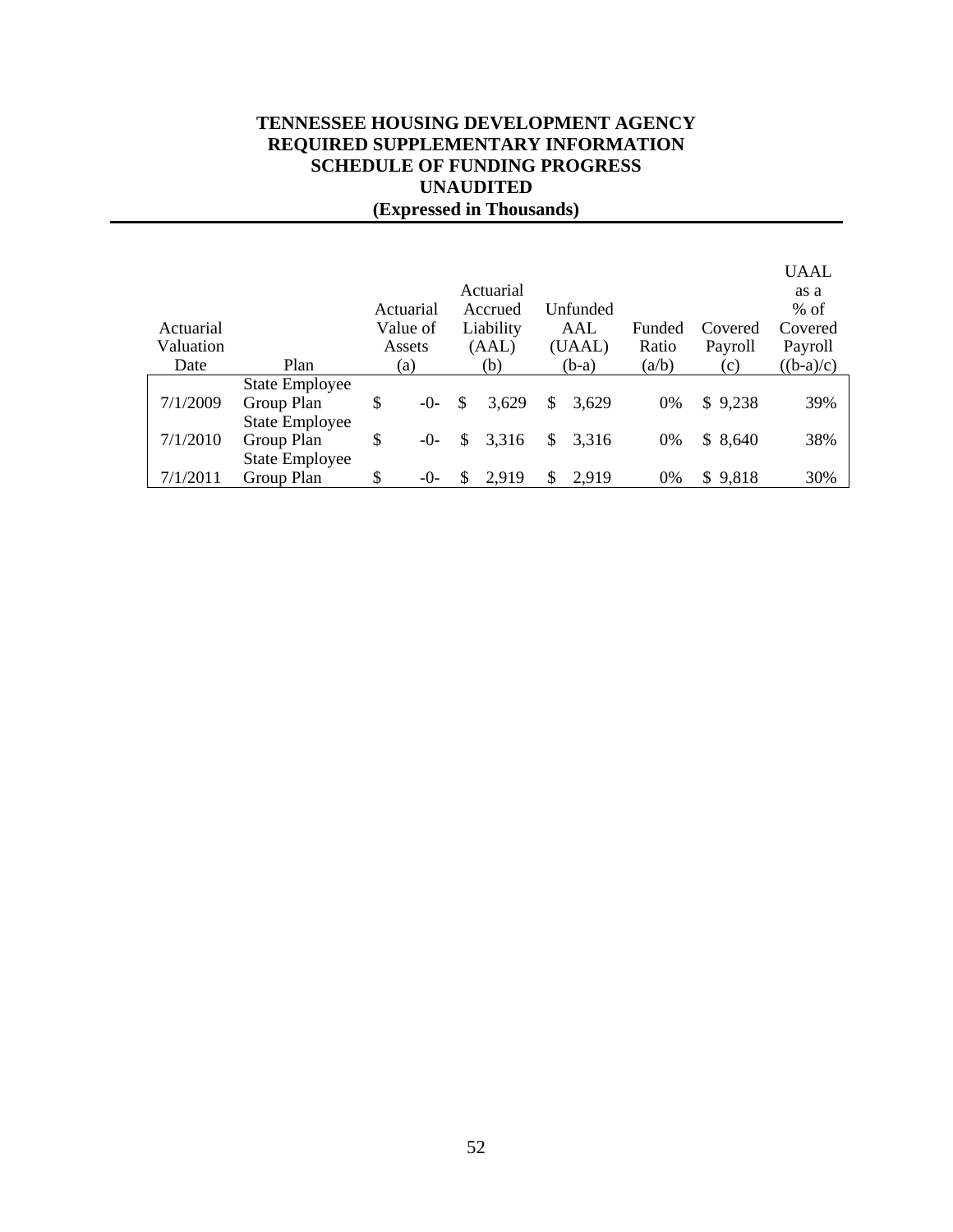**TENNESSEE HOUSING DEVELOPMENT AGENCY**
**REQUIRED SUPPLEMENTARY INFORMATION**
**SCHEDULE OF FUNDING PROGRESS**
**UNAUDITED**
**(Expressed in Thousands)**

| Actuarial Valuation Date | Plan | Actuarial Value of Assets (a) | Actuarial Accrued Liability (AAL) (b) | Unfunded AAL (UAAL) (b-a) | Funded Ratio (a/b) | Covered Payroll (c) | UAAL as a % of Covered Payroll ((b-a)/c) |
|---|---|---|---|---|---|---|---|
| 7/1/2009 | State Employee Group Plan | $ -0- | $ 3,629 | $ 3,629 | 0% | $ 9,238 | 39% |
| 7/1/2010 | State Employee Group Plan | $ -0- | $ 3,316 | $ 3,316 | 0% | $ 8,640 | 38% |
| 7/1/2011 | State Employee Group Plan | $ -0- | $ 2,919 | $ 2,919 | 0% | $ 9,818 | 30% |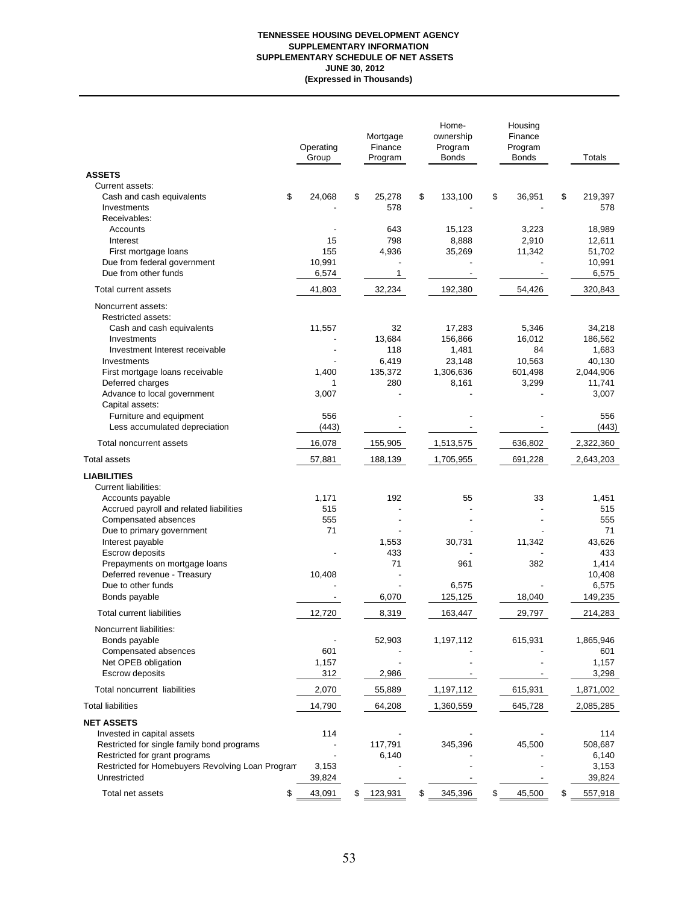**TENNESSEE HOUSING DEVELOPMENT AGENCY**
**SUPPLEMENTARY INFORMATION**
**SUPPLEMENTARY SCHEDULE OF NET ASSETS**
**JUNE 30, 2012**
**(Expressed in Thousands)**

| | Operating Group | Mortgage Finance Program | Home-ownership Program Bonds | Housing Finance Program Bonds | Totals |
|---|---|---|---|---|---|
| **ASSETS** | | | | | |
| Current assets: | | | | | |
| Cash and cash equivalents | $ 24,068 | $ 25,278 | $ 133,100 | $ 36,951 | $ 219,397 |
| Investments | - | 578 | - | - | 578 |
| Receivables: | | | | | |
| Accounts | - | 643 | 15,123 | 3,223 | 18,989 |
| Interest | 15 | 798 | 8,888 | 2,910 | 12,611 |
| First mortgage loans | 155 | 4,936 | 35,269 | 11,342 | 51,702 |
| Due from federal government | 10,991 | - | - | - | 10,991 |
| Due from other funds | 6,574 | 1 | - | - | 6,575 |
| Total current assets | 41,803 | 32,234 | 192,380 | 54,426 | 320,843 |
| Noncurrent assets: | | | | | |
| Restricted assets: | | | | | |
| Cash and cash equivalents | 11,557 | 32 | 17,283 | 5,346 | 34,218 |
| Investments | - | 13,684 | 156,866 | 16,012 | 186,562 |
| Investment Interest receivable | - | 118 | 1,481 | 84 | 1,683 |
| Investments | - | 6,419 | 23,148 | 10,563 | 40,130 |
| First mortgage loans receivable | 1,400 | 135,372 | 1,306,636 | 601,498 | 2,044,906 |
| Deferred charges | 1 | 280 | 8,161 | 3,299 | 11,741 |
| Advance to local government | 3,007 | - | - | - | 3,007 |
| Capital assets: | | | | | |
| Furniture and equipment | 556 | - | - | - | 556 |
| Less accumulated depreciation | (443) | - | - | - | (443) |
| Total noncurrent assets | 16,078 | 155,905 | 1,513,575 | 636,802 | 2,322,360 |
| Total assets | 57,881 | 188,139 | 1,705,955 | 691,228 | 2,643,203 |
| **LIABILITIES** | | | | | |
| Current liabilities: | | | | | |
| Accounts payable | 1,171 | 192 | 55 | 33 | 1,451 |
| Accrued payroll and related liabilities | 515 | - | - | - | 515 |
| Compensated absences | 555 | - | - | - | 555 |
| Due to primary government | 71 | - | - | - | 71 |
| Interest payable | | 1,553 | 30,731 | 11,342 | 43,626 |
| Escrow deposits | - | 433 | - | - | 433 |
| Prepayments on mortgage loans | | 71 | 961 | 382 | 1,414 |
| Deferred revenue - Treasury | 10,408 | - | | | 10,408 |
| Due to other funds | - | - | 6,575 | - | 6,575 |
| Bonds payable | - | 6,070 | 125,125 | 18,040 | 149,235 |
| Total current liabilities | 12,720 | 8,319 | 163,447 | 29,797 | 214,283 |
| Noncurrent liabilities: | | | | | |
| Bonds payable | - | 52,903 | 1,197,112 | 615,931 | 1,865,946 |
| Compensated absences | 601 | - | - | - | 601 |
| Net OPEB obligation | 1,157 | - | - | - | 1,157 |
| Escrow deposits | 312 | 2,986 | - | - | 3,298 |
| Total noncurrent liabilities | 2,070 | 55,889 | 1,197,112 | 615,931 | 1,871,002 |
| Total liabilities | 14,790 | 64,208 | 1,360,559 | 645,728 | 2,085,285 |
| **NET ASSETS** | | | | | |
| Invested in capital assets | 114 | - | - | - | 114 |
| Restricted for single family bond programs | - | 117,791 | 345,396 | 45,500 | 508,687 |
| Restricted for grant programs | - | 6,140 | - | - | 6,140 |
| Restricted for Homebuyers Revolving Loan Program | 3,153 | - | - | - | 3,153 |
| Unrestricted | 39,824 | - | - | - | 39,824 |
| Total net assets | $ 43,091 | $ 123,931 | $ 345,396 | $ 45,500 | $ 557,918 |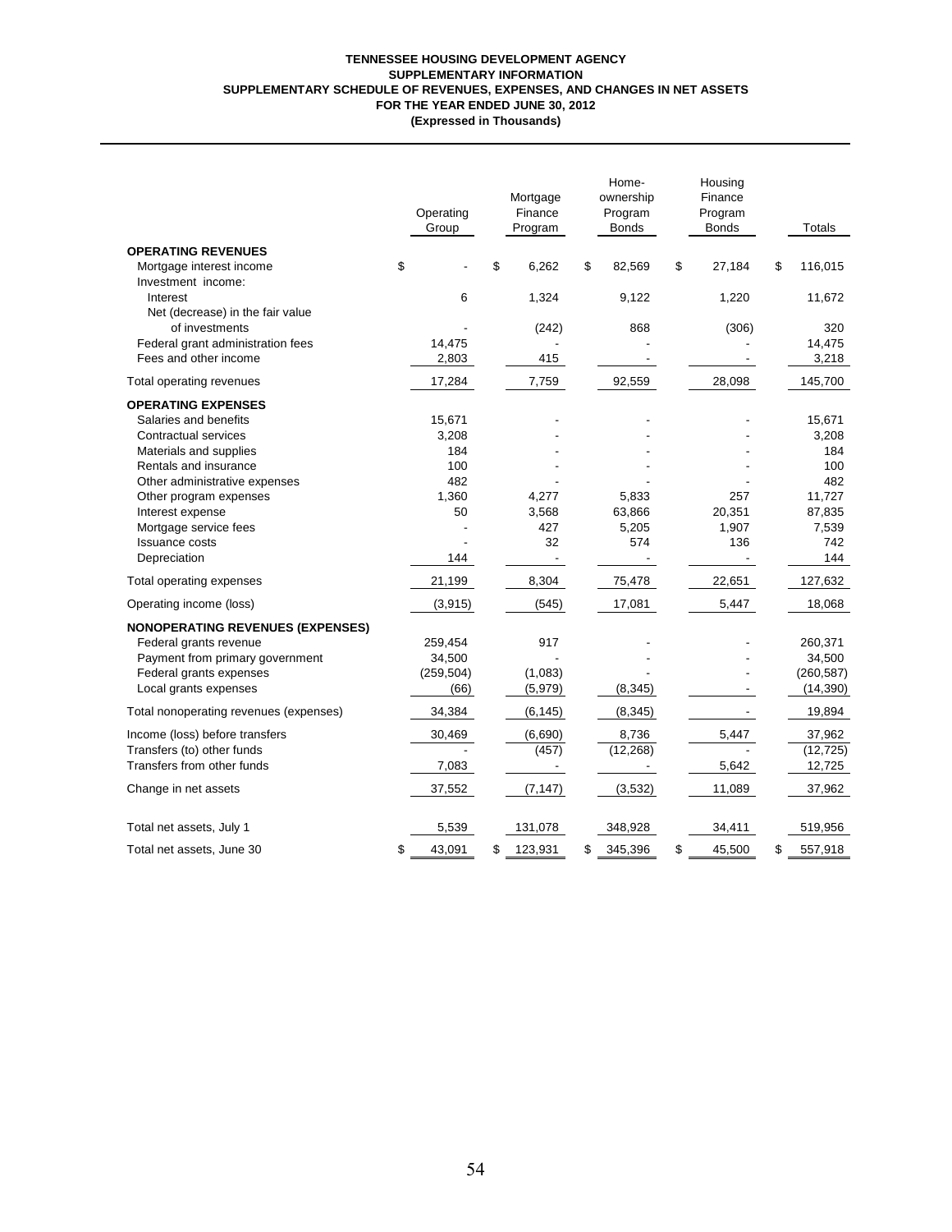**TENNESSEE HOUSING DEVELOPMENT AGENCY**
**SUPPLEMENTARY INFORMATION**
**SUPPLEMENTARY SCHEDULE OF REVENUES, EXPENSES, AND CHANGES IN NET ASSETS**
**FOR THE YEAR ENDED JUNE 30, 2012**
**(Expressed in Thousands)**

| | Operating Group | Mortgage Finance Program | Home-ownership Program Bonds | Housing Finance Program Bonds | Totals |
|---|---|---|---|---|---|
| **OPERATING REVENUES** | | | | | |
| Mortgage interest income | $ - | $ 6,262 | $ 82,569 | $ 27,184 | $ 116,015 |
| Investment income: | | | | | |
| Interest | 6 | 1,324 | 9,122 | 1,220 | 11,672 |
| Net (decrease) in the fair value of investments | - | (242) | 868 | (306) | 320 |
| Federal grant administration fees | 14,475 | - | - | - | 14,475 |
| Fees and other income | 2,803 | 415 | - | - | 3,218 |
| Total operating revenues | 17,284 | 7,759 | 92,559 | 28,098 | 145,700 |
| **OPERATING EXPENSES** | | | | | |
| Salaries and benefits | 15,671 | - | - | - | 15,671 |
| Contractual services | 3,208 | - | - | - | 3,208 |
| Materials and supplies | 184 | - | - | - | 184 |
| Rentals and insurance | 100 | - | - | - | 100 |
| Other administrative expenses | 482 | - | - | - | 482 |
| Other program expenses | 1,360 | 4,277 | 5,833 | 257 | 11,727 |
| Interest expense | 50 | 3,568 | 63,866 | 20,351 | 87,835 |
| Mortgage service fees | - | 427 | 5,205 | 1,907 | 7,539 |
| Issuance costs | - | 32 | 574 | 136 | 742 |
| Depreciation | 144 | - | - | - | 144 |
| Total operating expenses | 21,199 | 8,304 | 75,478 | 22,651 | 127,632 |
| Operating income (loss) | (3,915) | (545) | 17,081 | 5,447 | 18,068 |
| **NONOPERATING REVENUES (EXPENSES)** | | | | | |
| Federal grants revenue | 259,454 | 917 | - | - | 260,371 |
| Payment from primary government | 34,500 | - | - | - | 34,500 |
| Federal grants expenses | (259,504) | (1,083) | - | - | (260,587) |
| Local grants expenses | (66) | (5,979) | (8,345) | - | (14,390) |
| Total nonoperating revenues (expenses) | 34,384 | (6,145) | (8,345) | - | 19,894 |
| Income (loss) before transfers | 30,469 | (6,690) | 8,736 | 5,447 | 37,962 |
| Transfers (to) other funds | - | (457) | (12,268) | - | (12,725) |
| Transfers from other funds | 7,083 | - | - | 5,642 | 12,725 |
| Change in net assets | 37,552 | (7,147) | (3,532) | 11,089 | 37,962 |
| Total net assets, July 1 | 5,539 | 131,078 | 348,928 | 34,411 | 519,956 |
| Total net assets, June 30 | $ 43,091 | $ 123,931 | $ 345,396 | $ 45,500 | $ 557,918 |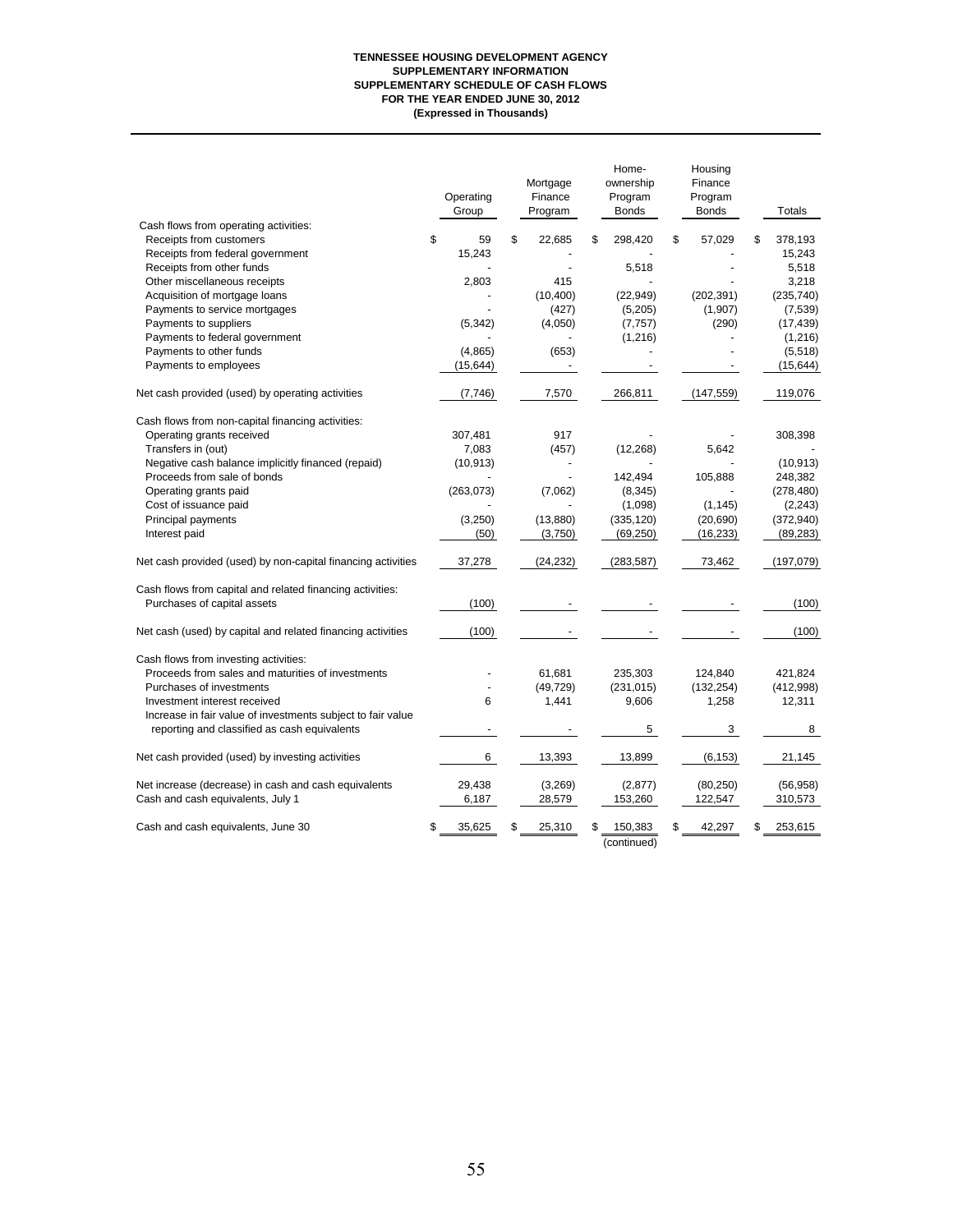**TENNESSEE HOUSING DEVELOPMENT AGENCY**
**SUPPLEMENTARY INFORMATION**
**SUPPLEMENTARY SCHEDULE OF CASH FLOWS**
**FOR THE YEAR ENDED JUNE 30, 2012**
**(Expressed in Thousands)**

| | Operating Group | Mortgage Finance Program | Home-ownership Program Bonds | Housing Finance Program Bonds | Totals |
|---|---|---|---|---|---|
| Cash flows from operating activities: | | | | | |
| Receipts from customers | $ 59 | $ 22,685 | $ 298,420 | $ 57,029 | $ 378,193 |
| Receipts from federal government | 15,243 | - | - | - | 15,243 |
| Receipts from other funds | - | - | 5,518 | - | 5,518 |
| Other miscellaneous receipts | 2,803 | 415 | - | - | 3,218 |
| Acquisition of mortgage loans | - | (10,400) | (22,949) | (202,391) | (235,740) |
| Payments to service mortgages | - | (427) | (5,205) | (1,907) | (7,539) |
| Payments to suppliers | (5,342) | (4,050) | (7,757) | (290) | (17,439) |
| Payments to federal government | - | - | (1,216) | - | (1,216) |
| Payments to other funds | (4,865) | (653) | - | - | (5,518) |
| Payments to employees | (15,644) | - | - | - | (15,644) |
| Net cash provided (used) by operating activities | (7,746) | 7,570 | 266,811 | (147,559) | 119,076 |
| Cash flows from non-capital financing activities: | | | | | |
| Operating grants received | 307,481 | 917 | - | - | 308,398 |
| Transfers in (out) | 7,083 | (457) | (12,268) | 5,642 | - |
| Negative cash balance implicitly financed (repaid) | (10,913) | - | - | - | (10,913) |
| Proceeds from sale of bonds | - | - | 142,494 | 105,888 | 248,382 |
| Operating grants paid | (263,073) | (7,062) | (8,345) | - | (278,480) |
| Cost of issuance paid | - | - | (1,098) | (1,145) | (2,243) |
| Principal payments | (3,250) | (13,880) | (335,120) | (20,690) | (372,940) |
| Interest paid | (50) | (3,750) | (69,250) | (16,233) | (89,283) |
| Net cash provided (used) by non-capital financing activities | 37,278 | (24,232) | (283,587) | 73,462 | (197,079) |
| Cash flows from capital and related financing activities: | | | | | |
| Purchases of capital assets | (100) | - | - | - | (100) |
| Net cash (used) by capital and related financing activities | (100) | - | - | - | (100) |
| Cash flows from investing activities: | | | | | |
| Proceeds from sales and maturities of investments | - | 61,681 | 235,303 | 124,840 | 421,824 |
| Purchases of investments | - | (49,729) | (231,015) | (132,254) | (412,998) |
| Investment interest received | 6 | 1,441 | 9,606 | 1,258 | 12,311 |
| Increase in fair value of investments subject to fair value reporting and classified as cash equivalents | - | - | 5 | 3 | 8 |
| Net cash provided (used) by investing activities | 6 | 13,393 | 13,899 | (6,153) | 21,145 |
| Net increase (decrease) in cash and cash equivalents | 29,438 | (3,269) | (2,877) | (80,250) | (56,958) |
| Cash and cash equivalents, July 1 | 6,187 | 28,579 | 153,260 | 122,547 | 310,573 |
| Cash and cash equivalents, June 30 | $ 35,625 | $ 25,310 | $ 150,383 | $ 42,297 | $ 253,615 |

(continued)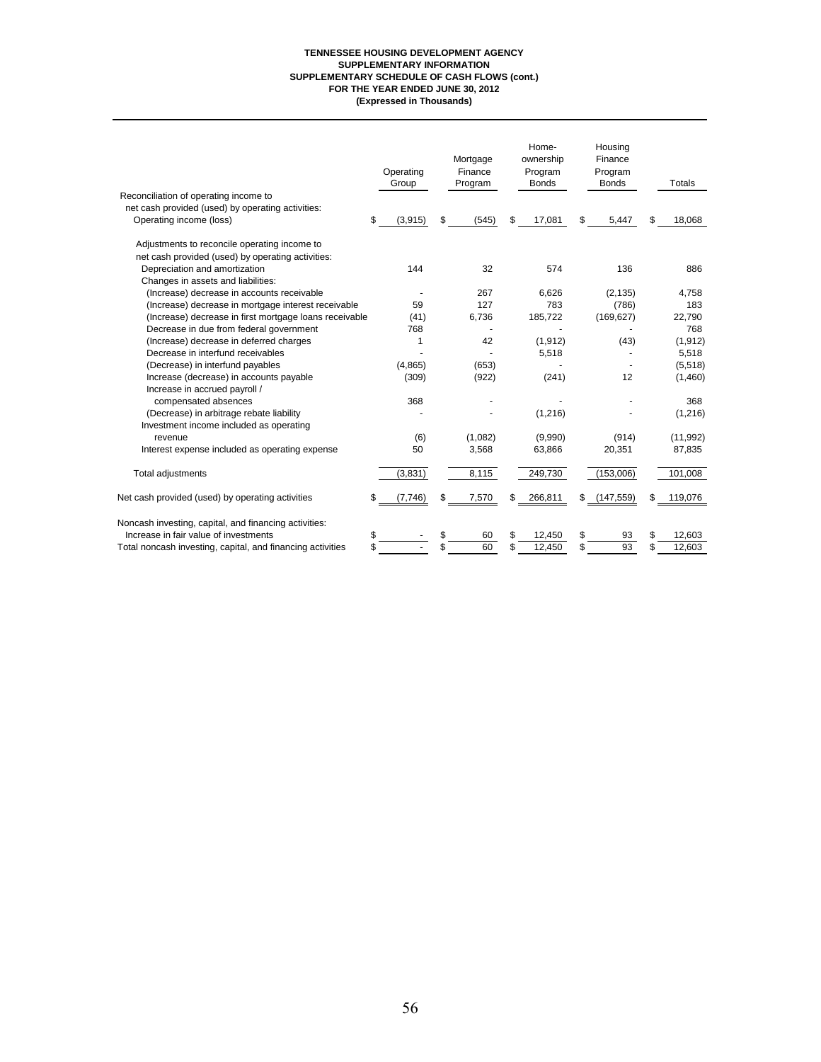**TENNESSEE HOUSING DEVELOPMENT AGENCY**
**SUPPLEMENTARY INFORMATION**
**SUPPLEMENTARY SCHEDULE OF CASH FLOWS (cont.)**
**FOR THE YEAR ENDED JUNE 30, 2012**
**(Expressed in Thousands)**

| | Operating Group | Mortgage Finance Program | Home-ownership Program Bonds | Housing Finance Program Bonds | Totals |
|---|---|---|---|---|---|
| Reconciliation of operating income to net cash provided (used) by operating activities: | | | | | |
| Operating income (loss) | $ (3,915) | $ (545) | $ 17,081 | $ 5,447 | $ 18,068 |
| Adjustments to reconcile operating income to net cash provided (used) by operating activities: | | | | | |
| Depreciation and amortization | 144 | 32 | 574 | 136 | 886 |
| Changes in assets and liabilities: | | | | | |
| (Increase) decrease in accounts receivable | - | 267 | 6,626 | (2,135) | 4,758 |
| (Increase) decrease in mortgage interest receivable | 59 | 127 | 783 | (786) | 183 |
| (Increase) decrease in first mortgage loans receivable | (41) | 6,736 | 185,722 | (169,627) | 22,790 |
| Decrease in due from federal government | 768 | - | - | - | 768 |
| (Increase) decrease in deferred charges | 1 | 42 | (1,912) | (43) | (1,912) |
| Decrease in interfund receivables | - | - | 5,518 | - | 5,518 |
| (Decrease) in interfund payables | (4,865) | (653) | - | - | (5,518) |
| Increase (decrease) in accounts payable | (309) | (922) | (241) | 12 | (1,460) |
| Increase in accrued payroll / compensated absences | 368 | - | - | - | 368 |
| (Decrease) in arbitrage rebate liability | - | - | (1,216) | - | (1,216) |
| Investment income included as operating revenue | (6) | (1,082) | (9,990) | (914) | (11,992) |
| Interest expense included as operating expense | 50 | 3,568 | 63,866 | 20,351 | 87,835 |
| Total adjustments | (3,831) | 8,115 | 249,730 | (153,006) | 101,008 |
| Net cash provided (used) by operating activities | $ (7,746) | $ 7,570 | $ 266,811 | $ (147,559) | $ 119,076 |
| Noncash investing, capital, and financing activities: | | | | | |
| Increase in fair value of investments | $ - | $ 60 | $ 12,450 | $ 93 | $ 12,603 |
| Total noncash investing, capital, and financing activities | $ - | $ 60 | $ 12,450 | $ 93 | $ 12,603 |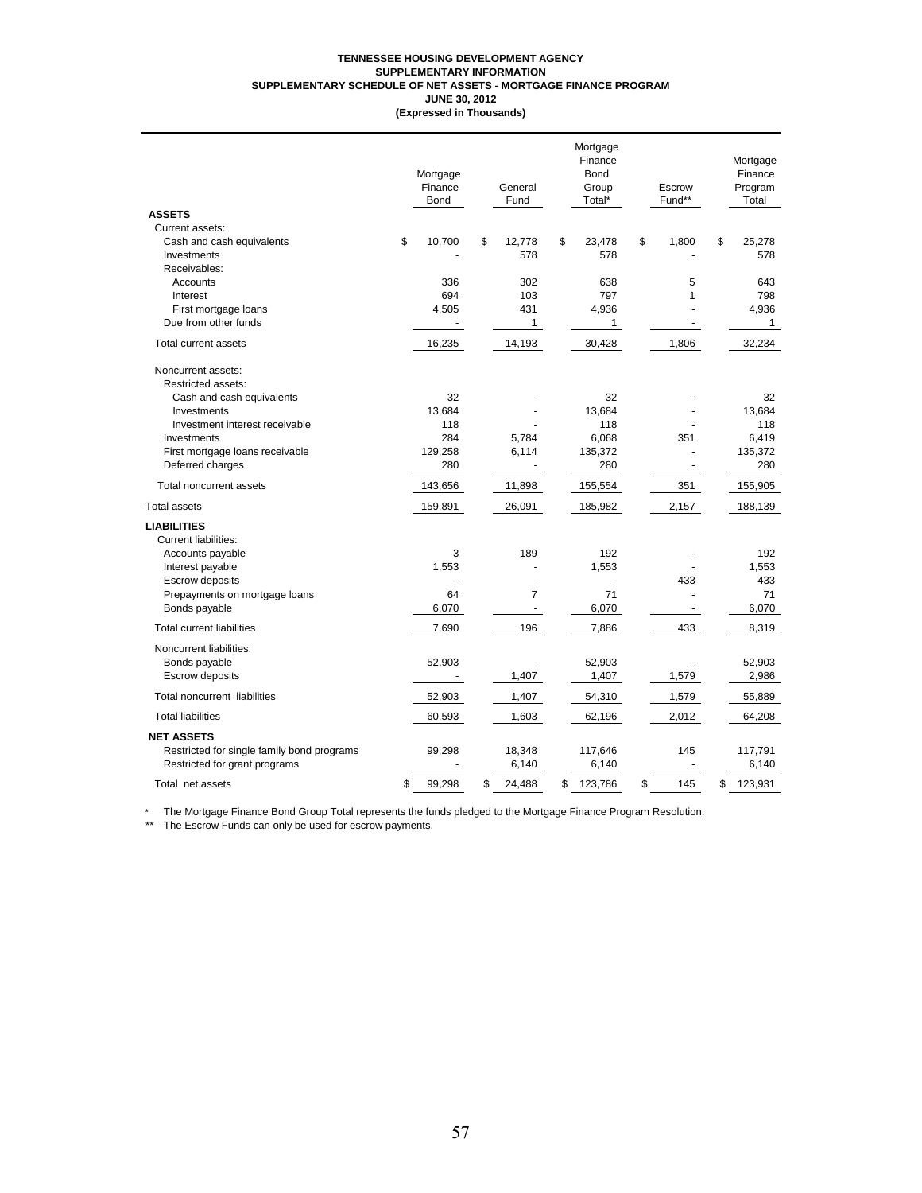**TENNESSEE HOUSING DEVELOPMENT AGENCY**
**SUPPLEMENTARY INFORMATION**
**SUPPLEMENTARY SCHEDULE OF NET ASSETS - MORTGAGE FINANCE PROGRAM**
**JUNE 30, 2012**
**(Expressed in Thousands)**

| | Mortgage Finance Bond | General Fund | Mortgage Finance Bond Group Total* | Escrow Fund** | Mortgage Finance Program Total |
|---|---|---|---|---|---|
| **ASSETS** | | | | | |
| Current assets: | | | | | |
| Cash and cash equivalents | $ 10,700 | $ 12,778 | $ 23,478 | $ 1,800 | $ 25,278 |
| Investments | - | 578 | 578 | - | 578 |
| Receivables: | | | | | |
| Accounts | 336 | 302 | 638 | 5 | 643 |
| Interest | 694 | 103 | 797 | 1 | 798 |
| First mortgage loans | 4,505 | 431 | 4,936 | - | 4,936 |
| Due from other funds | - | 1 | 1 | - | 1 |
| Total current assets | 16,235 | 14,193 | 30,428 | 1,806 | 32,234 |
| Noncurrent assets: | | | | | |
| Restricted assets: | | | | | |
| Cash and cash equivalents | 32 | - | 32 | - | 32 |
| Investments | 13,684 | - | 13,684 | - | 13,684 |
| Investment interest receivable | 118 | - | 118 | - | 118 |
| Investments | 284 | 5,784 | 6,068 | 351 | 6,419 |
| First mortgage loans receivable | 129,258 | 6,114 | 135,372 | - | 135,372 |
| Deferred charges | 280 | - | 280 | - | 280 |
| Total noncurrent assets | 143,656 | 11,898 | 155,554 | 351 | 155,905 |
| Total assets | 159,891 | 26,091 | 185,982 | 2,157 | 188,139 |
| **LIABILITIES** | | | | | |
| Current liabilities: | | | | | |
| Accounts payable | 3 | 189 | 192 | - | 192 |
| Interest payable | 1,553 | - | 1,553 | - | 1,553 |
| Escrow deposits | - | - | - | 433 | 433 |
| Prepayments on mortgage loans | 64 | 7 | 71 | - | 71 |
| Bonds payable | 6,070 | - | 6,070 | - | 6,070 |
| Total current liabilities | 7,690 | 196 | 7,886 | 433 | 8,319 |
| Noncurrent liabilities: | | | | | |
| Bonds payable | 52,903 | - | 52,903 | - | 52,903 |
| Escrow deposits | - | 1,407 | 1,407 | 1,579 | 2,986 |
| Total noncurrent liabilities | 52,903 | 1,407 | 54,310 | 1,579 | 55,889 |
| Total liabilities | 60,593 | 1,603 | 62,196 | 2,012 | 64,208 |
| **NET ASSETS** | | | | | |
| Restricted for single family bond programs | 99,298 | 18,348 | 117,646 | 145 | 117,791 |
| Restricted for grant programs | - | 6,140 | 6,140 | - | 6,140 |
| Total net assets | $ 99,298 | $ 24,488 | $ 123,786 | $ 145 | $ 123,931 |

\* The Mortgage Finance Bond Group Total represents the funds pledged to the Mortgage Finance Program Resolution.
\** The Escrow Funds can only be used for escrow payments.